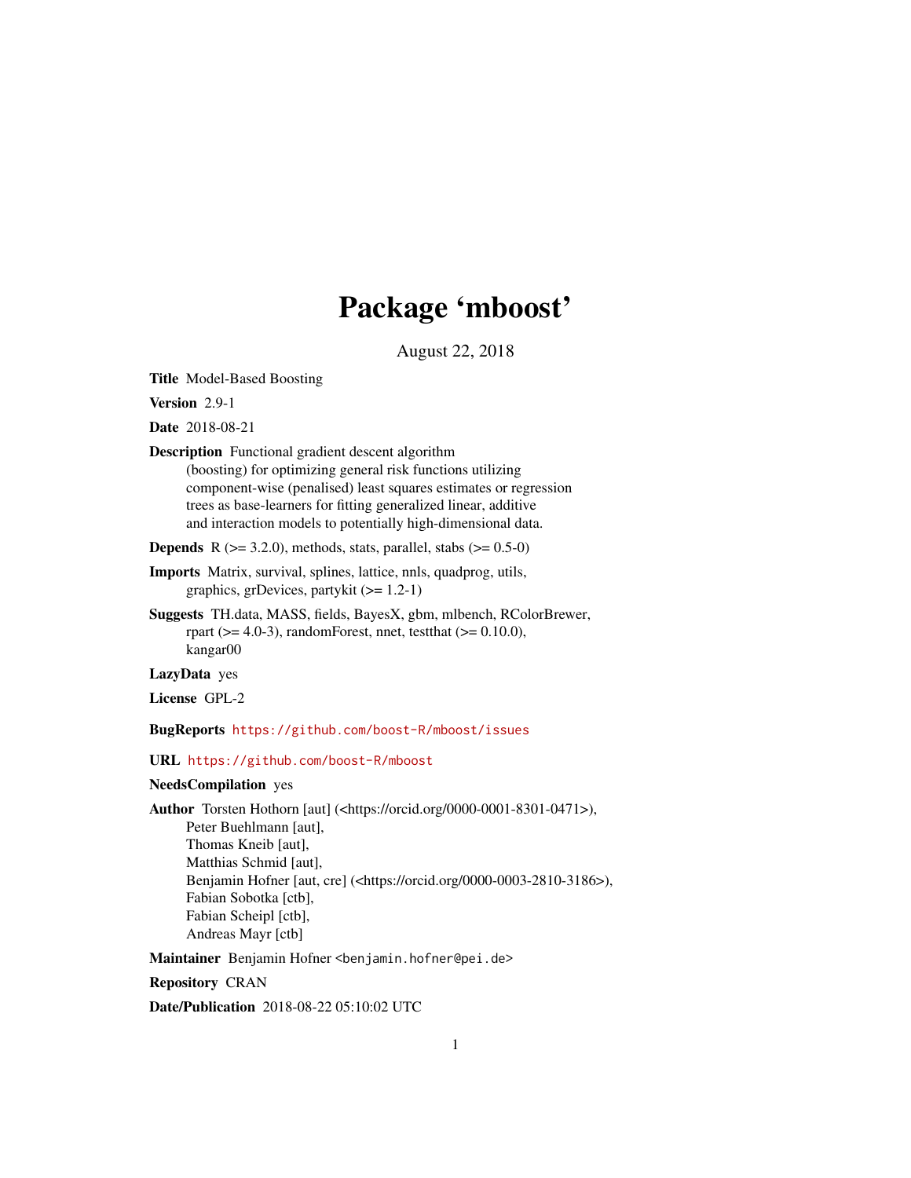# Package 'mboost'

August 22, 2018

**Title** Model-Based Boosting

**Version** 2.9-1

**Date** 2018-08-21

**Description** Functional gradient descent algorithm (boosting) for optimizing general risk functions utilizing component-wise (penalised) least squares estimates or regression trees as base-learners for fitting generalized linear, additive and interaction models to potentially high-dimensional data.

**Depends** R (>= 3.2.0), methods, stats, parallel, stabs (>= 0.5-0)

**Imports** Matrix, survival, splines, lattice, nnls, quadprog, utils, graphics, grDevices, partykit (>= 1.2-1)

**Suggests** TH.data, MASS, fields, BayesX, gbm, mlbench, RColorBrewer, rpart (>= 4.0-3), randomForest, nnet, testthat (>= 0.10.0), kangar00

**LazyData** yes

**License** GPL-2

**BugReports** https://github.com/boost-R/mboost/issues

**URL** https://github.com/boost-R/mboost

**NeedsCompilation** yes

**Author** Torsten Hothorn [aut] (<https://orcid.org/0000-0001-8301-0471>), Peter Buehlmann [aut], Thomas Kneib [aut], Matthias Schmid [aut], Benjamin Hofner [aut, cre] (<https://orcid.org/0000-0003-2810-3186>), Fabian Sobotka [ctb], Fabian Scheipl [ctb], Andreas Mayr [ctb]

**Maintainer** Benjamin Hofner <benjamin.hofner@pei.de>

**Repository** CRAN

**Date/Publication** 2018-08-22 05:10:02 UTC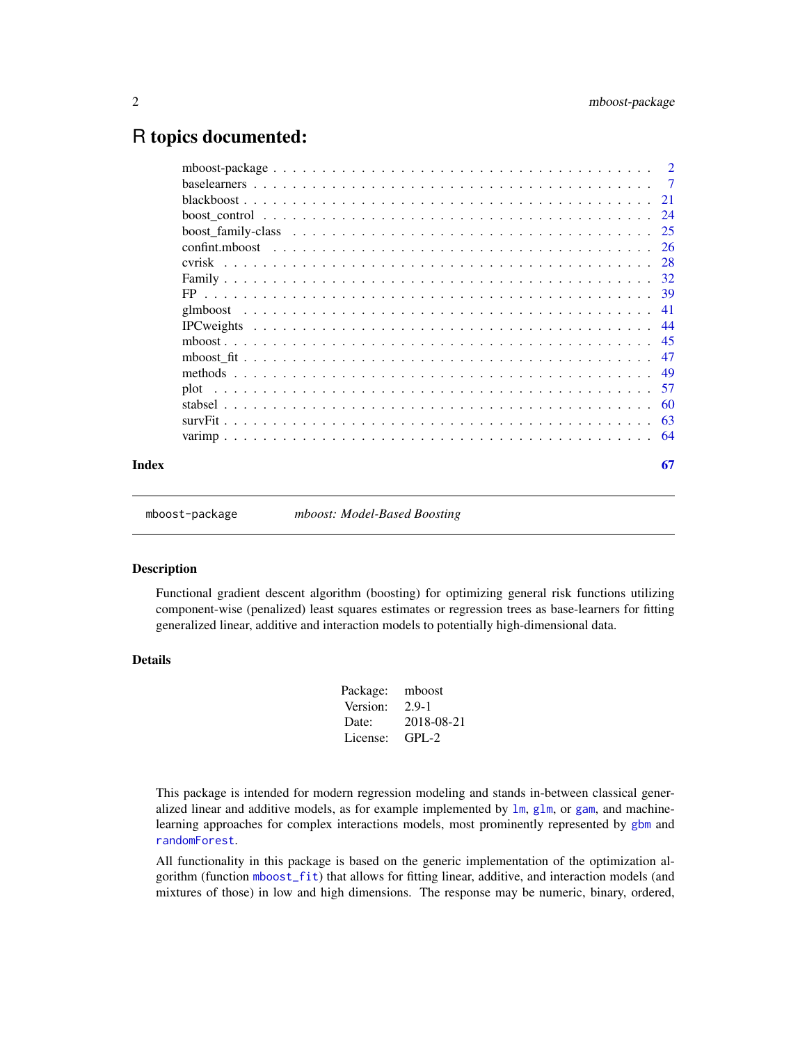# R topics documented:

| | |
|---|---|
| mboost-package | 2 |
| baselearners | 7 |
| blackboost | 21 |
| boost_control | 24 |
| boost_family-class | 25 |
| confint.mboost | 26 |
| cvrisk | 28 |
| Family | 32 |
| FP | 39 |
| glmboost | 41 |
| IPCweights | 44 |
| mboost | 45 |
| mboost_fit | 47 |
| methods | 49 |
| plot | 57 |
| stabsel | 60 |
| survFit | 63 |
| varimp | 64 |
| **Index** | **67** |

---

`mboost-package` *mboost: Model-Based Boosting*

---

## Description

Functional gradient descent algorithm (boosting) for optimizing general risk functions utilizing component-wise (penalized) least squares estimates or regression trees as base-learners for fitting generalized linear, additive and interaction models to potentially high-dimensional data.

## Details

| | |
|---|---|
| Package: | mboost |
| Version: | 2.9-1 |
| Date: | 2018-08-21 |
| License: | GPL-2 |

This package is intended for modern regression modeling and stands in-between classical generalized linear and additive models, as for example implemented by `lm`, `glm`, or `gam`, and machine-learning approaches for complex interactions models, most prominently represented by `gbm` and `randomForest`.

All functionality in this package is based on the generic implementation of the optimization algorithm (function `mboost_fit`) that allows for fitting linear, additive, and interaction models (and mixtures of those) in low and high dimensions. The response may be numeric, binary, ordered,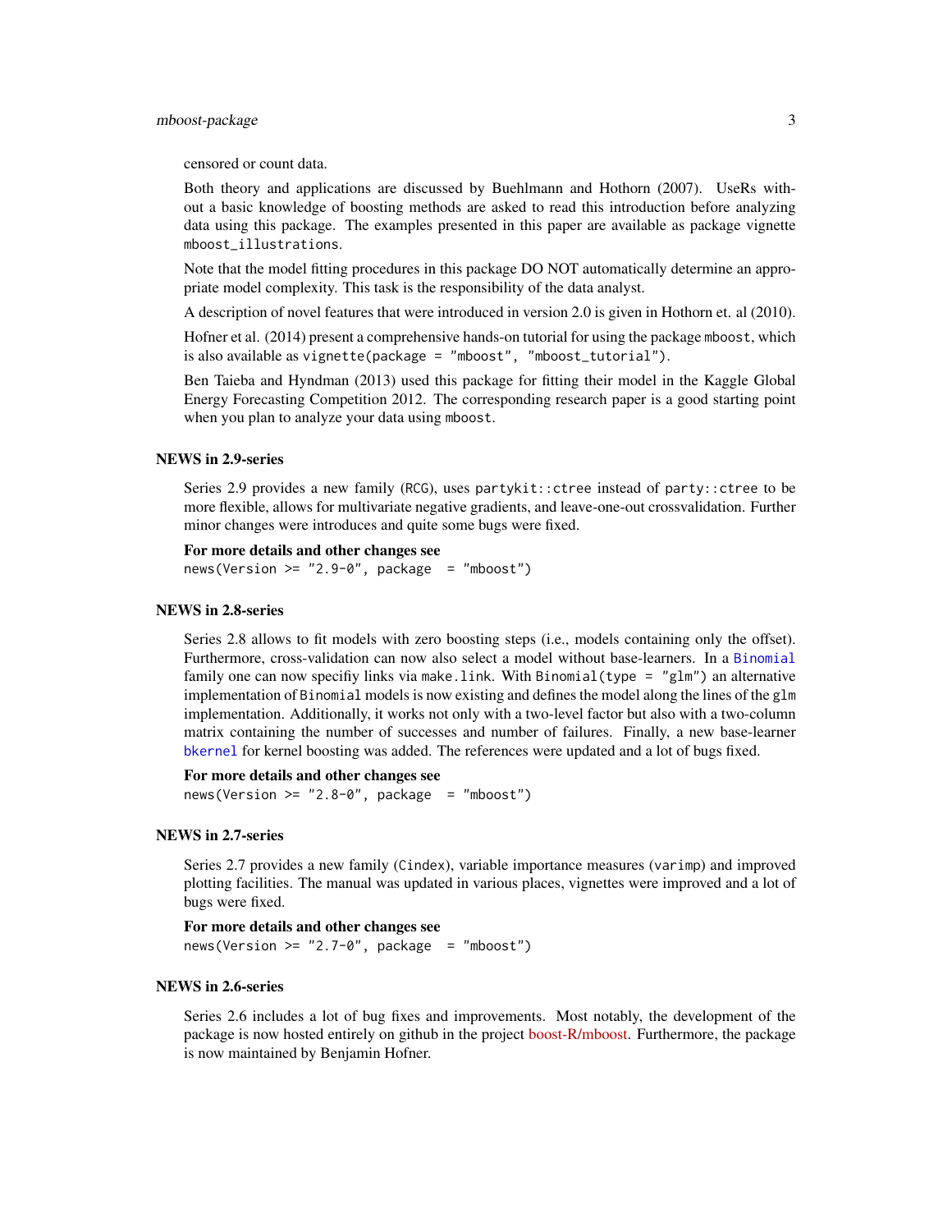censored or count data.

Both theory and applications are discussed by Buehlmann and Hothorn (2007). UseRs without a basic knowledge of boosting methods are asked to read this introduction before analyzing data using this package. The examples presented in this paper are available as package vignette `mboost_illustrations`.

Note that the model fitting procedures in this package DO NOT automatically determine an appropriate model complexity. This task is the responsibility of the data analyst.

A description of novel features that were introduced in version 2.0 is given in Hothorn et. al (2010).

Hofner et al. (2014) present a comprehensive hands-on tutorial for using the package `mboost`, which is also available as `vignette(package = "mboost", "mboost_tutorial")`.

Ben Taieba and Hyndman (2013) used this package for fitting their model in the Kaggle Global Energy Forecasting Competition 2012. The corresponding research paper is a good starting point when you plan to analyze your data using `mboost`.

### NEWS in 2.9-series

Series 2.9 provides a new family (`RCG`), uses `partykit::ctree` instead of `party::ctree` to be more flexible, allows for multivariate negative gradients, and leave-one-out crossvalidation. Further minor changes were introduces and quite some bugs were fixed.

**For more details and other changes see**
`news(Version >= "2.9-0", package  = "mboost")`

### NEWS in 2.8-series

Series 2.8 allows to fit models with zero boosting steps (i.e., models containing only the offset). Furthermore, cross-validation can now also select a model without base-learners. In a `Binomial` family one can now specifiy links via `make.link`. With `Binomial(type = "glm")` an alternative implementation of `Binomial` models is now existing and defines the model along the lines of the `glm` implementation. Additionally, it works not only with a two-level factor but also with a two-column matrix containing the number of successes and number of failures. Finally, a new base-learner `bkernel` for kernel boosting was added. The references were updated and a lot of bugs fixed.

**For more details and other changes see**
`news(Version >= "2.8-0", package  = "mboost")`

### NEWS in 2.7-series

Series 2.7 provides a new family (`Cindex`), variable importance measures (`varimp`) and improved plotting facilities. The manual was updated in various places, vignettes were improved and a lot of bugs were fixed.

**For more details and other changes see**
`news(Version >= "2.7-0", package  = "mboost")`

### NEWS in 2.6-series

Series 2.6 includes a lot of bug fixes and improvements. Most notably, the development of the package is now hosted entirely on github in the project boost-R/mboost. Furthermore, the package is now maintained by Benjamin Hofner.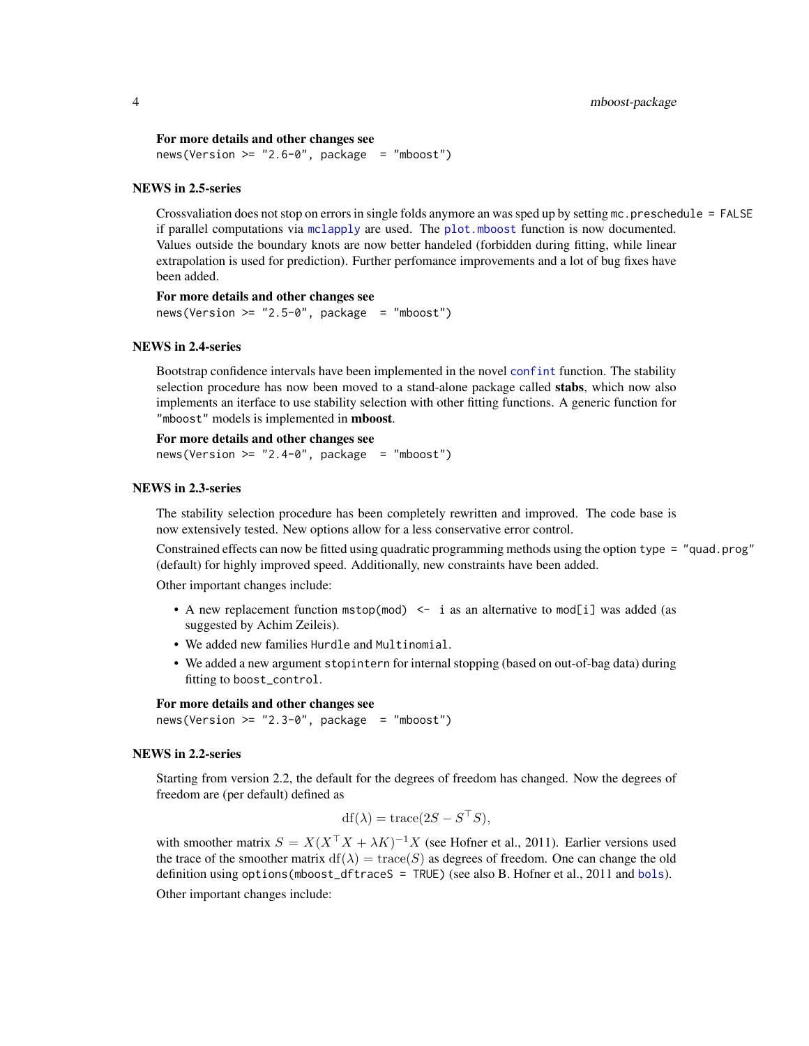**For more details and other changes see**
`news(Version >= "2.6-0", package  = "mboost")`

### NEWS in 2.5-series

Crossvaliation does not stop on errors in single folds anymore an was sped up by setting `mc.preschedule = FALSE` if parallel computations via `mclapply` are used. The `plot.mboost` function is now documented. Values outside the boundary knots are now better handeled (forbidden during fitting, while linear extrapolation is used for prediction). Further perfomance improvements and a lot of bug fixes have been added.

**For more details and other changes see**
`news(Version >= "2.5-0", package  = "mboost")`

### NEWS in 2.4-series

Bootstrap confidence intervals have been implemented in the novel `confint` function. The stability selection procedure has now been moved to a stand-alone package called **stabs**, which now also implements an iterface to use stability selection with other fitting functions. A generic function for `"mboost"` models is implemented in **mboost**.

**For more details and other changes see**
`news(Version >= "2.4-0", package  = "mboost")`

### NEWS in 2.3-series

The stability selection procedure has been completely rewritten and improved. The code base is now extensively tested. New options allow for a less conservative error control.

Constrained effects can now be fitted using quadratic programming methods using the option `type = "quad.prog"` (default) for highly improved speed. Additionally, new constraints have been added.

Other important changes include:

- A new replacement function `mstop(mod) <- i` as an alternative to `mod[i]` was added (as suggested by Achim Zeileis).
- We added new families `Hurdle` and `Multinomial`.
- We added a new argument `stopintern` for internal stopping (based on out-of-bag data) during fitting to `boost_control`.

**For more details and other changes see**
`news(Version >= "2.3-0", package  = "mboost")`

### NEWS in 2.2-series

Starting from version 2.2, the default for the degrees of freedom has changed. Now the degrees of freedom are (per default) defined as

$$\mathrm{df}(\lambda) = \mathrm{trace}(2S - S^\top S),$$

with smoother matrix $S = X(X^\top X + \lambda K)^{-1} X$ (see Hofner et al., 2011). Earlier versions used the trace of the smoother matrix $\mathrm{df}(\lambda) = \mathrm{trace}(S)$ as degrees of freedom. One can change the old definition using `options(mboost_dftraceS = TRUE)` (see also B. Hofner et al., 2011 and `bols`).

Other important changes include: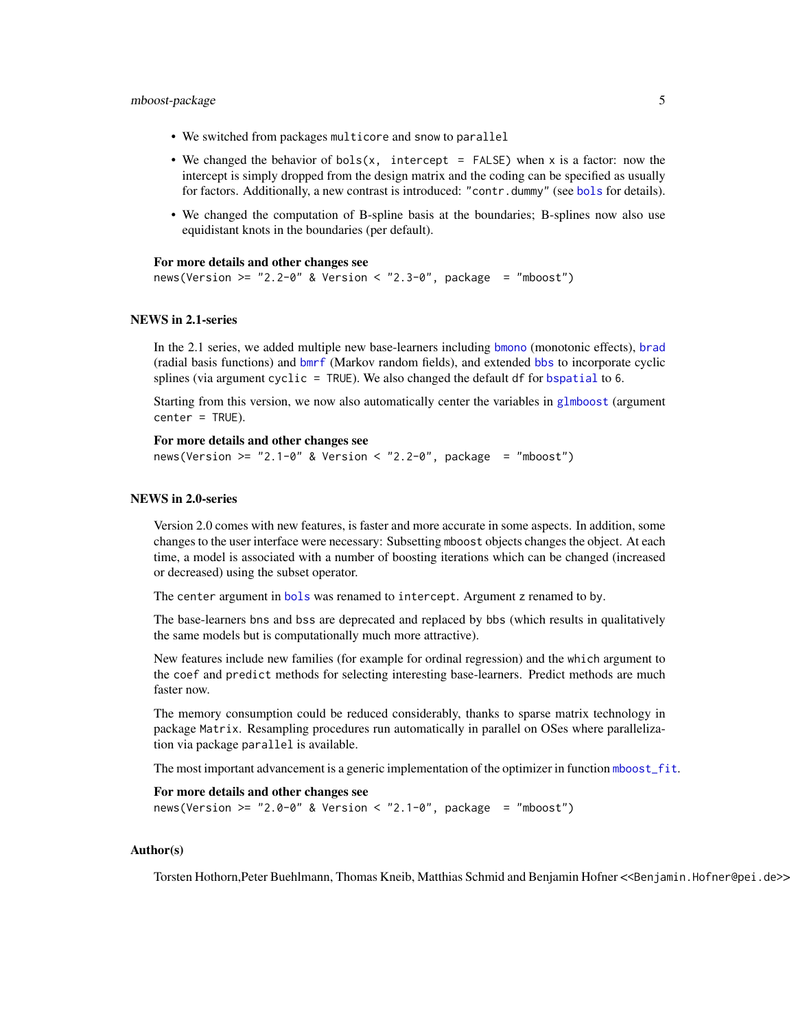- We switched from packages multicore and snow to parallel
- We changed the behavior of bols(x, intercept = FALSE) when x is a factor: now the intercept is simply dropped from the design matrix and the coding can be specified as usually for factors. Additionally, a new contrast is introduced: "contr.dummy" (see bols for details).
- We changed the computation of B-spline basis at the boundaries; B-splines now also use equidistant knots in the boundaries (per default).

**For more details and other changes see**
news(Version >= "2.2-0" & Version < "2.3-0", package = "mboost")

### NEWS in 2.1-series

In the 2.1 series, we added multiple new base-learners including bmono (monotonic effects), brad (radial basis functions) and bmrf (Markov random fields), and extended bbs to incorporate cyclic splines (via argument cyclic = TRUE). We also changed the default df for bspatial to 6.

Starting from this version, we now also automatically center the variables in glmboost (argument center = TRUE).

**For more details and other changes see**
news(Version >= "2.1-0" & Version < "2.2-0", package = "mboost")

### NEWS in 2.0-series

Version 2.0 comes with new features, is faster and more accurate in some aspects. In addition, some changes to the user interface were necessary: Subsetting mboost objects changes the object. At each time, a model is associated with a number of boosting iterations which can be changed (increased or decreased) using the subset operator.

The center argument in bols was renamed to intercept. Argument z renamed to by.

The base-learners bns and bss are deprecated and replaced by bbs (which results in qualitatively the same models but is computationally much more attractive).

New features include new families (for example for ordinal regression) and the which argument to the coef and predict methods for selecting interesting base-learners. Predict methods are much faster now.

The memory consumption could be reduced considerably, thanks to sparse matrix technology in package Matrix. Resampling procedures run automatically in parallel on OSes where parallelization via package parallel is available.

The most important advancement is a generic implementation of the optimizer in function mboost_fit.

**For more details and other changes see**
news(Version >= "2.0-0" & Version < "2.1-0", package = "mboost")

### Author(s)

Torsten Hothorn,Peter Buehlmann, Thomas Kneib, Matthias Schmid and Benjamin Hofner <<Benjamin.Hofner@pei.de>>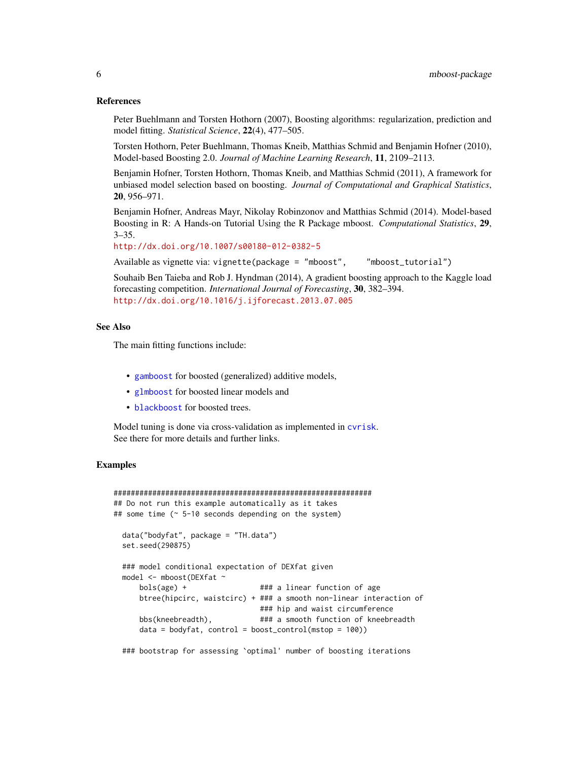## References

Peter Buehlmann and Torsten Hothorn (2007), Boosting algorithms: regularization, prediction and model fitting. *Statistical Science*, **22**(4), 477–505.

Torsten Hothorn, Peter Buehlmann, Thomas Kneib, Matthias Schmid and Benjamin Hofner (2010), Model-based Boosting 2.0. *Journal of Machine Learning Research*, **11**, 2109–2113.

Benjamin Hofner, Torsten Hothorn, Thomas Kneib, and Matthias Schmid (2011), A framework for unbiased model selection based on boosting. *Journal of Computational and Graphical Statistics*, **20**, 956–971.

Benjamin Hofner, Andreas Mayr, Nikolay Robinzonov and Matthias Schmid (2014). Model-based Boosting in R: A Hands-on Tutorial Using the R Package mboost. *Computational Statistics*, **29**, 3–35.
http://dx.doi.org/10.1007/s00180-012-0382-5

Available as vignette via: `vignette(package = "mboost",    "mboost_tutorial")`

Souhaib Ben Taieba and Rob J. Hyndman (2014), A gradient boosting approach to the Kaggle load forecasting competition. *International Journal of Forecasting*, **30**, 382–394.
http://dx.doi.org/10.1016/j.ijforecast.2013.07.005

## See Also

The main fitting functions include:

- `gamboost` for boosted (generalized) additive models,
- `glmboost` for boosted linear models and
- `blackboost` for boosted trees.

Model tuning is done via cross-validation as implemented in `cvrisk`.
See there for more details and further links.

## Examples

```
############################################################
## Do not run this example automatically as it takes
## some time (~ 5-10 seconds depending on the system)

  data("bodyfat", package = "TH.data")
  set.seed(290875)

  ### model conditional expectation of DEXfat given
  model <- mboost(DEXfat ~
      bols(age) +                 ### a linear function of age
      btree(hipcirc, waistcirc) + ### a smooth non-linear interaction of
                                  ### hip and waist circumference
      bbs(kneebreadth),           ### a smooth function of kneebreadth
      data = bodyfat, control = boost_control(mstop = 100))

  ### bootstrap for assessing `optimal' number of boosting iterations
```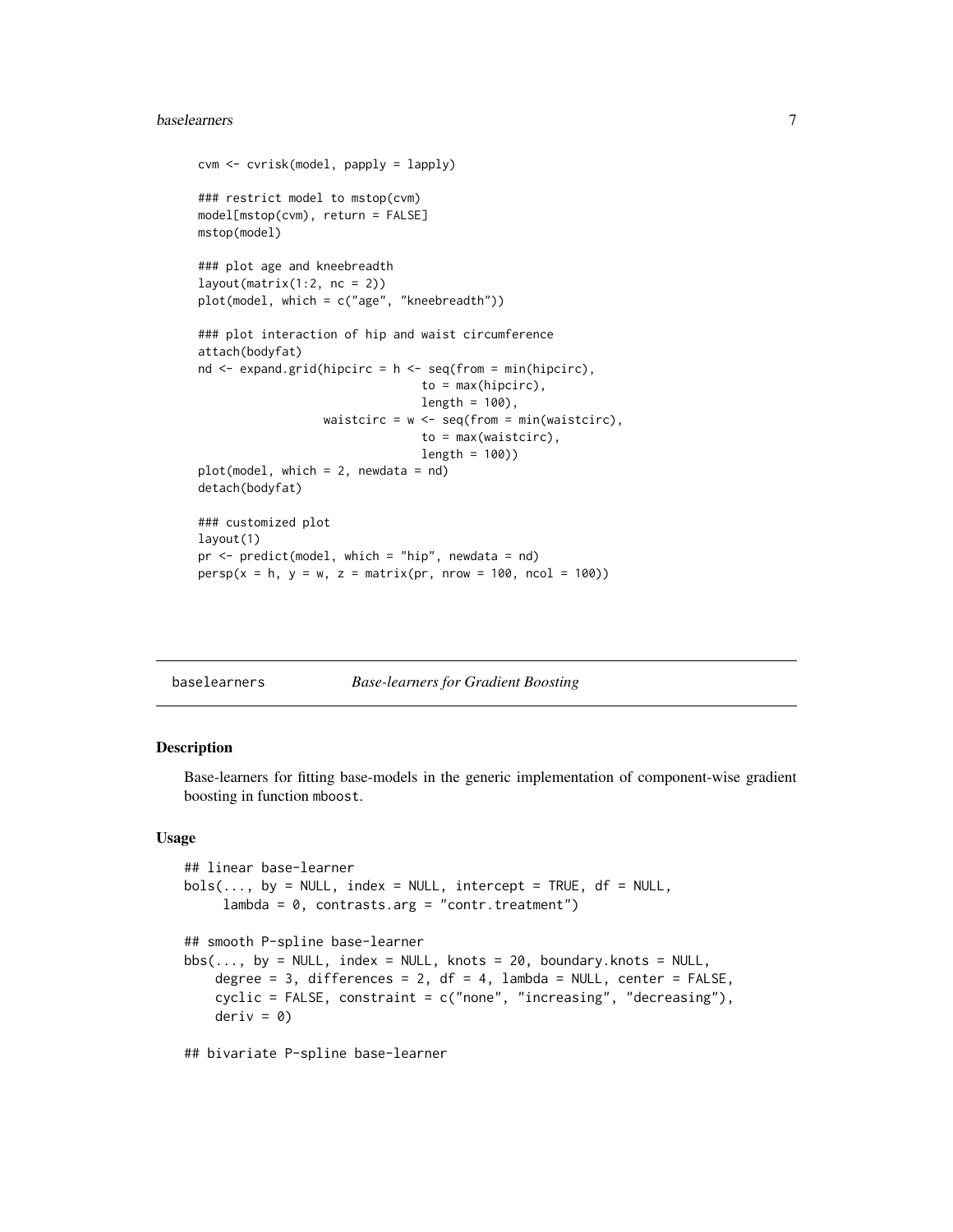```
cvm <- cvrisk(model, papply = lapply)

### restrict model to mstop(cvm)
model[mstop(cvm), return = FALSE]
mstop(model)

### plot age and kneebreadth
layout(matrix(1:2, nc = 2))
plot(model, which = c("age", "kneebreadth"))

### plot interaction of hip and waist circumference
attach(bodyfat)
nd <- expand.grid(hipcirc = h <- seq(from = min(hipcirc),
                                 to = max(hipcirc),
                                 length = 100),
                  waistcirc = w <- seq(from = min(waistcirc),
                                 to = max(waistcirc),
                                 length = 100))
plot(model, which = 2, newdata = nd)
detach(bodyfat)

### customized plot
layout(1)
pr <- predict(model, which = "hip", newdata = nd)
persp(x = h, y = w, z = matrix(pr, nrow = 100, ncol = 100))
```

---

baselearners *Base-learners for Gradient Boosting*

---

## Description

Base-learners for fitting base-models in the generic implementation of component-wise gradient boosting in function mboost.

## Usage

```
## linear base-learner
bols(..., by = NULL, index = NULL, intercept = TRUE, df = NULL,
     lambda = 0, contrasts.arg = "contr.treatment")

## smooth P-spline base-learner
bbs(..., by = NULL, index = NULL, knots = 20, boundary.knots = NULL,
    degree = 3, differences = 2, df = 4, lambda = NULL, center = FALSE,
    cyclic = FALSE, constraint = c("none", "increasing", "decreasing"),
    deriv = 0)

## bivariate P-spline base-learner
```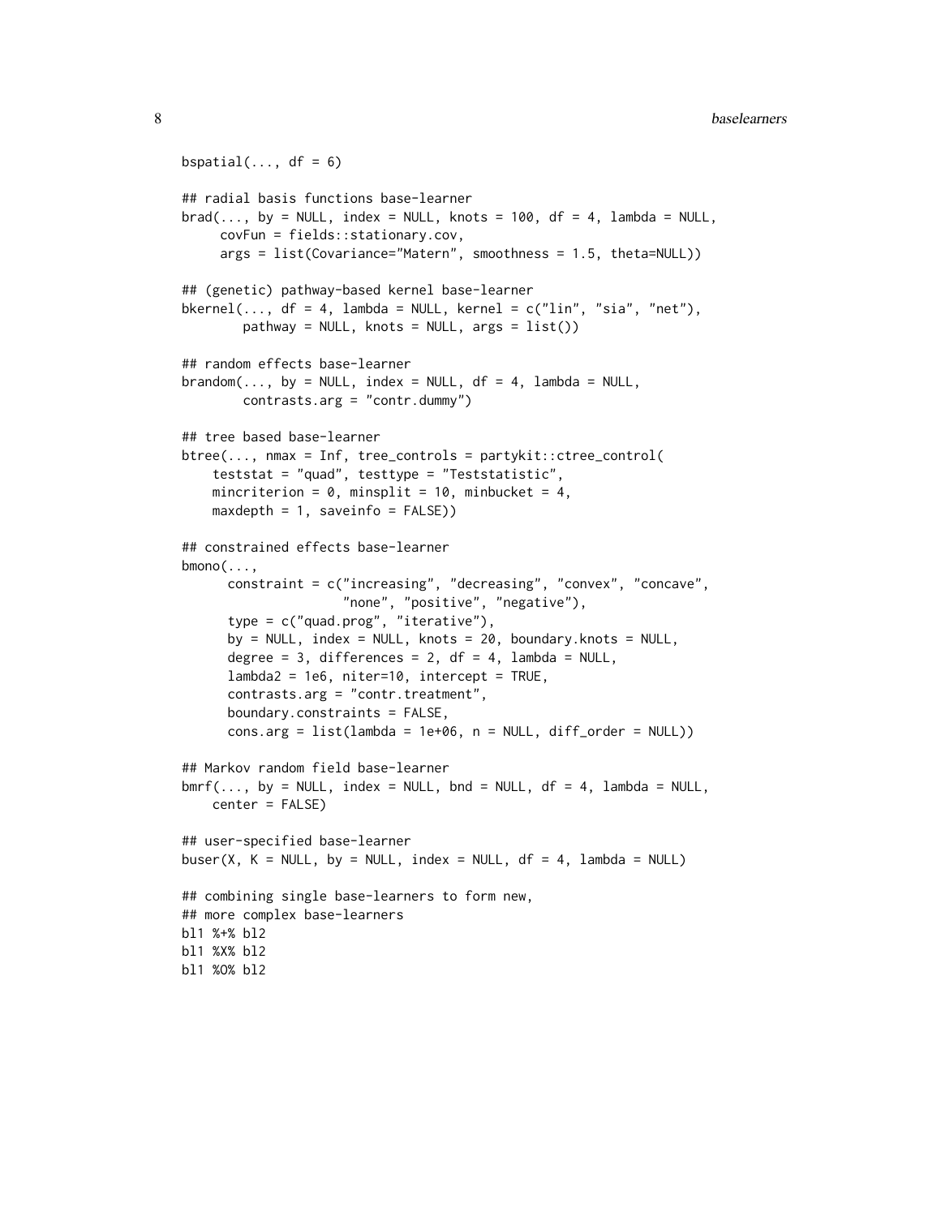```
bspatial(..., df = 6)

## radial basis functions base-learner
brad(..., by = NULL, index = NULL, knots = 100, df = 4, lambda = NULL,
     covFun = fields::stationary.cov,
     args = list(Covariance="Matern", smoothness = 1.5, theta=NULL))

## (genetic) pathway-based kernel base-learner
bkernel(..., df = 4, lambda = NULL, kernel = c("lin", "sia", "net"),
        pathway = NULL, knots = NULL, args = list())

## random effects base-learner
brandom(..., by = NULL, index = NULL, df = 4, lambda = NULL,
        contrasts.arg = "contr.dummy")

## tree based base-learner
btree(..., nmax = Inf, tree_controls = partykit::ctree_control(
    teststat = "quad", testtype = "Teststatistic",
    mincriterion = 0, minsplit = 10, minbucket = 4,
    maxdepth = 1, saveinfo = FALSE))

## constrained effects base-learner
bmono(...,
      constraint = c("increasing", "decreasing", "convex", "concave",
                     "none", "positive", "negative"),
      type = c("quad.prog", "iterative"),
      by = NULL, index = NULL, knots = 20, boundary.knots = NULL,
      degree = 3, differences = 2, df = 4, lambda = NULL,
      lambda2 = 1e6, niter=10, intercept = TRUE,
      contrasts.arg = "contr.treatment",
      boundary.constraints = FALSE,
      cons.arg = list(lambda = 1e+06, n = NULL, diff_order = NULL))

## Markov random field base-learner
bmrf(..., by = NULL, index = NULL, bnd = NULL, df = 4, lambda = NULL,
    center = FALSE)

## user-specified base-learner
buser(X, K = NULL, by = NULL, index = NULL, df = 4, lambda = NULL)

## combining single base-learners to form new,
## more complex base-learners
bl1 %+% bl2
bl1 %X% bl2
bl1 %O% bl2
```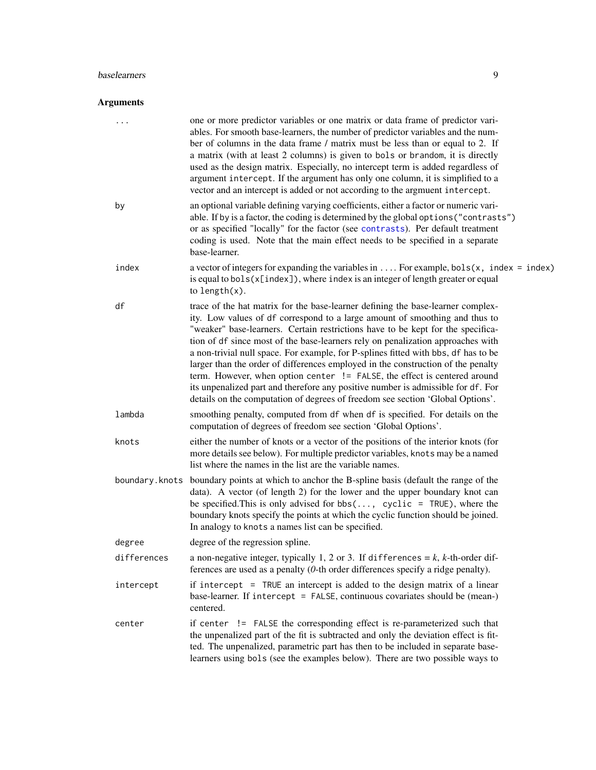### Arguments

| | |
|---|---|
| `...` | one or more predictor variables or one matrix or data frame of predictor variables. For smooth base-learners, the number of predictor variables and the number of columns in the data frame / matrix must be less than or equal to 2. If a matrix (with at least 2 columns) is given to `bols` or `brandom`, it is directly used as the design matrix. Especially, no intercept term is added regardless of argument `intercept`. If the argument has only one column, it is simplified to a vector and an intercept is added or not according to the argmuent `intercept`. |
| `by` | an optional variable defining varying coefficients, either a factor or numeric variable. If `by` is a factor, the coding is determined by the global `options("contrasts")` or as specified "locally" for the factor (see `contrasts`). Per default treatment coding is used. Note that the main effect needs to be specified in a separate base-learner. |
| `index` | a vector of integers for expanding the variables in `...`. For example, `bols(x, index = index)` is equal to `bols(x[index])`, where `index` is an integer of length greater or equal to `length(x)`. |
| `df` | trace of the hat matrix for the base-learner defining the base-learner complexity. Low values of `df` correspond to a large amount of smoothing and thus to "weaker" base-learners. Certain restrictions have to be kept for the specification of `df` since most of the base-learners rely on penalization approaches with a non-trivial null space. For example, for P-splines fitted with `bbs`, `df` has to be larger than the order of differences employed in the construction of the penalty term. However, when option `center != FALSE`, the effect is centered around its unpenalized part and therefore any positive number is admissible for `df`. For details on the computation of degrees of freedom see section 'Global Options'. |
| `lambda` | smoothing penalty, computed from `df` when `df` is specified. For details on the computation of degrees of freedom see section 'Global Options'. |
| `knots` | either the number of knots or a vector of the positions of the interior knots (for more details see below). For multiple predictor variables, `knots` may be a named list where the names in the list are the variable names. |
| `boundary.knots` | boundary points at which to anchor the B-spline basis (default the range of the data). A vector (of length 2) for the lower and the upper boundary knot can be specified.This is only advised for `bbs(..., cyclic = TRUE)`, where the boundary knots specify the points at which the cyclic function should be joined. In analogy to `knots` a names list can be specified. |
| `degree` | degree of the regression spline. |
| `differences` | a non-negative integer, typically 1, 2 or 3. If `differences` = *k*, *k*-th-order differences are used as a penalty (*0*-th order differences specify a ridge penalty). |
| `intercept` | if `intercept = TRUE` an intercept is added to the design matrix of a linear base-learner. If `intercept = FALSE`, continuous covariates should be (mean-) centered. |
| `center` | if `center != FALSE` the corresponding effect is re-parameterized such that the unpenalized part of the fit is subtracted and only the deviation effect is fitted. The unpenalized, parametric part has then to be included in separate base-learners using `bols` (see the examples below). There are two possible ways to |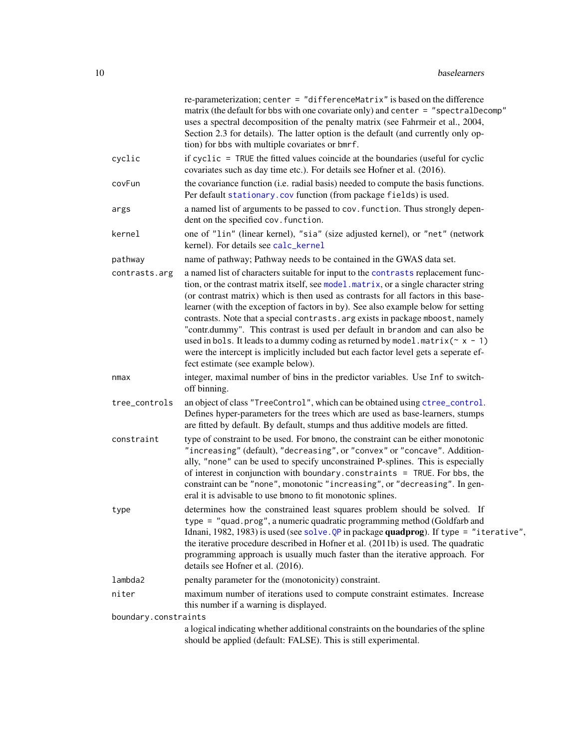| | |
|---|---|
| | re-parameterization; `center = "differenceMatrix"` is based on the difference matrix (the default for bbs with one covariate only) and `center = "spectralDecomp"` uses a spectral decomposition of the penalty matrix (see Fahrmeir et al., 2004, Section 2.3 for details). The latter option is the default (and currently only option) for bbs with multiple covariates or bmrf. |
| `cyclic` | if `cyclic = TRUE` the fitted values coincide at the boundaries (useful for cyclic covariates such as day time etc.). For details see Hofner et al. (2016). |
| `covFun` | the covariance function (i.e. radial basis) needed to compute the basis functions. Per default `stationary.cov` function (from package `fields`) is used. |
| `args` | a named list of arguments to be passed to `cov.function`. Thus strongly dependent on the specified `cov.function`. |
| `kernel` | one of `"lin"` (linear kernel), `"sia"` (size adjusted kernel), or `"net"` (network kernel). For details see `calc_kernel` |
| `pathway` | name of pathway; Pathway needs to be contained in the GWAS data set. |
| `contrasts.arg` | a named list of characters suitable for input to the `contrasts` replacement function, or the contrast matrix itself, see `model.matrix`, or a single character string (or contrast matrix) which is then used as contrasts for all factors in this base-learner (with the exception of factors in `by`). See also example below for setting contrasts. Note that a special `contrasts.arg` exists in package `mboost`, namely "contr.dummy". This contrast is used per default in `brandom` and can also be used in `bols`. It leads to a dummy coding as returned by `model.matrix(~ x - 1)` were the intercept is implicitly included but each factor level gets a seperate effect estimate (see example below). |
| `nmax` | integer, maximal number of bins in the predictor variables. Use `Inf` to switch-off binning. |
| `tree_controls` | an object of class `"TreeControl"`, which can be obtained using `ctree_control`. Defines hyper-parameters for the trees which are used as base-learners, stumps are fitted by default. By default, stumps and thus additive models are fitted. |
| `constraint` | type of constraint to be used. For `bmono`, the constraint can be either monotonic `"increasing"` (default), `"decreasing"`, or `"convex"` or `"concave"`. Additionally, `"none"` can be used to specify unconstrained P-splines. This is especially of interest in conjunction with `boundary.constraints = TRUE`. For `bbs`, the constraint can be `"none"`, monotonic `"increasing"`, or `"decreasing"`. In general it is advisable to use `bmono` to fit monotonic splines. |
| `type` | determines how the constrained least squares problem should be solved. If `type = "quad.prog"`, a numeric quadratic programming method (Goldfarb and Idnani, 1982, 1983) is used (see `solve.QP` in package **quadprog**). If `type = "iterative"`, the iterative procedure described in Hofner et al. (2011b) is used. The quadratic programming approach is usually much faster than the iterative approach. For details see Hofner et al. (2016). |
| `lambda2` | penalty parameter for the (monotonicity) constraint. |
| `niter` | maximum number of iterations used to compute constraint estimates. Increase this number if a warning is displayed. |
| `boundary.constraints` | a logical indicating whether additional constraints on the boundaries of the spline should be applied (default: FALSE). This is still experimental. |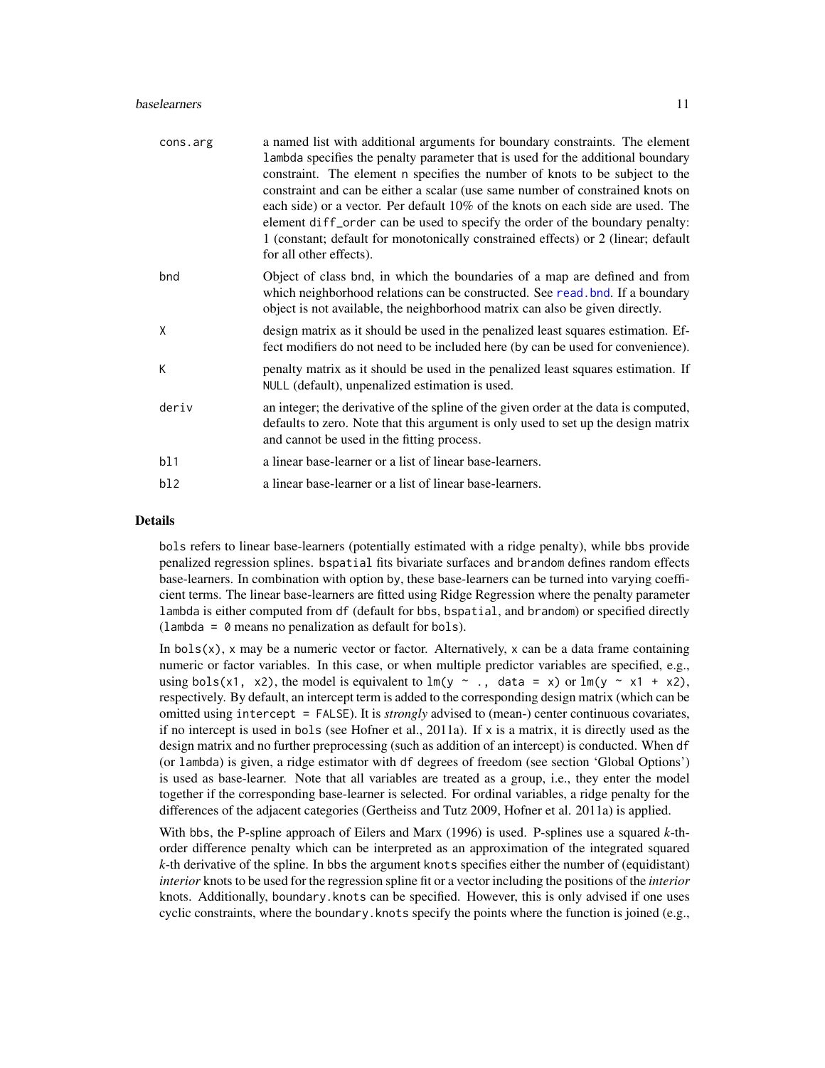| | |
|---|---|
| `cons.arg` | a named list with additional arguments for boundary constraints. The element `lambda` specifies the penalty parameter that is used for the additional boundary constraint. The element `n` specifies the number of knots to be subject to the constraint and can be either a scalar (use same number of constrained knots on each side) or a vector. Per default 10% of the knots on each side are used. The element `diff_order` can be used to specify the order of the boundary penalty: 1 (constant; default for monotonically constrained effects) or 2 (linear; default for all other effects). |
| `bnd` | Object of class `bnd`, in which the boundaries of a map are defined and from which neighborhood relations can be constructed. See `read.bnd`. If a boundary object is not available, the neighborhood matrix can also be given directly. |
| `X` | design matrix as it should be used in the penalized least squares estimation. Effect modifiers do not need to be included here (`by` can be used for convenience). |
| `K` | penalty matrix as it should be used in the penalized least squares estimation. If `NULL` (default), unpenalized estimation is used. |
| `deriv` | an integer; the derivative of the spline of the given order at the data is computed, defaults to zero. Note that this argument is only used to set up the design matrix and cannot be used in the fitting process. |
| `bl1` | a linear base-learner or a list of linear base-learners. |
| `bl2` | a linear base-learner or a list of linear base-learners. |

## Details

`bols` refers to linear base-learners (potentially estimated with a ridge penalty), while `bbs` provide penalized regression splines. `bspatial` fits bivariate surfaces and `brandom` defines random effects base-learners. In combination with option `by`, these base-learners can be turned into varying coefficient terms. The linear base-learners are fitted using Ridge Regression where the penalty parameter `lambda` is either computed from `df` (default for `bbs`, `bspatial`, and `brandom`) or specified directly (`lambda = 0` means no penalization as default for `bols`).

In `bols(x)`, `x` may be a numeric vector or factor. Alternatively, `x` can be a data frame containing numeric or factor variables. In this case, or when multiple predictor variables are specified, e.g., using `bols(x1, x2)`, the model is equivalent to `lm(y ~ ., data = x)` or `lm(y ~ x1 + x2)`, respectively. By default, an intercept term is added to the corresponding design matrix (which can be omitted using `intercept = FALSE`). It is *strongly* advised to (mean-) center continuous covariates, if no intercept is used in `bols` (see Hofner et al., 2011a). If `x` is a matrix, it is directly used as the design matrix and no further preprocessing (such as addition of an intercept) is conducted. When `df` (or `lambda`) is given, a ridge estimator with `df` degrees of freedom (see section 'Global Options') is used as base-learner. Note that all variables are treated as a group, i.e., they enter the model together if the corresponding base-learner is selected. For ordinal variables, a ridge penalty for the differences of the adjacent categories (Gertheiss and Tutz 2009, Hofner et al. 2011a) is applied.

With `bbs`, the P-spline approach of Eilers and Marx (1996) is used. P-splines use a squared $k$-th-order difference penalty which can be interpreted as an approximation of the integrated squared $k$-th derivative of the spline. In `bbs` the argument `knots` specifies either the number of (equidistant) *interior* knots to be used for the regression spline fit or a vector including the positions of the *interior* knots. Additionally, `boundary.knots` can be specified. However, this is only advised if one uses cyclic constraints, where the `boundary.knots` specify the points where the function is joined (e.g.,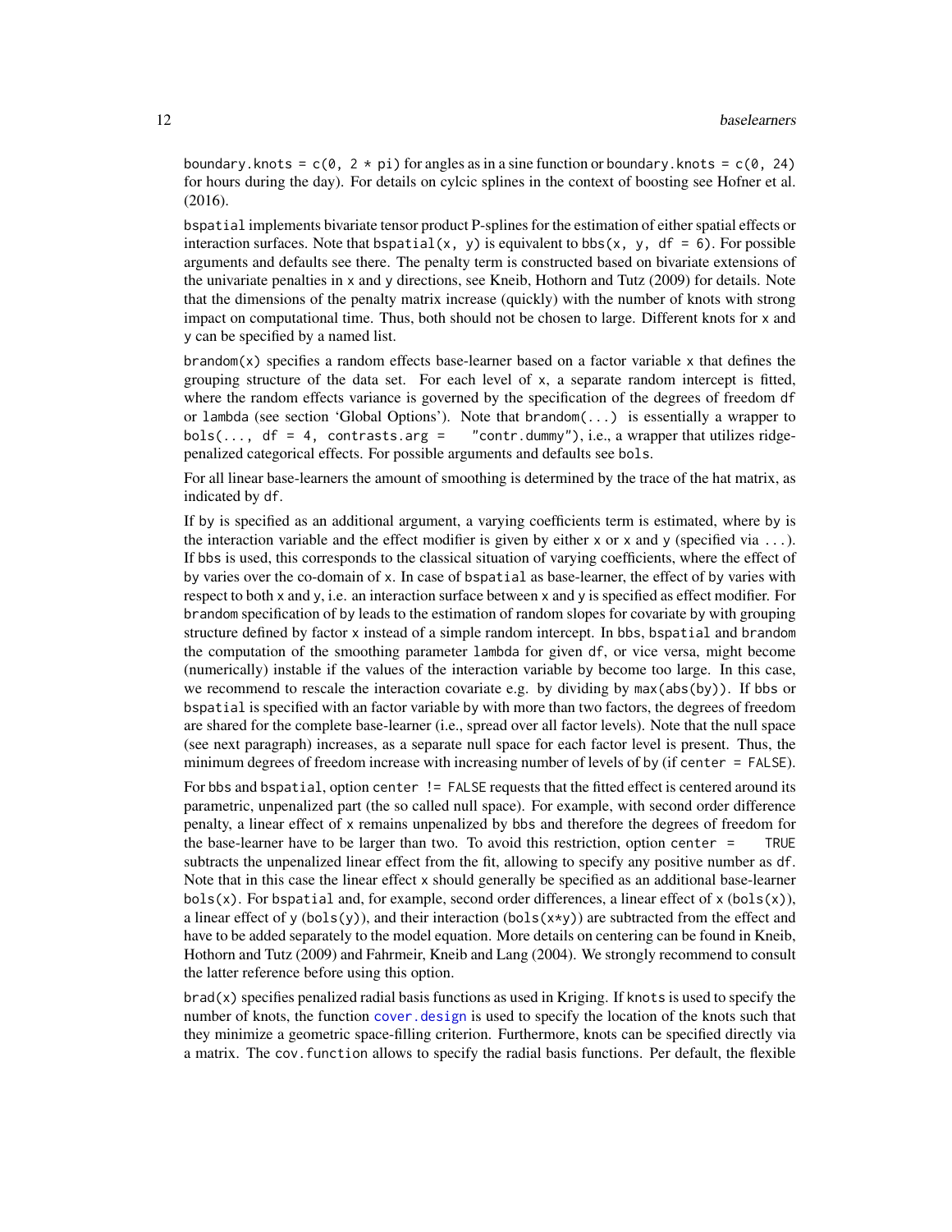boundary.knots = c(0, 2 * pi) for angles as in a sine function or boundary.knots = c(0, 24) for hours during the day). For details on cylcic splines in the context of boosting see Hofner et al. (2016).

bspatial implements bivariate tensor product P-splines for the estimation of either spatial effects or interaction surfaces. Note that bspatial(x, y) is equivalent to bbs(x, y, df = 6). For possible arguments and defaults see there. The penalty term is constructed based on bivariate extensions of the univariate penalties in x and y directions, see Kneib, Hothorn and Tutz (2009) for details. Note that the dimensions of the penalty matrix increase (quickly) with the number of knots with strong impact on computational time. Thus, both should not be chosen to large. Different knots for x and y can be specified by a named list.

brandom(x) specifies a random effects base-learner based on a factor variable x that defines the grouping structure of the data set. For each level of x, a separate random intercept is fitted, where the random effects variance is governed by the specification of the degrees of freedom df or lambda (see section 'Global Options'). Note that brandom(...) is essentially a wrapper to bols(..., df = 4, contrasts.arg = "contr.dummy"), i.e., a wrapper that utilizes ridge-penalized categorical effects. For possible arguments and defaults see bols.

For all linear base-learners the amount of smoothing is determined by the trace of the hat matrix, as indicated by df.

If by is specified as an additional argument, a varying coefficients term is estimated, where by is the interaction variable and the effect modifier is given by either x or x and y (specified via ...). If bbs is used, this corresponds to the classical situation of varying coefficients, where the effect of by varies over the co-domain of x. In case of bspatial as base-learner, the effect of by varies with respect to both x and y, i.e. an interaction surface between x and y is specified as effect modifier. For brandom specification of by leads to the estimation of random slopes for covariate by with grouping structure defined by factor x instead of a simple random intercept. In bbs, bspatial and brandom the computation of the smoothing parameter lambda for given df, or vice versa, might become (numerically) instable if the values of the interaction variable by become too large. In this case, we recommend to rescale the interaction covariate e.g. by dividing by max(abs(by)). If bbs or bspatial is specified with an factor variable by with more than two factors, the degrees of freedom are shared for the complete base-learner (i.e., spread over all factor levels). Note that the null space (see next paragraph) increases, as a separate null space for each factor level is present. Thus, the minimum degrees of freedom increase with increasing number of levels of by (if center = FALSE).

For bbs and bspatial, option center != FALSE requests that the fitted effect is centered around its parametric, unpenalized part (the so called null space). For example, with second order difference penalty, a linear effect of x remains unpenalized by bbs and therefore the degrees of freedom for the base-learner have to be larger than two. To avoid this restriction, option center = TRUE subtracts the unpenalized linear effect from the fit, allowing to specify any positive number as df. Note that in this case the linear effect x should generally be specified as an additional base-learner bols(x). For bspatial and, for example, second order differences, a linear effect of x (bols(x)), a linear effect of y (bols(y)), and their interaction (bols(x*y)) are subtracted from the effect and have to be added separately to the model equation. More details on centering can be found in Kneib, Hothorn and Tutz (2009) and Fahrmeir, Kneib and Lang (2004). We strongly recommend to consult the latter reference before using this option.

brad(x) specifies penalized radial basis functions as used in Kriging. If knots is used to specify the number of knots, the function cover.design is used to specify the location of the knots such that they minimize a geometric space-filling criterion. Furthermore, knots can be specified directly via a matrix. The cov.function allows to specify the radial basis functions. Per default, the flexible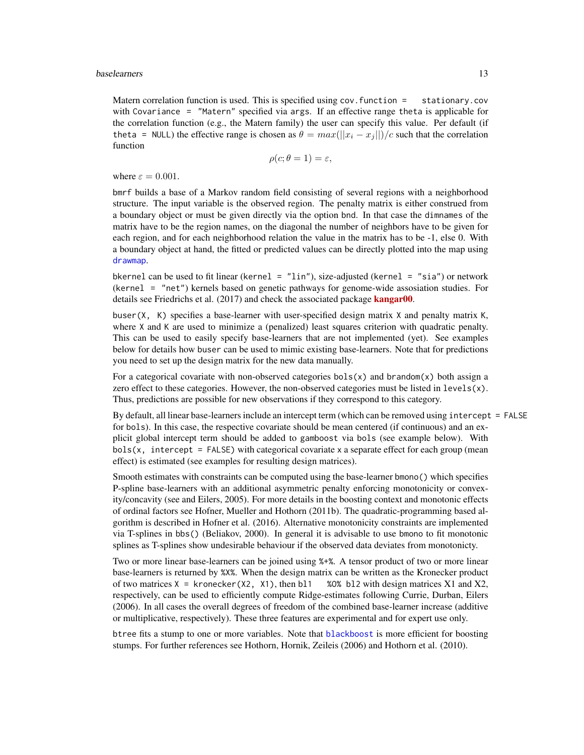Matern correlation function is used. This is specified using `cov.function = stationary.cov` with `Covariance = "Matern"` specified via `args`. If an effective range `theta` is applicable for the correlation function (e.g., the Matern family) the user can specify this value. Per default (if `theta = NULL`) the effective range is chosen as $\theta = max(||x_i - x_j||)/c$ such that the correlation function

$$\rho(c; \theta = 1) = \varepsilon,$$

where $\varepsilon = 0.001$.

`bmrf` builds a base of a Markov random field consisting of several regions with a neighborhood structure. The input variable is the observed region. The penalty matrix is either construed from a boundary object or must be given directly via the option `bnd`. In that case the `dimnames` of the matrix have to be the region names, on the diagonal the number of neighbors have to be given for each region, and for each neighborhood relation the value in the matrix has to be -1, else 0. With a boundary object at hand, the fitted or predicted values can be directly plotted into the map using `drawmap`.

`bkernel` can be used to fit linear (`kernel = "lin"`), size-adjusted (`kernel = "sia"`) or network (`kernel = "net"`) kernels based on genetic pathways for genome-wide assosiation studies. For details see Friedrichs et al. (2017) and check the associated package **kangar00**.

`buser(X, K)` specifies a base-learner with user-specified design matrix `X` and penalty matrix `K`, where `X` and `K` are used to minimize a (penalized) least squares criterion with quadratic penalty. This can be used to easily specify base-learners that are not implemented (yet). See examples below for details how `buser` can be used to mimic existing base-learners. Note that for predictions you need to set up the design matrix for the new data manually.

For a categorical covariate with non-observed categories `bols(x)` and `brandom(x)` both assign a zero effect to these categories. However, the non-observed categories must be listed in `levels(x)`. Thus, predictions are possible for new observations if they correspond to this category.

By default, all linear base-learners include an intercept term (which can be removed using `intercept = FALSE` for `bols`). In this case, the respective covariate should be mean centered (if continuous) and an explicit global intercept term should be added to `gamboost` via `bols` (see example below). With `bols(x, intercept = FALSE)` with categorical covariate `x` a separate effect for each group (mean effect) is estimated (see examples for resulting design matrices).

Smooth estimates with constraints can be computed using the base-learner `bmono()` which specifies P-spline base-learners with an additional asymmetric penalty enforcing monotonicity or convexity/concavity (see and Eilers, 2005). For more details in the boosting context and monotonic effects of ordinal factors see Hofner, Mueller and Hothorn (2011b). The quadratic-programming based algorithm is described in Hofner et al. (2016). Alternative monotonicity constraints are implemented via T-splines in `bbs()` (Beliakov, 2000). In general it is advisable to use `bmono` to fit monotonic splines as T-splines show undesirable behaviour if the observed data deviates from monotonicty.

Two or more linear base-learners can be joined using `%+%`. A tensor product of two or more linear base-learners is returned by `%X%`. When the design matrix can be written as the Kronecker product of two matrices `X = kronecker(X2, X1)`, then `bl1 %O% bl2` with design matrices X1 and X2, respectively, can be used to efficiently compute Ridge-estimates following Currie, Durban, Eilers (2006). In all cases the overall degrees of freedom of the combined base-learner increase (additive or multiplicative, respectively). These three features are experimental and for expert use only.

`btree` fits a stump to one or more variables. Note that `blackboost` is more efficient for boosting stumps. For further references see Hothorn, Hornik, Zeileis (2006) and Hothorn et al. (2010).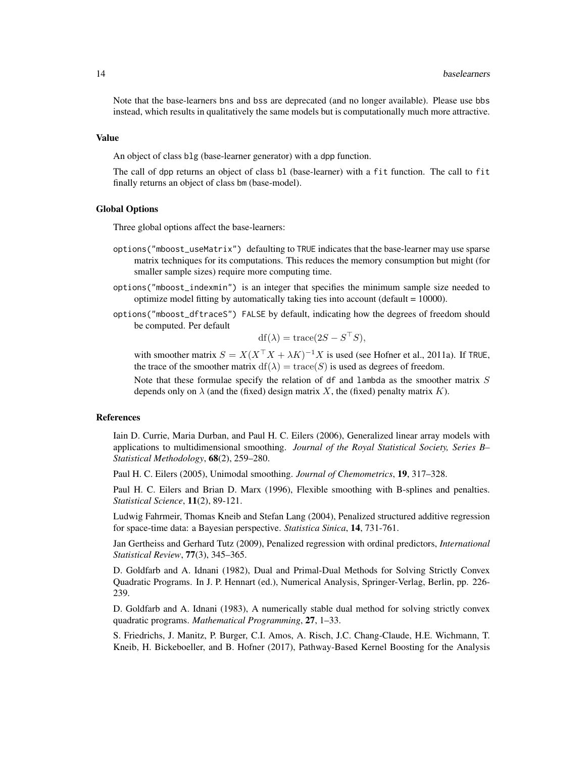Note that the base-learners `bns` and `bss` are deprecated (and no longer available). Please use `bbs` instead, which results in qualitatively the same models but is computationally much more attractive.

### Value

An object of class `blg` (base-learner generator) with a `dpp` function.

The call of `dpp` returns an object of class `bl` (base-learner) with a `fit` function. The call to `fit` finally returns an object of class `bm` (base-model).

### Global Options

Three global options affect the base-learners:

`options("mboost_useMatrix")` defaulting to `TRUE` indicates that the base-learner may use sparse matrix techniques for its computations. This reduces the memory consumption but might (for smaller sample sizes) require more computing time.

`options("mboost_indexmin")` is an integer that specifies the minimum sample size needed to optimize model fitting by automatically taking ties into account (default = 10000).

`options("mboost_dftraceS")` `FALSE` by default, indicating how the degrees of freedom should be computed. Per default

$$\mathrm{df}(\lambda) = \mathrm{trace}(2S - S^\top S),$$

with smoother matrix $S = X(X^\top X + \lambda K)^{-1} X$ is used (see Hofner et al., 2011a). If `TRUE`, the trace of the smoother matrix $\mathrm{df}(\lambda) = \mathrm{trace}(S)$ is used as degrees of freedom.

Note that these formulae specify the relation of `df` and `lambda` as the smoother matrix $S$ depends only on $\lambda$ (and the (fixed) design matrix $X$, the (fixed) penalty matrix $K$).

### References

Iain D. Currie, Maria Durban, and Paul H. C. Eilers (2006), Generalized linear array models with applications to multidimensional smoothing. *Journal of the Royal Statistical Society, Series B–Statistical Methodology*, **68**(2), 259–280.

Paul H. C. Eilers (2005), Unimodal smoothing. *Journal of Chemometrics*, **19**, 317–328.

Paul H. C. Eilers and Brian D. Marx (1996), Flexible smoothing with B-splines and penalties. *Statistical Science*, **11**(2), 89-121.

Ludwig Fahrmeir, Thomas Kneib and Stefan Lang (2004), Penalized structured additive regression for space-time data: a Bayesian perspective. *Statistica Sinica*, **14**, 731-761.

Jan Gertheiss and Gerhard Tutz (2009), Penalized regression with ordinal predictors, *International Statistical Review*, **77**(3), 345–365.

D. Goldfarb and A. Idnani (1982), Dual and Primal-Dual Methods for Solving Strictly Convex Quadratic Programs. In J. P. Hennart (ed.), Numerical Analysis, Springer-Verlag, Berlin, pp. 226-239.

D. Goldfarb and A. Idnani (1983), A numerically stable dual method for solving strictly convex quadratic programs. *Mathematical Programming*, **27**, 1–33.

S. Friedrichs, J. Manitz, P. Burger, C.I. Amos, A. Risch, J.C. Chang-Claude, H.E. Wichmann, T. Kneib, H. Bickeboeller, and B. Hofner (2017), Pathway-Based Kernel Boosting for the Analysis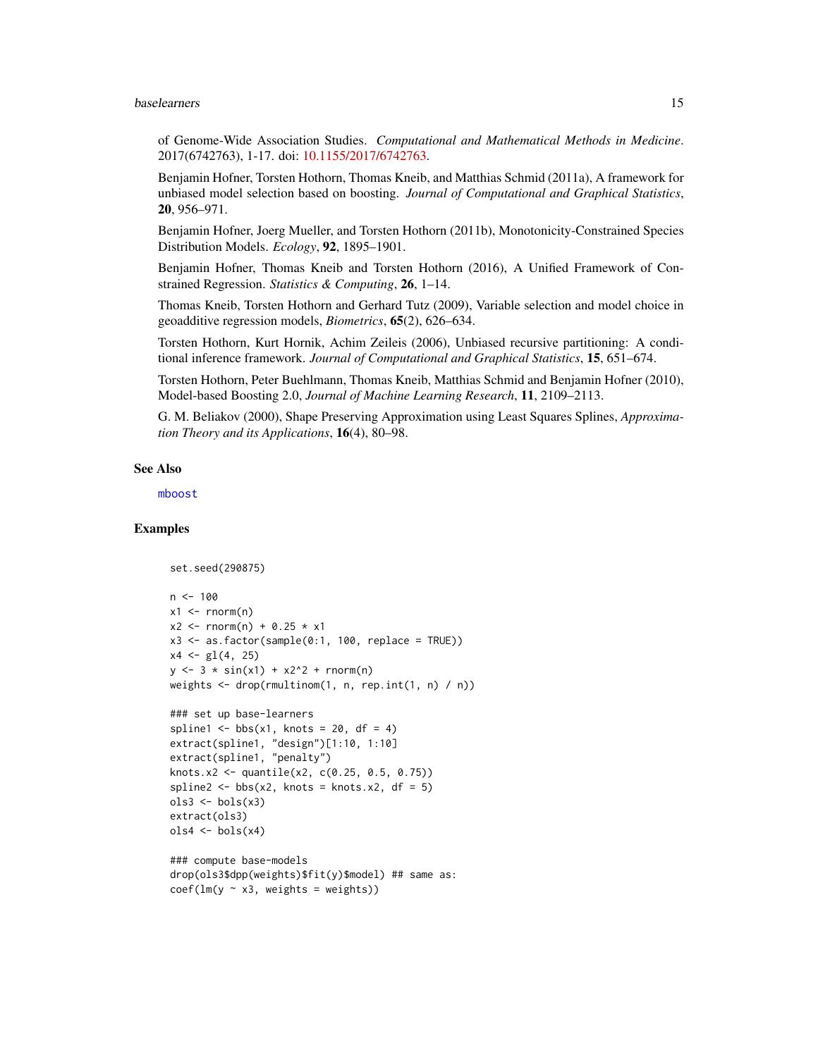of Genome-Wide Association Studies. *Computational and Mathematical Methods in Medicine*. 2017(6742763), 1-17. doi: 10.1155/2017/6742763.

Benjamin Hofner, Torsten Hothorn, Thomas Kneib, and Matthias Schmid (2011a), A framework for unbiased model selection based on boosting. *Journal of Computational and Graphical Statistics*, **20**, 956–971.

Benjamin Hofner, Joerg Mueller, and Torsten Hothorn (2011b), Monotonicity-Constrained Species Distribution Models. *Ecology*, **92**, 1895–1901.

Benjamin Hofner, Thomas Kneib and Torsten Hothorn (2016), A Unified Framework of Constrained Regression. *Statistics & Computing*, **26**, 1–14.

Thomas Kneib, Torsten Hothorn and Gerhard Tutz (2009), Variable selection and model choice in geoadditive regression models, *Biometrics*, **65**(2), 626–634.

Torsten Hothorn, Kurt Hornik, Achim Zeileis (2006), Unbiased recursive partitioning: A conditional inference framework. *Journal of Computational and Graphical Statistics*, **15**, 651–674.

Torsten Hothorn, Peter Buehlmann, Thomas Kneib, Matthias Schmid and Benjamin Hofner (2010), Model-based Boosting 2.0, *Journal of Machine Learning Research*, **11**, 2109–2113.

G. M. Beliakov (2000), Shape Preserving Approximation using Least Squares Splines, *Approximation Theory and its Applications*, **16**(4), 80–98.

## See Also

mboost

## Examples

```
set.seed(290875)

n <- 100
x1 <- rnorm(n)
x2 <- rnorm(n) + 0.25 * x1
x3 <- as.factor(sample(0:1, 100, replace = TRUE))
x4 <- gl(4, 25)
y <- 3 * sin(x1) + x2^2 + rnorm(n)
weights <- drop(rmultinom(1, n, rep.int(1, n) / n))

### set up base-learners
spline1 <- bbs(x1, knots = 20, df = 4)
extract(spline1, "design")[1:10, 1:10]
extract(spline1, "penalty")
knots.x2 <- quantile(x2, c(0.25, 0.5, 0.75))
spline2 <- bbs(x2, knots = knots.x2, df = 5)
ols3 <- bols(x3)
extract(ols3)
ols4 <- bols(x4)

### compute base-models
drop(ols3$dpp(weights)$fit(y)$model) ## same as:
coef(lm(y ~ x3, weights = weights))
```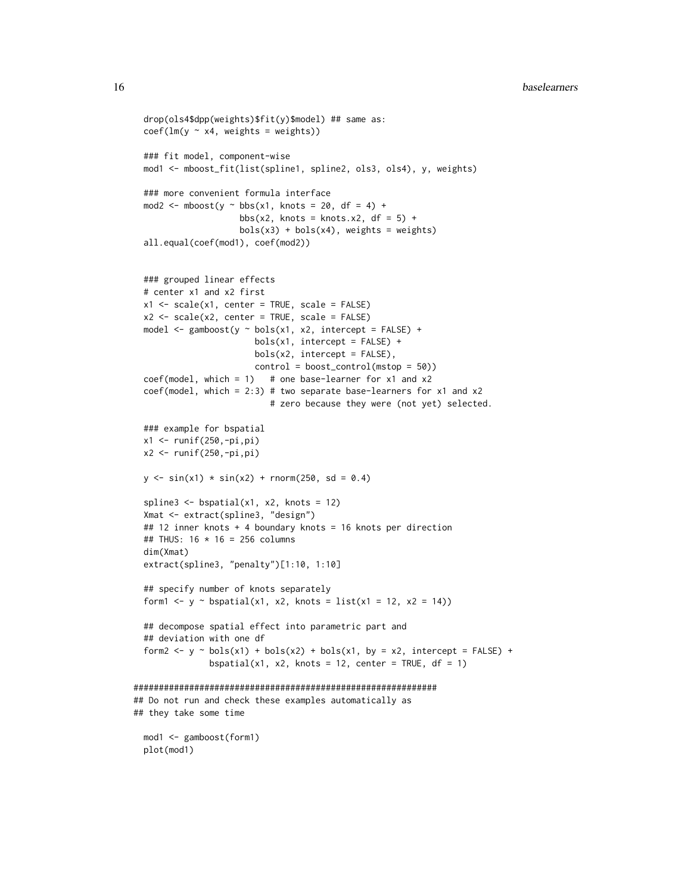```
  drop(ols4$dpp(weights)$fit(y)$model) ## same as:
  coef(lm(y ~ x4, weights = weights))

  ### fit model, component-wise
  mod1 <- mboost_fit(list(spline1, spline2, ols3, ols4), y, weights)

  ### more convenient formula interface
  mod2 <- mboost(y ~ bbs(x1, knots = 20, df = 4) +
                     bbs(x2, knots = knots.x2, df = 5) +
                     bols(x3) + bols(x4), weights = weights)
  all.equal(coef(mod1), coef(mod2))


  ### grouped linear effects
  # center x1 and x2 first
  x1 <- scale(x1, center = TRUE, scale = FALSE)
  x2 <- scale(x2, center = TRUE, scale = FALSE)
  model <- gamboost(y ~ bols(x1, x2, intercept = FALSE) +
                        bols(x1, intercept = FALSE) +
                        bols(x2, intercept = FALSE),
                        control = boost_control(mstop = 50))
  coef(model, which = 1)   # one base-learner for x1 and x2
  coef(model, which = 2:3) # two separate base-learners for x1 and x2
                           # zero because they were (not yet) selected.

  ### example for bspatial
  x1 <- runif(250,-pi,pi)
  x2 <- runif(250,-pi,pi)

  y <- sin(x1) * sin(x2) + rnorm(250, sd = 0.4)

  spline3 <- bspatial(x1, x2, knots = 12)
  Xmat <- extract(spline3, "design")
  ## 12 inner knots + 4 boundary knots = 16 knots per direction
  ## THUS: 16 * 16 = 256 columns
  dim(Xmat)
  extract(spline3, "penalty")[1:10, 1:10]

  ## specify number of knots separately
  form1 <- y ~ bspatial(x1, x2, knots = list(x1 = 12, x2 = 14))

  ## decompose spatial effect into parametric part and
  ## deviation with one df
  form2 <- y ~ bols(x1) + bols(x2) + bols(x1, by = x2, intercept = FALSE) +
               bspatial(x1, x2, knots = 12, center = TRUE, df = 1)

################################################################
## Do not run and check these examples automatically as
## they take some time

  mod1 <- gamboost(form1)
  plot(mod1)
```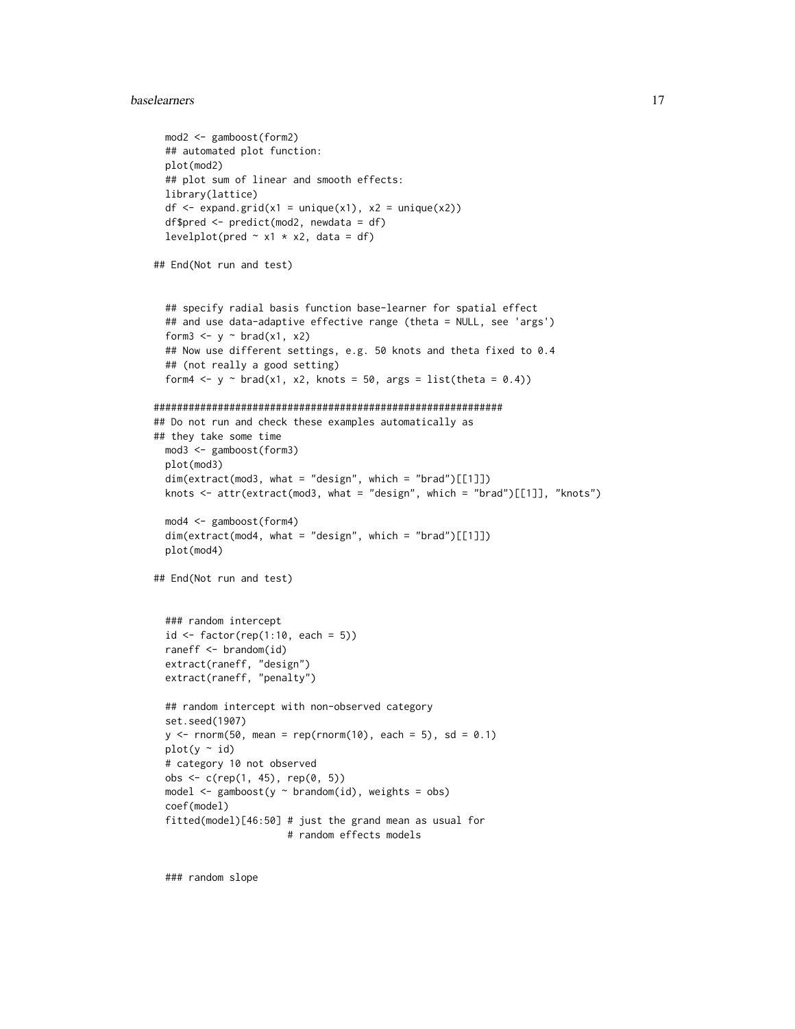```
  mod2 <- gamboost(form2)
  ## automated plot function:
  plot(mod2)
  ## plot sum of linear and smooth effects:
  library(lattice)
  df <- expand.grid(x1 = unique(x1), x2 = unique(x2))
  df$pred <- predict(mod2, newdata = df)
  levelplot(pred ~ x1 * x2, data = df)

## End(Not run and test)


  ## specify radial basis function base-learner for spatial effect
  ## and use data-adaptive effective range (theta = NULL, see 'args')
  form3 <- y ~ brad(x1, x2)
  ## Now use different settings, e.g. 50 knots and theta fixed to 0.4
  ## (not really a good setting)
  form4 <- y ~ brad(x1, x2, knots = 50, args = list(theta = 0.4))

##############################################################
## Do not run and check these examples automatically as
## they take some time
  mod3 <- gamboost(form3)
  plot(mod3)
  dim(extract(mod3, what = "design", which = "brad")[[1]])
  knots <- attr(extract(mod3, what = "design", which = "brad")[[1]], "knots")

  mod4 <- gamboost(form4)
  dim(extract(mod4, what = "design", which = "brad")[[1]])
  plot(mod4)

## End(Not run and test)


  ### random intercept
  id <- factor(rep(1:10, each = 5))
  raneff <- brandom(id)
  extract(raneff, "design")
  extract(raneff, "penalty")

  ## random intercept with non-observed category
  set.seed(1907)
  y <- rnorm(50, mean = rep(rnorm(10), each = 5), sd = 0.1)
  plot(y ~ id)
  # category 10 not observed
  obs <- c(rep(1, 45), rep(0, 5))
  model <- gamboost(y ~ brandom(id), weights = obs)
  coef(model)
  fitted(model)[46:50] # just the grand mean as usual for
                       # random effects models


  ### random slope
```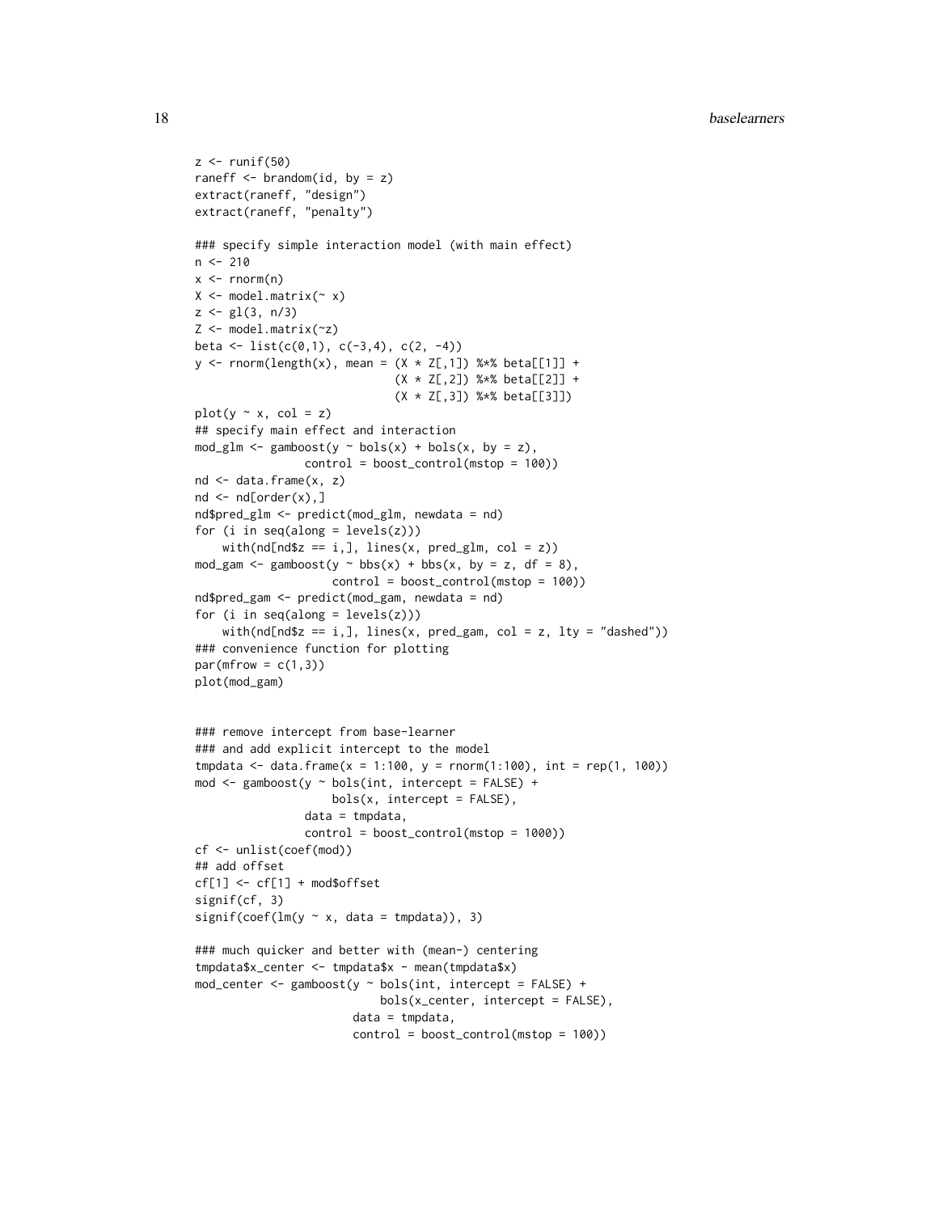```
z <- runif(50)
raneff <- brandom(id, by = z)
extract(raneff, "design")
extract(raneff, "penalty")

### specify simple interaction model (with main effect)
n <- 210
x <- rnorm(n)
X <- model.matrix(~ x)
z <- gl(3, n/3)
Z <- model.matrix(~z)
beta <- list(c(0,1), c(-3,4), c(2, -4))
y <- rnorm(length(x), mean = (X * Z[,1]) %*% beta[[1]] +
                             (X * Z[,2]) %*% beta[[2]] +
                             (X * Z[,3]) %*% beta[[3]])
plot(y ~ x, col = z)
## specify main effect and interaction
mod_glm <- gamboost(y ~ bols(x) + bols(x, by = z),
                control = boost_control(mstop = 100))
nd <- data.frame(x, z)
nd <- nd[order(x),]
nd$pred_glm <- predict(mod_glm, newdata = nd)
for (i in seq(along = levels(z)))
    with(nd[nd$z == i,], lines(x, pred_glm, col = z))
mod_gam <- gamboost(y ~ bbs(x) + bbs(x, by = z, df = 8),
                    control = boost_control(mstop = 100))
nd$pred_gam <- predict(mod_gam, newdata = nd)
for (i in seq(along = levels(z)))
    with(nd[nd$z == i,], lines(x, pred_gam, col = z, lty = "dashed"))
### convenience function for plotting
par(mfrow = c(1,3))
plot(mod_gam)


### remove intercept from base-learner
### and add explicit intercept to the model
tmpdata <- data.frame(x = 1:100, y = rnorm(1:100), int = rep(1, 100))
mod <- gamboost(y ~ bols(int, intercept = FALSE) +
                    bols(x, intercept = FALSE),
                data = tmpdata,
                control = boost_control(mstop = 1000))
cf <- unlist(coef(mod))
## add offset
cf[1] <- cf[1] + mod$offset
signif(cf, 3)
signif(coef(lm(y ~ x, data = tmpdata)), 3)

### much quicker and better with (mean-) centering
tmpdata$x_center <- tmpdata$x - mean(tmpdata$x)
mod_center <- gamboost(y ~ bols(int, intercept = FALSE) +
                           bols(x_center, intercept = FALSE),
                       data = tmpdata,
                       control = boost_control(mstop = 100))
```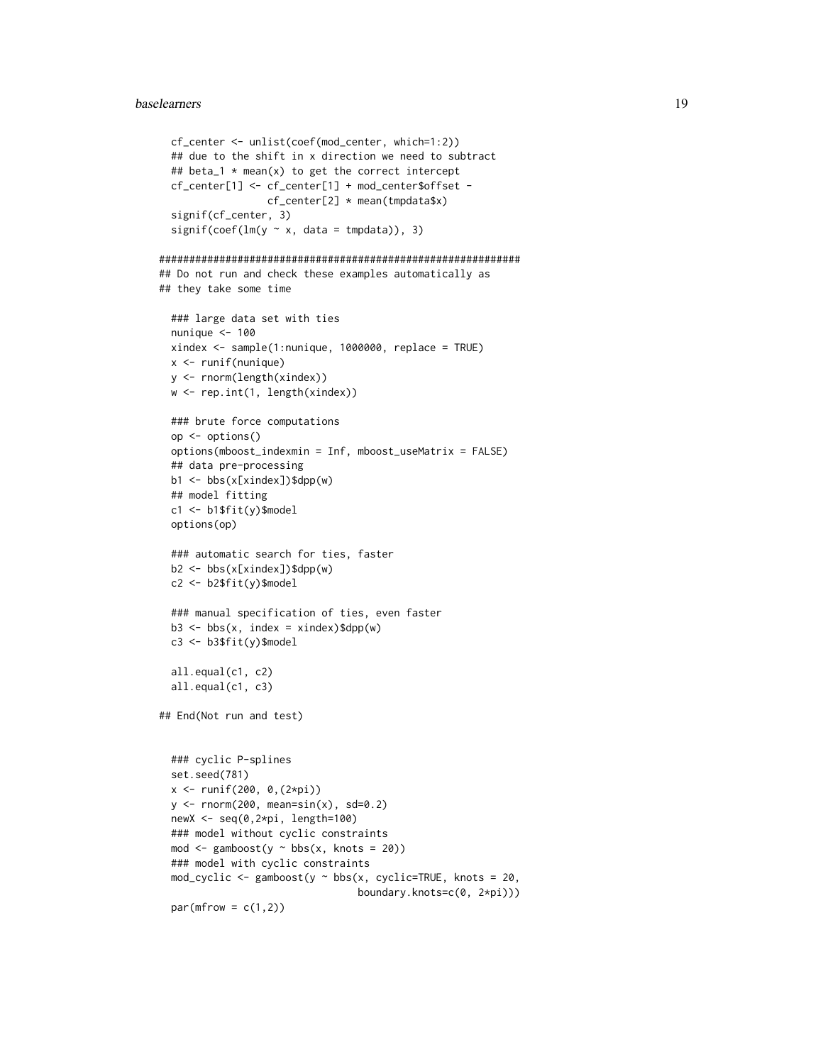```
  cf_center <- unlist(coef(mod_center, which=1:2))
  ## due to the shift in x direction we need to subtract
  ## beta_1 * mean(x) to get the correct intercept
  cf_center[1] <- cf_center[1] + mod_center$offset -
                  cf_center[2] * mean(tmpdata$x)
  signif(cf_center, 3)
  signif(coef(lm(y ~ x, data = tmpdata)), 3)

############################################################
## Do not run and check these examples automatically as
## they take some time

  ### large data set with ties
  nunique <- 100
  xindex <- sample(1:nunique, 1000000, replace = TRUE)
  x <- runif(nunique)
  y <- rnorm(length(xindex))
  w <- rep.int(1, length(xindex))

  ### brute force computations
  op <- options()
  options(mboost_indexmin = Inf, mboost_useMatrix = FALSE)
  ## data pre-processing
  b1 <- bbs(x[xindex])$dpp(w)
  ## model fitting
  c1 <- b1$fit(y)$model
  options(op)

  ### automatic search for ties, faster
  b2 <- bbs(x[xindex])$dpp(w)
  c2 <- b2$fit(y)$model

  ### manual specification of ties, even faster
  b3 <- bbs(x, index = xindex)$dpp(w)
  c3 <- b3$fit(y)$model

  all.equal(c1, c2)
  all.equal(c1, c3)

## End(Not run and test)


  ### cyclic P-splines
  set.seed(781)
  x <- runif(200, 0,(2*pi))
  y <- rnorm(200, mean=sin(x), sd=0.2)
  newX <- seq(0,2*pi, length=100)
  ### model without cyclic constraints
  mod <- gamboost(y ~ bbs(x, knots = 20))
  ### model with cyclic constraints
  mod_cyclic <- gamboost(y ~ bbs(x, cyclic=TRUE, knots = 20,
                               boundary.knots=c(0, 2*pi)))
  par(mfrow = c(1,2))
```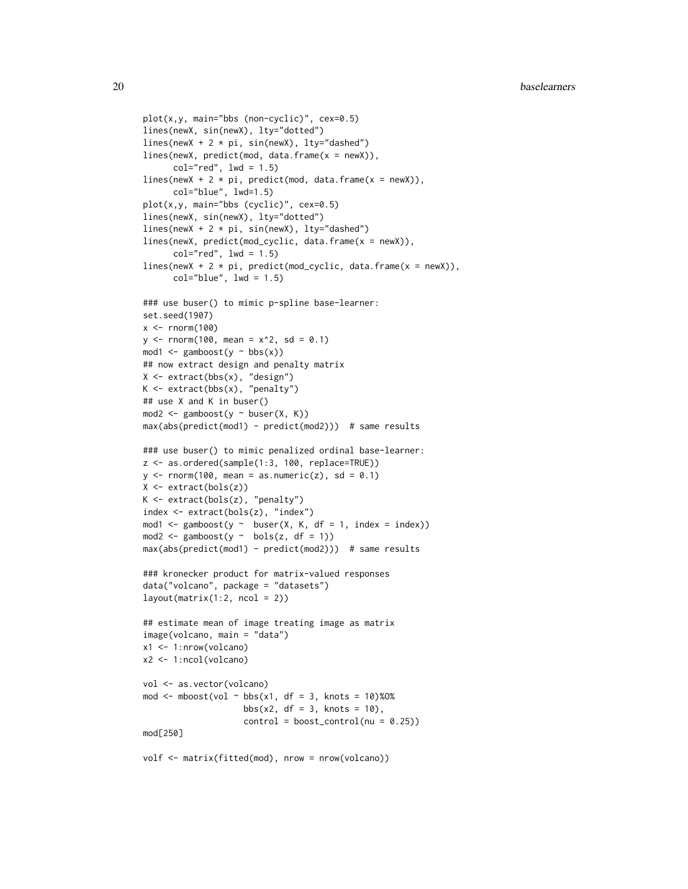```
plot(x,y, main="bbs (non-cyclic)", cex=0.5)
lines(newX, sin(newX), lty="dotted")
lines(newX + 2 * pi, sin(newX), lty="dashed")
lines(newX, predict(mod, data.frame(x = newX)),
      col="red", lwd = 1.5)
lines(newX + 2 * pi, predict(mod, data.frame(x = newX)),
      col="blue", lwd=1.5)
plot(x,y, main="bbs (cyclic)", cex=0.5)
lines(newX, sin(newX), lty="dotted")
lines(newX + 2 * pi, sin(newX), lty="dashed")
lines(newX, predict(mod_cyclic, data.frame(x = newX)),
      col="red", lwd = 1.5)
lines(newX + 2 * pi, predict(mod_cyclic, data.frame(x = newX)),
      col="blue", lwd = 1.5)

### use buser() to mimic p-spline base-learner:
set.seed(1907)
x <- rnorm(100)
y <- rnorm(100, mean = x^2, sd = 0.1)
mod1 <- gamboost(y ~ bbs(x))
## now extract design and penalty matrix
X <- extract(bbs(x), "design")
K <- extract(bbs(x), "penalty")
## use X and K in buser()
mod2 <- gamboost(y ~ buser(X, K))
max(abs(predict(mod1) - predict(mod2)))  # same results

### use buser() to mimic penalized ordinal base-learner:
z <- as.ordered(sample(1:3, 100, replace=TRUE))
y <- rnorm(100, mean = as.numeric(z), sd = 0.1)
X <- extract(bols(z))
K <- extract(bols(z), "penalty")
index <- extract(bols(z), "index")
mod1 <- gamboost(y ~  buser(X, K, df = 1, index = index))
mod2 <- gamboost(y ~  bols(z, df = 1))
max(abs(predict(mod1) - predict(mod2)))  # same results

### kronecker product for matrix-valued responses
data("volcano", package = "datasets")
layout(matrix(1:2, ncol = 2))

## estimate mean of image treating image as matrix
image(volcano, main = "data")
x1 <- 1:nrow(volcano)
x2 <- 1:ncol(volcano)

vol <- as.vector(volcano)
mod <- mboost(vol ~ bbs(x1, df = 3, knots = 10)%O%
                    bbs(x2, df = 3, knots = 10),
                    control = boost_control(nu = 0.25))
mod[250]

volf <- matrix(fitted(mod), nrow = nrow(volcano))
```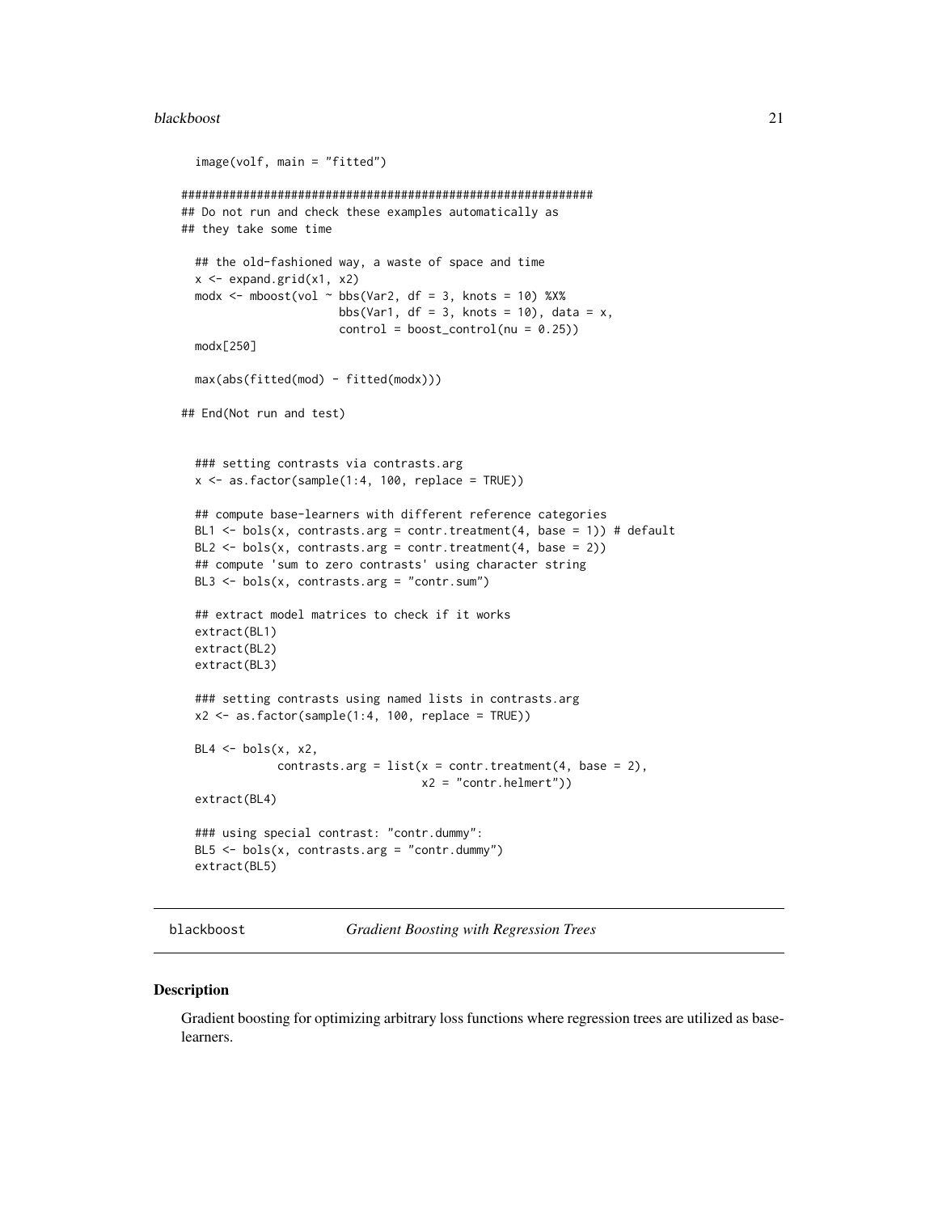```
  image(volf, main = "fitted")

############################################################
## Do not run and check these examples automatically as
## they take some time

  ## the old-fashioned way, a waste of space and time
  x <- expand.grid(x1, x2)
  modx <- mboost(vol ~ bbs(Var2, df = 3, knots = 10) %X%
                       bbs(Var1, df = 3, knots = 10), data = x,
                       control = boost_control(nu = 0.25))
  modx[250]

  max(abs(fitted(mod) - fitted(modx)))

## End(Not run and test)


  ### setting contrasts via contrasts.arg
  x <- as.factor(sample(1:4, 100, replace = TRUE))

  ## compute base-learners with different reference categories
  BL1 <- bols(x, contrasts.arg = contr.treatment(4, base = 1)) # default
  BL2 <- bols(x, contrasts.arg = contr.treatment(4, base = 2))
  ## compute 'sum to zero contrasts' using character string
  BL3 <- bols(x, contrasts.arg = "contr.sum")

  ## extract model matrices to check if it works
  extract(BL1)
  extract(BL2)
  extract(BL3)

  ### setting contrasts using named lists in contrasts.arg
  x2 <- as.factor(sample(1:4, 100, replace = TRUE))

  BL4 <- bols(x, x2,
              contrasts.arg = list(x = contr.treatment(4, base = 2),
                                   x2 = "contr.helmert"))
  extract(BL4)

  ### using special contrast: "contr.dummy":
  BL5 <- bols(x, contrasts.arg = "contr.dummy")
  extract(BL5)
```

## blackboost — *Gradient Boosting with Regression Trees*

### Description

Gradient boosting for optimizing arbitrary loss functions where regression trees are utilized as base-learners.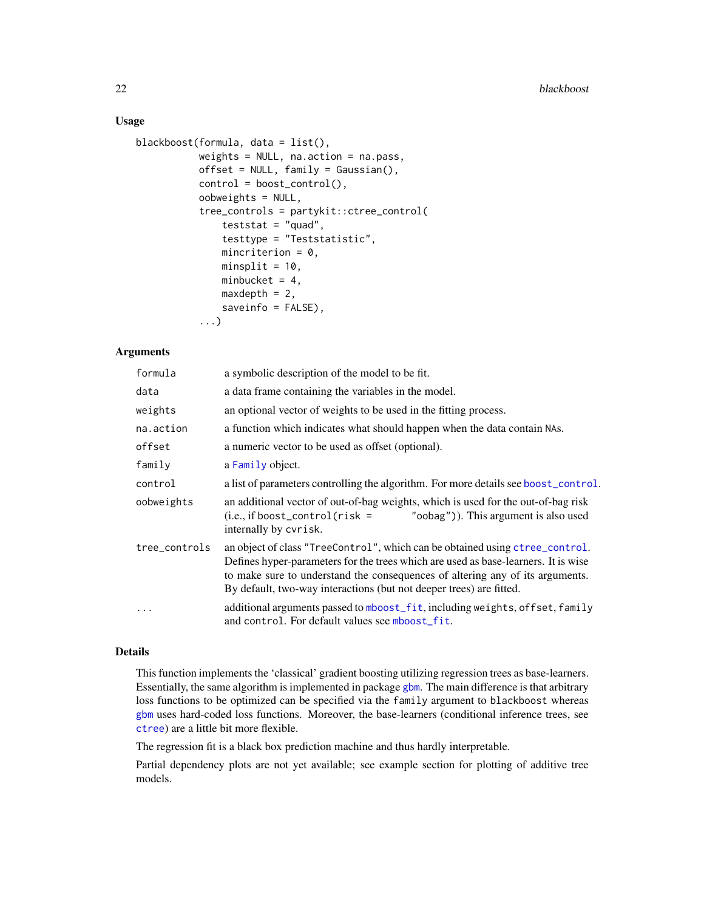## Usage

```
blackboost(formula, data = list(),
           weights = NULL, na.action = na.pass,
           offset = NULL, family = Gaussian(),
           control = boost_control(),
           oobweights = NULL,
           tree_controls = partykit::ctree_control(
               teststat = "quad",
               testtype = "Teststatistic",
               mincriterion = 0,
               minsplit = 10,
               minbucket = 4,
               maxdepth = 2,
               saveinfo = FALSE),
           ...)
```

## Arguments

| | |
|---|---|
| `formula` | a symbolic description of the model to be fit. |
| `data` | a data frame containing the variables in the model. |
| `weights` | an optional vector of weights to be used in the fitting process. |
| `na.action` | a function which indicates what should happen when the data contain `NA`s. |
| `offset` | a numeric vector to be used as offset (optional). |
| `family` | a `Family` object. |
| `control` | a list of parameters controlling the algorithm. For more details see `boost_control`. |
| `oobweights` | an additional vector of out-of-bag weights, which is used for the out-of-bag risk (i.e., if `boost_control(risk = "oobag")`). This argument is also used internally by `cvrisk`. |
| `tree_controls` | an object of class `"TreeControl"`, which can be obtained using `ctree_control`. Defines hyper-parameters for the trees which are used as base-learners. It is wise to make sure to understand the consequences of altering any of its arguments. By default, two-way interactions (but not deeper trees) are fitted. |
| `...` | additional arguments passed to `mboost_fit`, including `weights`, `offset`, `family` and `control`. For default values see `mboost_fit`. |

## Details

This function implements the 'classical' gradient boosting utilizing regression trees as base-learners. Essentially, the same algorithm is implemented in package `gbm`. The main difference is that arbitrary loss functions to be optimized can be specified via the `family` argument to `blackboost` whereas `gbm` uses hard-coded loss functions. Moreover, the base-learners (conditional inference trees, see `ctree`) are a little bit more flexible.

The regression fit is a black box prediction machine and thus hardly interpretable.

Partial dependency plots are not yet available; see example section for plotting of additive tree models.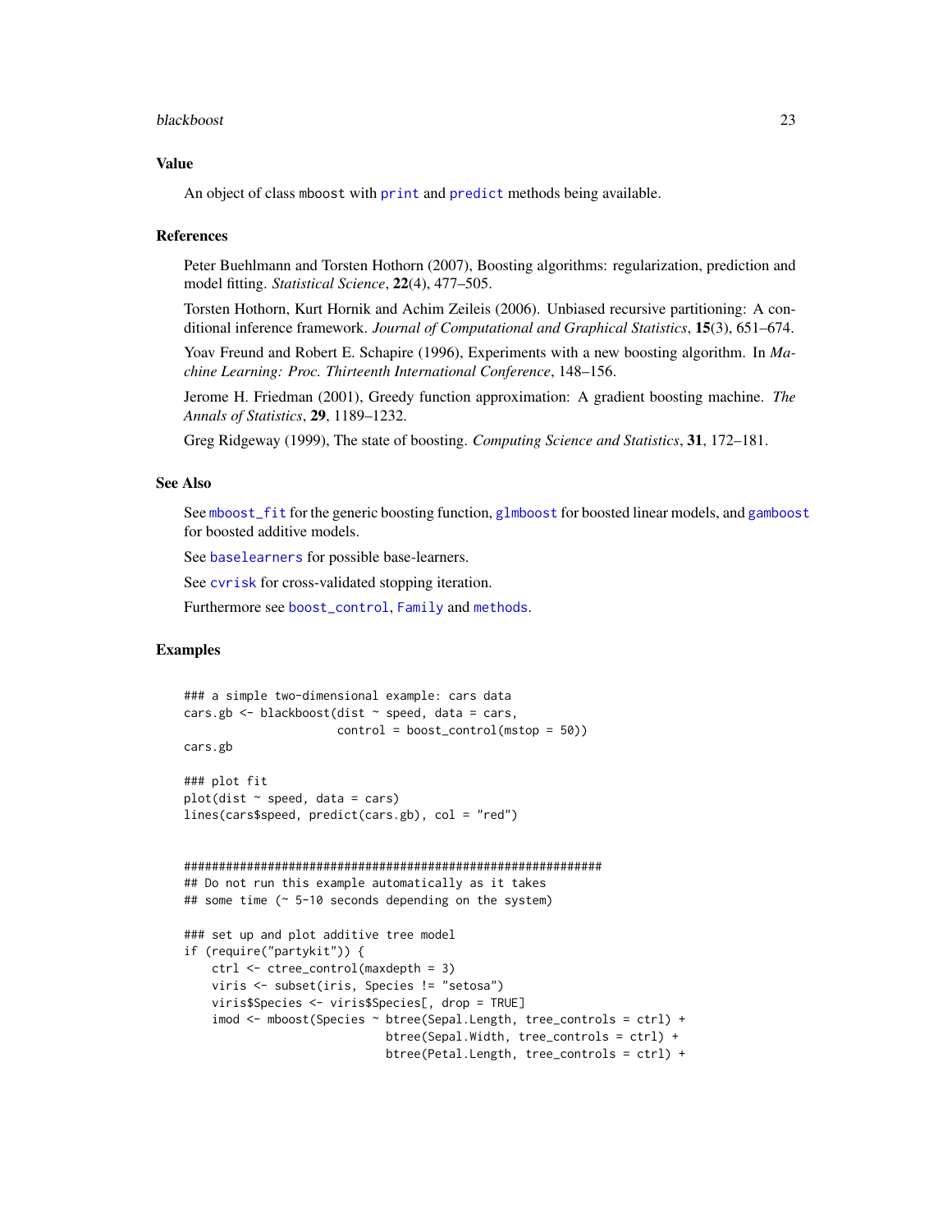## Value

An object of class `mboost` with `print` and `predict` methods being available.

## References

Peter Buehlmann and Torsten Hothorn (2007), Boosting algorithms: regularization, prediction and model fitting. *Statistical Science*, **22**(4), 477–505.

Torsten Hothorn, Kurt Hornik and Achim Zeileis (2006). Unbiased recursive partitioning: A conditional inference framework. *Journal of Computational and Graphical Statistics*, **15**(3), 651–674.

Yoav Freund and Robert E. Schapire (1996), Experiments with a new boosting algorithm. In *Machine Learning: Proc. Thirteenth International Conference*, 148–156.

Jerome H. Friedman (2001), Greedy function approximation: A gradient boosting machine. *The Annals of Statistics*, **29**, 1189–1232.

Greg Ridgeway (1999), The state of boosting. *Computing Science and Statistics*, **31**, 172–181.

## See Also

See `mboost_fit` for the generic boosting function, `glmboost` for boosted linear models, and `gamboost` for boosted additive models.

See `baselearners` for possible base-learners.

See `cvrisk` for cross-validated stopping iteration.

Furthermore see `boost_control`, `Family` and `methods`.

## Examples

```
### a simple two-dimensional example: cars data
cars.gb <- blackboost(dist ~ speed, data = cars,
                      control = boost_control(mstop = 50))
cars.gb

### plot fit
plot(dist ~ speed, data = cars)
lines(cars$speed, predict(cars.gb), col = "red")


############################################################
## Do not run this example automatically as it takes
## some time (~ 5-10 seconds depending on the system)

### set up and plot additive tree model
if (require("partykit")) {
    ctrl <- ctree_control(maxdepth = 3)
    viris <- subset(iris, Species != "setosa")
    viris$Species <- viris$Species[, drop = TRUE]
    imod <- mboost(Species ~ btree(Sepal.Length, tree_controls = ctrl) +
                             btree(Sepal.Width, tree_controls = ctrl) +
                             btree(Petal.Length, tree_controls = ctrl) +
```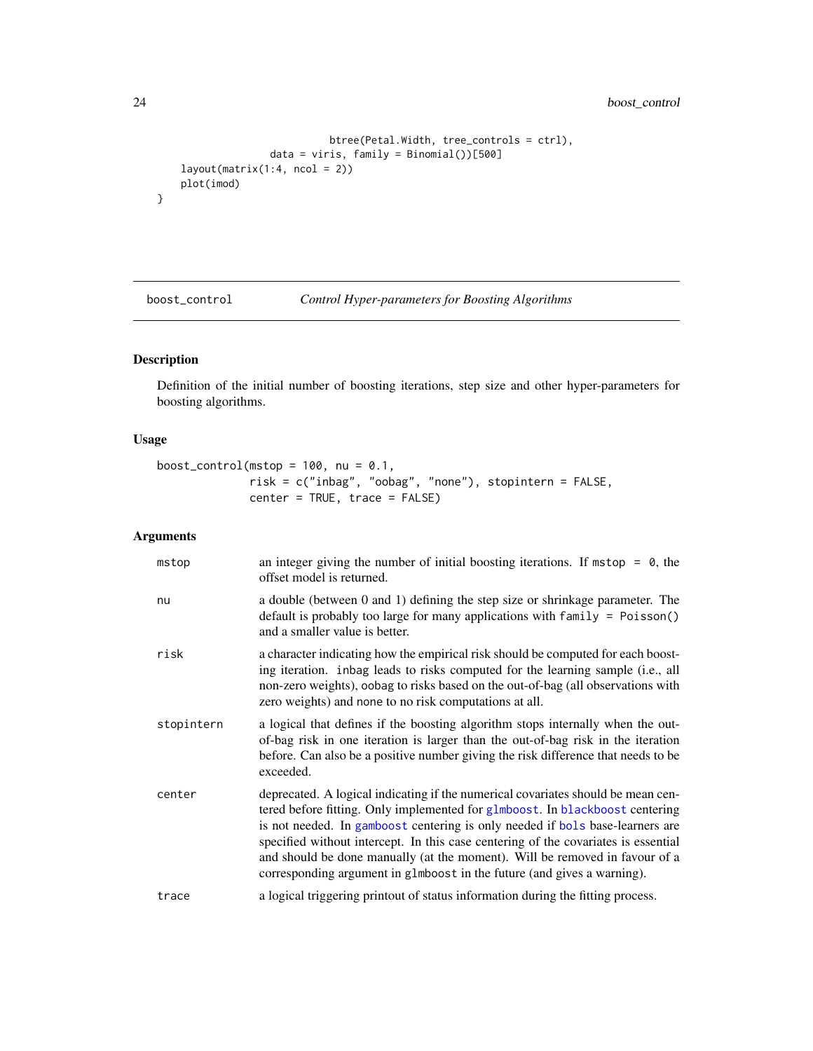```
                              btree(Petal.Width, tree_controls = ctrl),
                   data = viris, family = Binomial())[500]
    layout(matrix(1:4, ncol = 2))
    plot(imod)
}
```

---

## boost_control — *Control Hyper-parameters for Boosting Algorithms*

### Description

Definition of the initial number of boosting iterations, step size and other hyper-parameters for boosting algorithms.

### Usage

```
boost_control(mstop = 100, nu = 0.1,
              risk = c("inbag", "oobag", "none"), stopintern = FALSE,
              center = TRUE, trace = FALSE)
```

### Arguments

| | |
|---|---|
| `mstop` | an integer giving the number of initial boosting iterations. If `mstop = 0`, the offset model is returned. |
| `nu` | a double (between 0 and 1) defining the step size or shrinkage parameter. The default is probably too large for many applications with `family = Poisson()` and a smaller value is better. |
| `risk` | a character indicating how the empirical risk should be computed for each boosting iteration. `inbag` leads to risks computed for the learning sample (i.e., all non-zero weights), `oobag` to risks based on the out-of-bag (all observations with zero weights) and `none` to no risk computations at all. |
| `stopintern` | a logical that defines if the boosting algorithm stops internally when the out-of-bag risk in one iteration is larger than the out-of-bag risk in the iteration before. Can also be a positive number giving the risk difference that needs to be exceeded. |
| `center` | deprecated. A logical indicating if the numerical covariates should be mean centered before fitting. Only implemented for `glmboost`. In `blackboost` centering is not needed. In `gamboost` centering is only needed if `bols` base-learners are specified without intercept. In this case centering of the covariates is essential and should be done manually (at the moment). Will be removed in favour of a corresponding argument in `glmboost` in the future (and gives a warning). |
| `trace` | a logical triggering printout of status information during the fitting process. |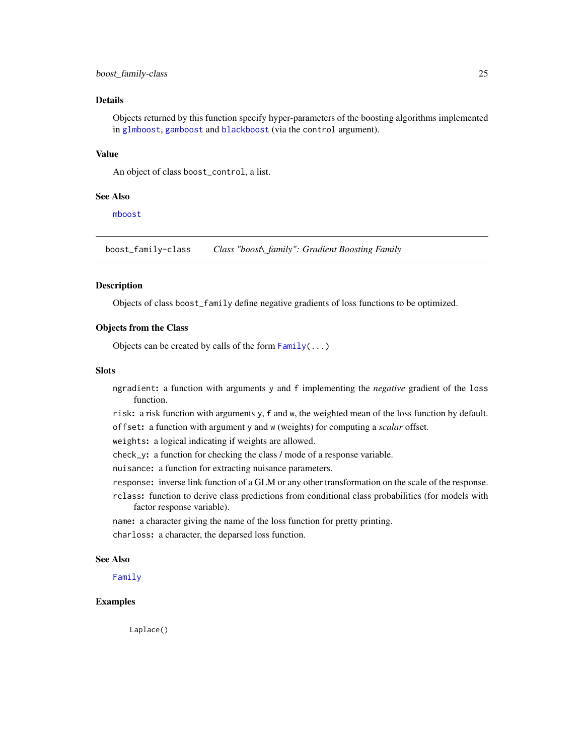## Details

Objects returned by this function specify hyper-parameters of the boosting algorithms implemented in `glmboost`, `gamboost` and `blackboost` (via the `control` argument).

## Value

An object of class `boost_control`, a list.

## See Also

`mboost`

---

# boost_family-class — *Class "boost\_family": Gradient Boosting Family*

## Description

Objects of class `boost_family` define negative gradients of loss functions to be optimized.

## Objects from the Class

Objects can be created by calls of the form `Family(...)`

## Slots

- **`ngradient`:** a function with arguments `y` and `f` implementing the *negative* gradient of the `loss` function.
- **`risk`:** a risk function with arguments `y`, `f` and `w`, the weighted mean of the loss function by default.
- **`offset`:** a function with argument `y` and `w` (weights) for computing a *scalar* offset.
- **`weights`:** a logical indicating if weights are allowed.
- **`check_y`:** a function for checking the class / mode of a response variable.
- **`nuisance`:** a function for extracting nuisance parameters.
- **`response`:** inverse link function of a GLM or any other transformation on the scale of the response.
- **`rclass`:** function to derive class predictions from conditional class probabilities (for models with factor response variable).
- **`name`:** a character giving the name of the loss function for pretty printing.
- **`charloss`:** a character, the deparsed loss function.

## See Also

`Family`

## Examples

```
Laplace()
```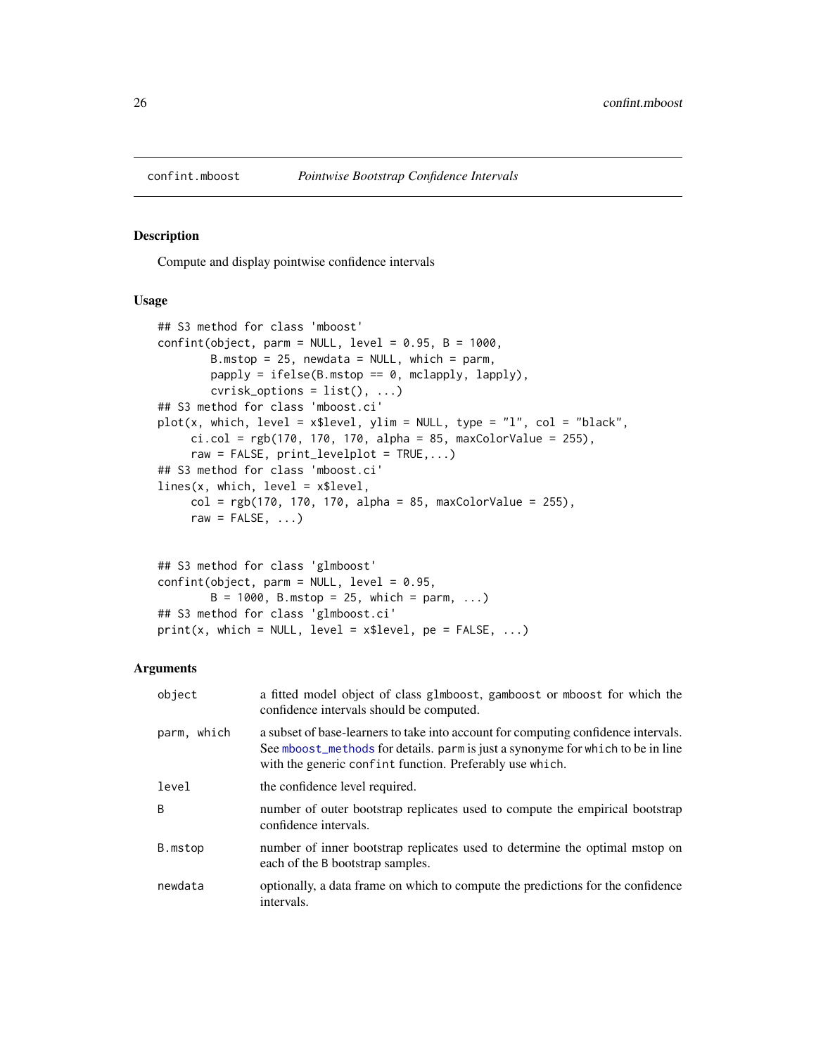confint.mboost — *Pointwise Bootstrap Confidence Intervals*

## Description

Compute and display pointwise confidence intervals

## Usage

```
## S3 method for class 'mboost'
confint(object, parm = NULL, level = 0.95, B = 1000,
        B.mstop = 25, newdata = NULL, which = parm,
        papply = ifelse(B.mstop == 0, mclapply, lapply),
        cvrisk_options = list(), ...)
## S3 method for class 'mboost.ci'
plot(x, which, level = x$level, ylim = NULL, type = "l", col = "black",
     ci.col = rgb(170, 170, 170, alpha = 85, maxColorValue = 255),
     raw = FALSE, print_levelplot = TRUE,...)
## S3 method for class 'mboost.ci'
lines(x, which, level = x$level,
     col = rgb(170, 170, 170, alpha = 85, maxColorValue = 255),
     raw = FALSE, ...)


## S3 method for class 'glmboost'
confint(object, parm = NULL, level = 0.95,
        B = 1000, B.mstop = 25, which = parm, ...)
## S3 method for class 'glmboost.ci'
print(x, which = NULL, level = x$level, pe = FALSE, ...)
```

## Arguments

| | |
|---|---|
| object | a fitted model object of class glmboost, gamboost or mboost for which the confidence intervals should be computed. |
| parm, which | a subset of base-learners to take into account for computing confidence intervals. See mboost_methods for details. parm is just a synonyme for which to be in line with the generic confint function. Preferably use which. |
| level | the confidence level required. |
| B | number of outer bootstrap replicates used to compute the empirical bootstrap confidence intervals. |
| B.mstop | number of inner bootstrap replicates used to determine the optimal mstop on each of the B bootstrap samples. |
| newdata | optionally, a data frame on which to compute the predictions for the confidence intervals. |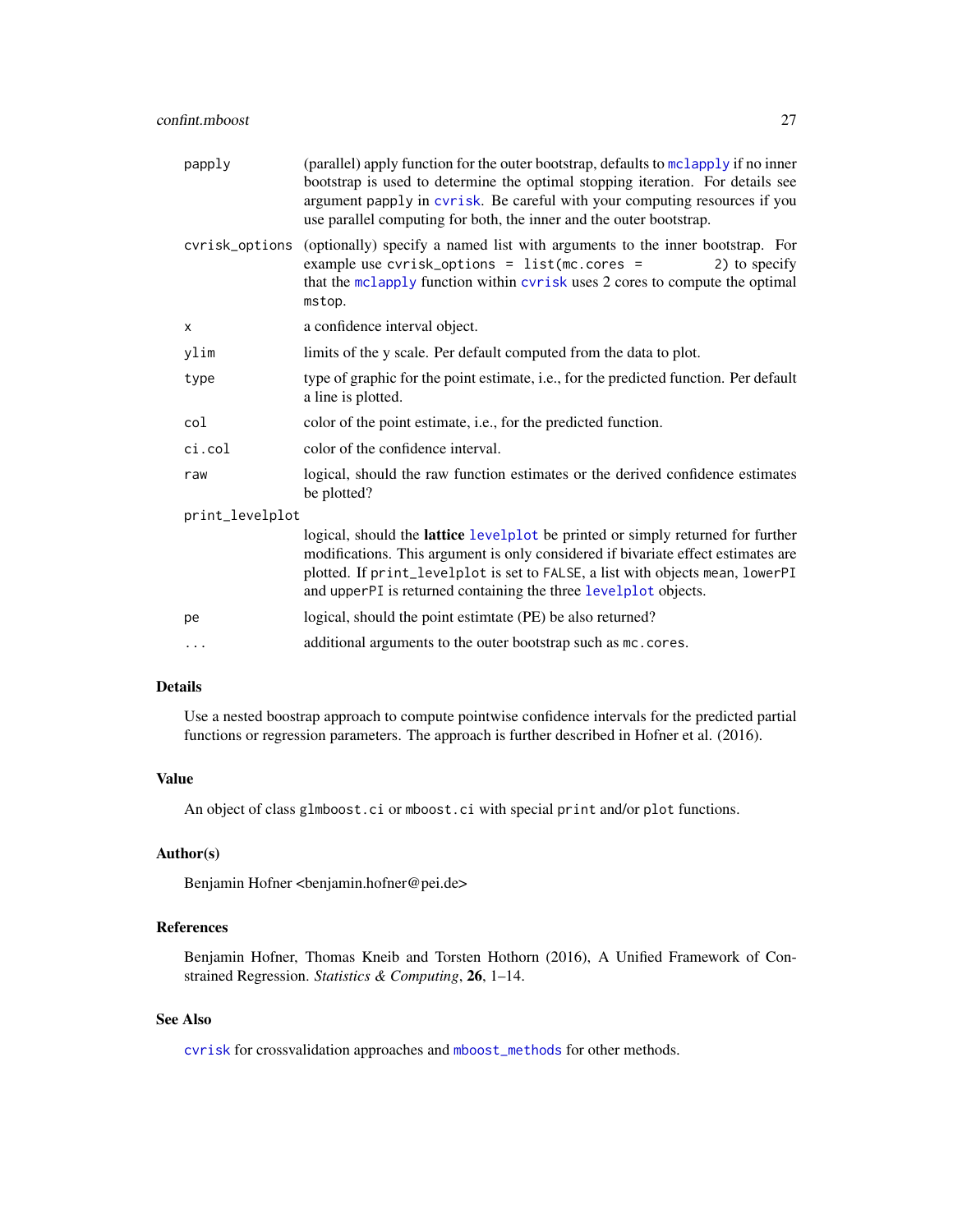| | |
|---|---|
| papply | (parallel) apply function for the outer bootstrap, defaults to mclapply if no inner bootstrap is used to determine the optimal stopping iteration. For details see argument papply in cvrisk. Be careful with your computing resources if you use parallel computing for both, the inner and the outer bootstrap. |
| cvrisk_options | (optionally) specify a named list with arguments to the inner bootstrap. For example use cvrisk_options = list(mc.cores = 2) to specify that the mclapply function within cvrisk uses 2 cores to compute the optimal mstop. |
| x | a confidence interval object. |
| ylim | limits of the y scale. Per default computed from the data to plot. |
| type | type of graphic for the point estimate, i.e., for the predicted function. Per default a line is plotted. |
| col | color of the point estimate, i.e., for the predicted function. |
| ci.col | color of the confidence interval. |
| raw | logical, should the raw function estimates or the derived confidence estimates be plotted? |
| print_levelplot | logical, should the **lattice** levelplot be printed or simply returned for further modifications. This argument is only considered if bivariate effect estimates are plotted. If print_levelplot is set to FALSE, a list with objects mean, lowerPI and upperPI is returned containing the three levelplot objects. |
| pe | logical, should the point estimtate (PE) be also returned? |
| ... | additional arguments to the outer bootstrap such as mc.cores. |

### Details

Use a nested boostrap approach to compute pointwise confidence intervals for the predicted partial functions or regression parameters. The approach is further described in Hofner et al. (2016).

### Value

An object of class glmboost.ci or mboost.ci with special print and/or plot functions.

### Author(s)

Benjamin Hofner <benjamin.hofner@pei.de>

### References

Benjamin Hofner, Thomas Kneib and Torsten Hothorn (2016), A Unified Framework of Constrained Regression. *Statistics & Computing*, **26**, 1–14.

### See Also

cvrisk for crossvalidation approaches and mboost_methods for other methods.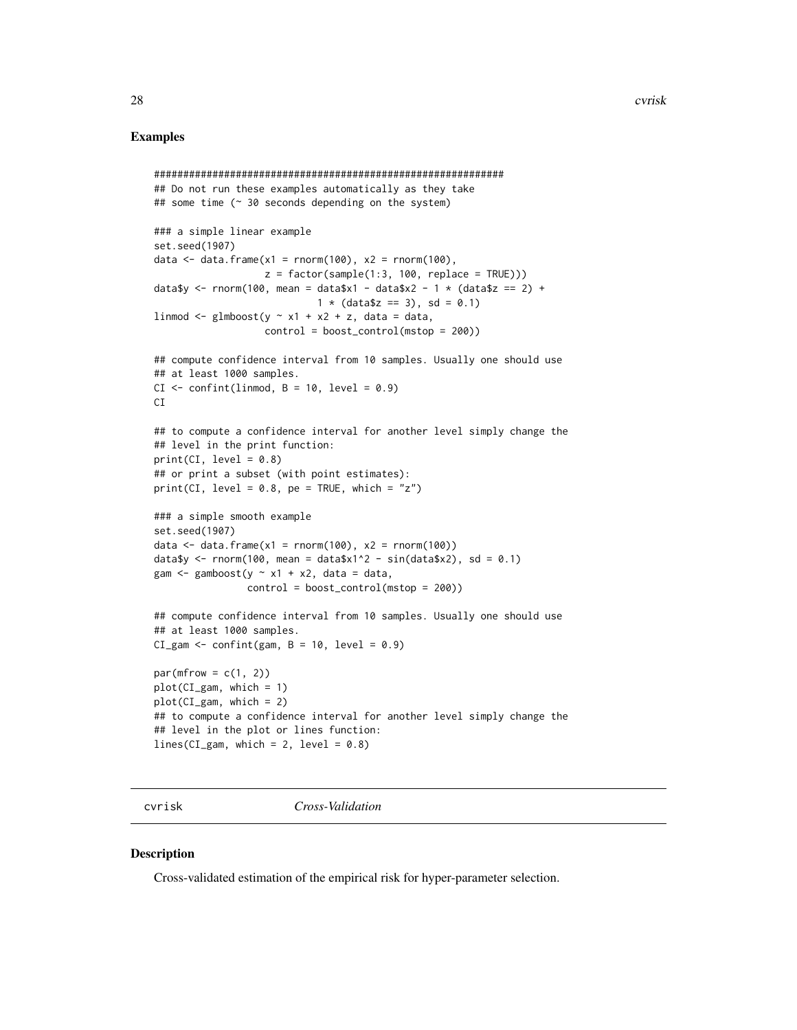## Examples

```
############################################################
## Do not run these examples automatically as they take
## some time (~ 30 seconds depending on the system)

### a simple linear example
set.seed(1907)
data <- data.frame(x1 = rnorm(100), x2 = rnorm(100),
                   z = factor(sample(1:3, 100, replace = TRUE)))
data$y <- rnorm(100, mean = data$x1 - data$x2 - 1 * (data$z == 2) +
                            1 * (data$z == 3), sd = 0.1)
linmod <- glmboost(y ~ x1 + x2 + z, data = data,
                   control = boost_control(mstop = 200))

## compute confidence interval from 10 samples. Usually one should use
## at least 1000 samples.
CI <- confint(linmod, B = 10, level = 0.9)
CI

## to compute a confidence interval for another level simply change the
## level in the print function:
print(CI, level = 0.8)
## or print a subset (with point estimates):
print(CI, level = 0.8, pe = TRUE, which = "z")

### a simple smooth example
set.seed(1907)
data <- data.frame(x1 = rnorm(100), x2 = rnorm(100))
data$y <- rnorm(100, mean = data$x1^2 - sin(data$x2), sd = 0.1)
gam <- gamboost(y ~ x1 + x2, data = data,
                control = boost_control(mstop = 200))

## compute confidence interval from 10 samples. Usually one should use
## at least 1000 samples.
CI_gam <- confint(gam, B = 10, level = 0.9)

par(mfrow = c(1, 2))
plot(CI_gam, which = 1)
plot(CI_gam, which = 2)
## to compute a confidence interval for another level simply change the
## level in the plot or lines function:
lines(CI_gam, which = 2, level = 0.8)
```

---

cvrisk *Cross-Validation*

---

## Description

Cross-validated estimation of the empirical risk for hyper-parameter selection.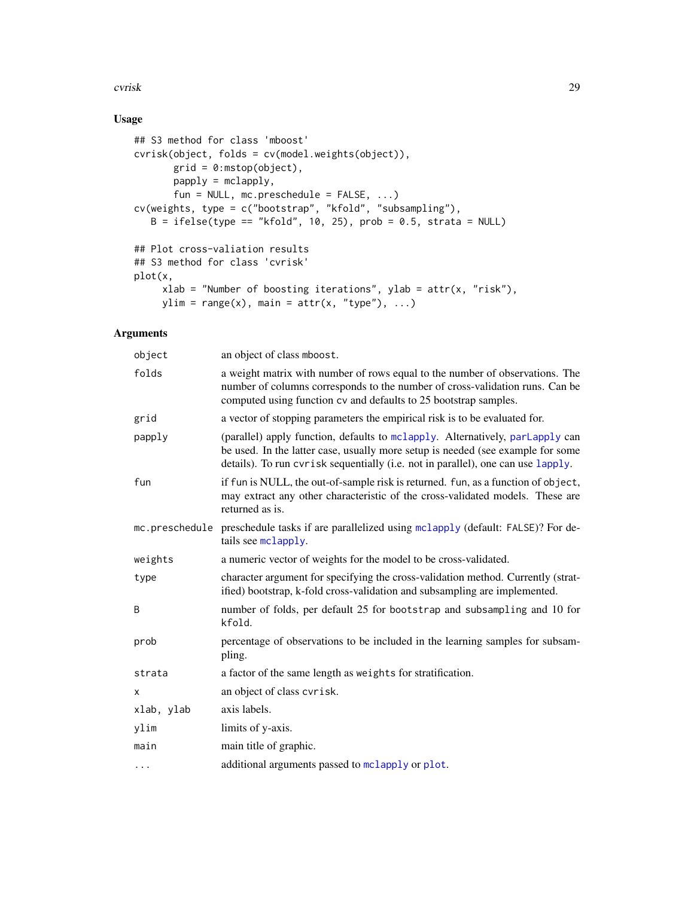## Usage

```
## S3 method for class 'mboost'
cvrisk(object, folds = cv(model.weights(object)),
       grid = 0:mstop(object),
       papply = mclapply,
       fun = NULL, mc.preschedule = FALSE, ...)
cv(weights, type = c("bootstrap", "kfold", "subsampling"),
   B = ifelse(type == "kfold", 10, 25), prob = 0.5, strata = NULL)

## Plot cross-valiation results
## S3 method for class 'cvrisk'
plot(x,
     xlab = "Number of boosting iterations", ylab = attr(x, "risk"),
     ylim = range(x), main = attr(x, "type"), ...)
```

## Arguments

| | |
|---|---|
| `object` | an object of class `mboost`. |
| `folds` | a weight matrix with number of rows equal to the number of observations. The number of columns corresponds to the number of cross-validation runs. Can be computed using function `cv` and defaults to 25 bootstrap samples. |
| `grid` | a vector of stopping parameters the empirical risk is to be evaluated for. |
| `papply` | (parallel) apply function, defaults to `mclapply`. Alternatively, `parLapply` can be used. In the latter case, usually more setup is needed (see example for some details). To run `cvrisk` sequentially (i.e. not in parallel), one can use `lapply`. |
| `fun` | if `fun` is NULL, the out-of-sample risk is returned. `fun`, as a function of `object`, may extract any other characteristic of the cross-validated models. These are returned as is. |
| `mc.preschedule` | preschedule tasks if are parallelized using `mclapply` (default: `FALSE`)? For details see `mclapply`. |
| `weights` | a numeric vector of weights for the model to be cross-validated. |
| `type` | character argument for specifying the cross-validation method. Currently (stratified) bootstrap, k-fold cross-validation and subsampling are implemented. |
| `B` | number of folds, per default 25 for `bootstrap` and `subsampling` and 10 for `kfold`. |
| `prob` | percentage of observations to be included in the learning samples for subsampling. |
| `strata` | a factor of the same length as `weights` for stratification. |
| `x` | an object of class `cvrisk`. |
| `xlab, ylab` | axis labels. |
| `ylim` | limits of y-axis. |
| `main` | main title of graphic. |
| `...` | additional arguments passed to `mclapply` or `plot`. |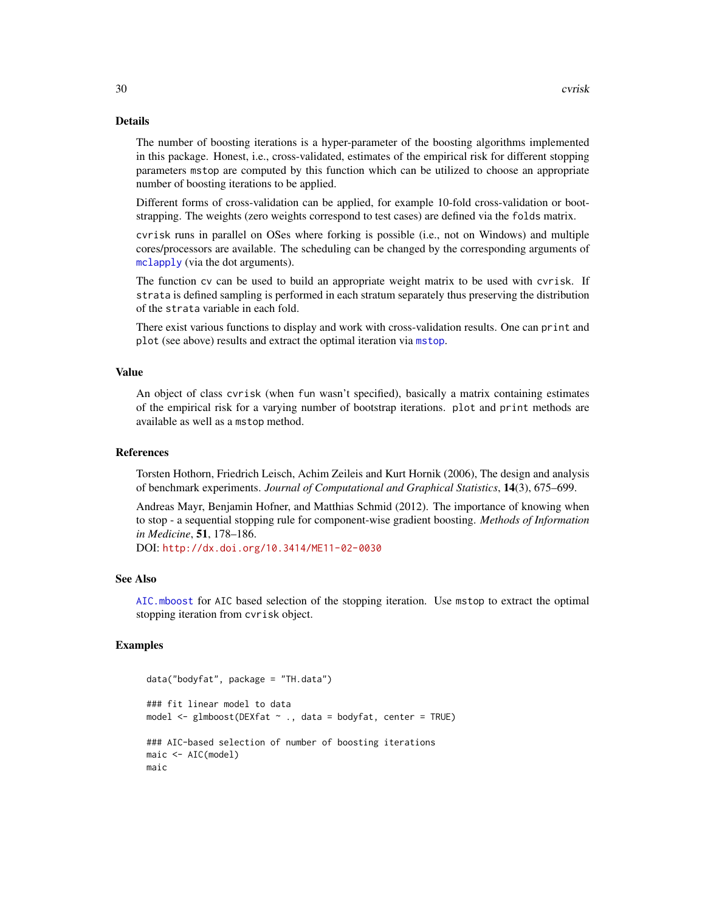## Details

The number of boosting iterations is a hyper-parameter of the boosting algorithms implemented in this package. Honest, i.e., cross-validated, estimates of the empirical risk for different stopping parameters `mstop` are computed by this function which can be utilized to choose an appropriate number of boosting iterations to be applied.

Different forms of cross-validation can be applied, for example 10-fold cross-validation or bootstrapping. The weights (zero weights correspond to test cases) are defined via the `folds` matrix.

`cvrisk` runs in parallel on OSes where forking is possible (i.e., not on Windows) and multiple cores/processors are available. The scheduling can be changed by the corresponding arguments of `mclapply` (via the dot arguments).

The function `cv` can be used to build an appropriate weight matrix to be used with `cvrisk`. If `strata` is defined sampling is performed in each stratum separately thus preserving the distribution of the `strata` variable in each fold.

There exist various functions to display and work with cross-validation results. One can `print` and `plot` (see above) results and extract the optimal iteration via `mstop`.

## Value

An object of class `cvrisk` (when `fun` wasn't specified), basically a matrix containing estimates of the empirical risk for a varying number of bootstrap iterations. `plot` and `print` methods are available as well as a `mstop` method.

## References

Torsten Hothorn, Friedrich Leisch, Achim Zeileis and Kurt Hornik (2006), The design and analysis of benchmark experiments. *Journal of Computational and Graphical Statistics*, **14**(3), 675–699.

Andreas Mayr, Benjamin Hofner, and Matthias Schmid (2012). The importance of knowing when to stop - a sequential stopping rule for component-wise gradient boosting. *Methods of Information in Medicine*, **51**, 178–186.
DOI: http://dx.doi.org/10.3414/ME11-02-0030

## See Also

`AIC.mboost` for AIC based selection of the stopping iteration. Use `mstop` to extract the optimal stopping iteration from `cvrisk` object.

## Examples

```
data("bodyfat", package = "TH.data")

### fit linear model to data
model <- glmboost(DEXfat ~ ., data = bodyfat, center = TRUE)

### AIC-based selection of number of boosting iterations
maic <- AIC(model)
maic
```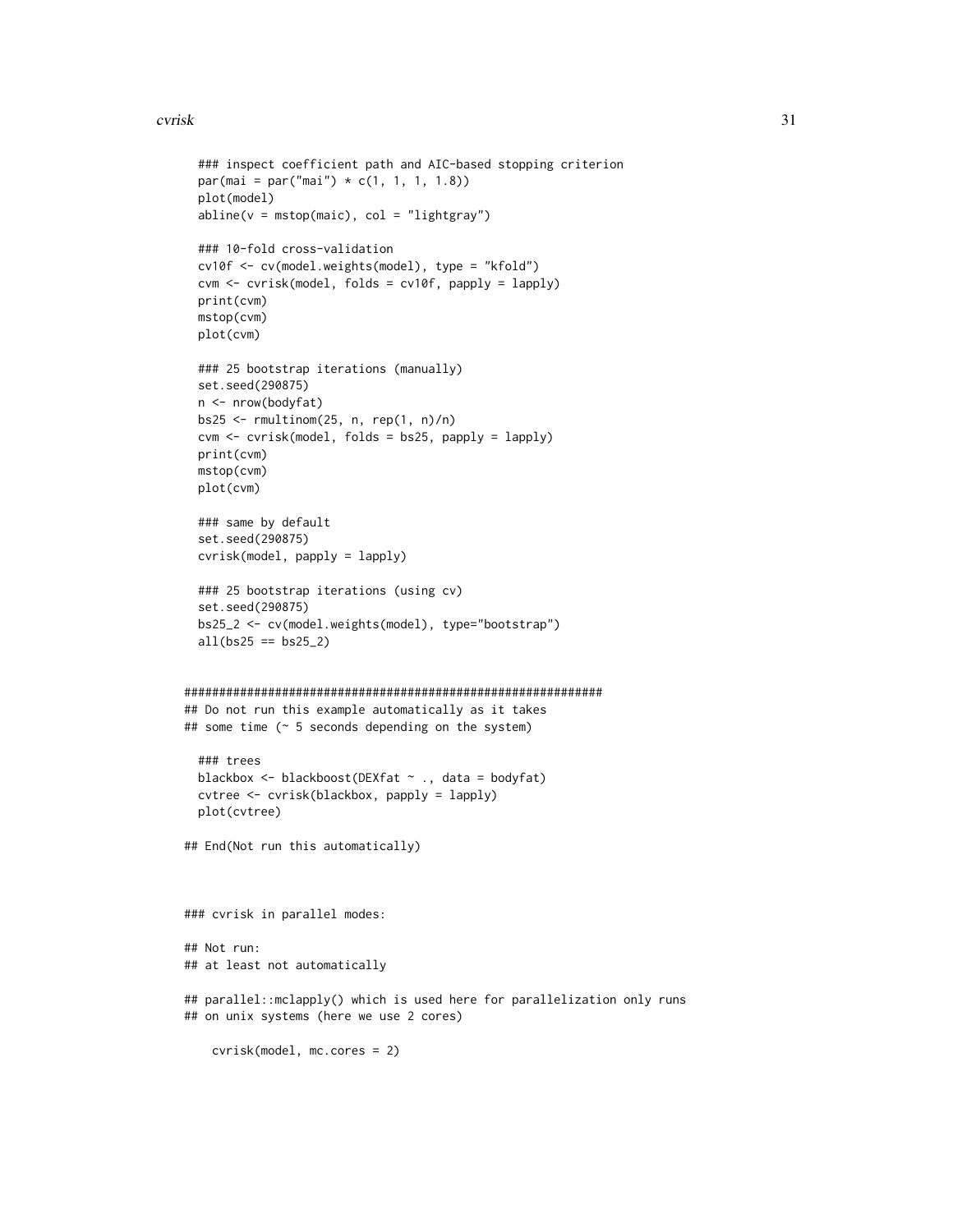```
  ### inspect coefficient path and AIC-based stopping criterion
  par(mai = par("mai") * c(1, 1, 1, 1.8))
  plot(model)
  abline(v = mstop(maic), col = "lightgray")

  ### 10-fold cross-validation
  cv10f <- cv(model.weights(model), type = "kfold")
  cvm <- cvrisk(model, folds = cv10f, papply = lapply)
  print(cvm)
  mstop(cvm)
  plot(cvm)

  ### 25 bootstrap iterations (manually)
  set.seed(290875)
  n <- nrow(bodyfat)
  bs25 <- rmultinom(25, n, rep(1, n)/n)
  cvm <- cvrisk(model, folds = bs25, papply = lapply)
  print(cvm)
  mstop(cvm)
  plot(cvm)

  ### same by default
  set.seed(290875)
  cvrisk(model, papply = lapply)

  ### 25 bootstrap iterations (using cv)
  set.seed(290875)
  bs25_2 <- cv(model.weights(model), type="bootstrap")
  all(bs25 == bs25_2)


############################################################
## Do not run this example automatically as it takes
## some time (~ 5 seconds depending on the system)

  ### trees
  blackbox <- blackboost(DEXfat ~ ., data = bodyfat)
  cvtree <- cvrisk(blackbox, papply = lapply)
  plot(cvtree)

## End(Not run this automatically)



### cvrisk in parallel modes:

## Not run:
## at least not automatically

## parallel::mclapply() which is used here for parallelization only runs
## on unix systems (here we use 2 cores)

    cvrisk(model, mc.cores = 2)
```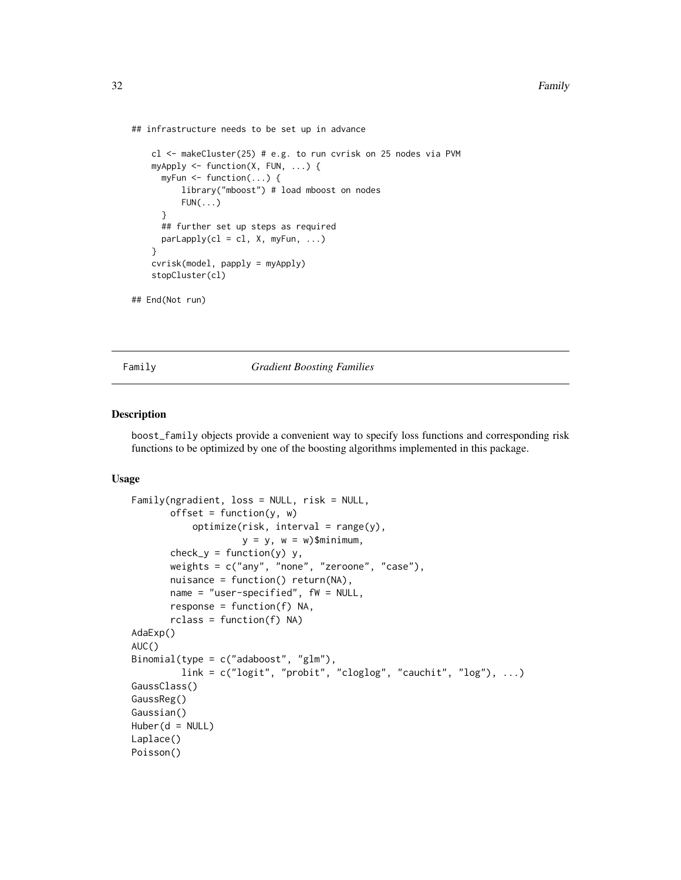```
## infrastructure needs to be set up in advance

    cl <- makeCluster(25) # e.g. to run cvrisk on 25 nodes via PVM
    myApply <- function(X, FUN, ...) {
      myFun <- function(...) {
          library("mboost") # load mboost on nodes
          FUN(...)
      }
      ## further set up steps as required
      parLapply(cl = cl, X, myFun, ...)
    }
    cvrisk(model, papply = myApply)
    stopCluster(cl)

## End(Not run)
```

# Family — *Gradient Boosting Families*

## Description

boost_family objects provide a convenient way to specify loss functions and corresponding risk functions to be optimized by one of the boosting algorithms implemented in this package.

## Usage

```
Family(ngradient, loss = NULL, risk = NULL,
       offset = function(y, w)
           optimize(risk, interval = range(y),
                    y = y, w = w)$minimum,
       check_y = function(y) y,
       weights = c("any", "none", "zeroone", "case"),
       nuisance = function() return(NA),
       name = "user-specified", fW = NULL,
       response = function(f) NA,
       rclass = function(f) NA)
AdaExp()
AUC()
Binomial(type = c("adaboost", "glm"),
         link = c("logit", "probit", "cloglog", "cauchit", "log"), ...)
GaussClass()
GaussReg()
Gaussian()
Huber(d = NULL)
Laplace()
Poisson()
```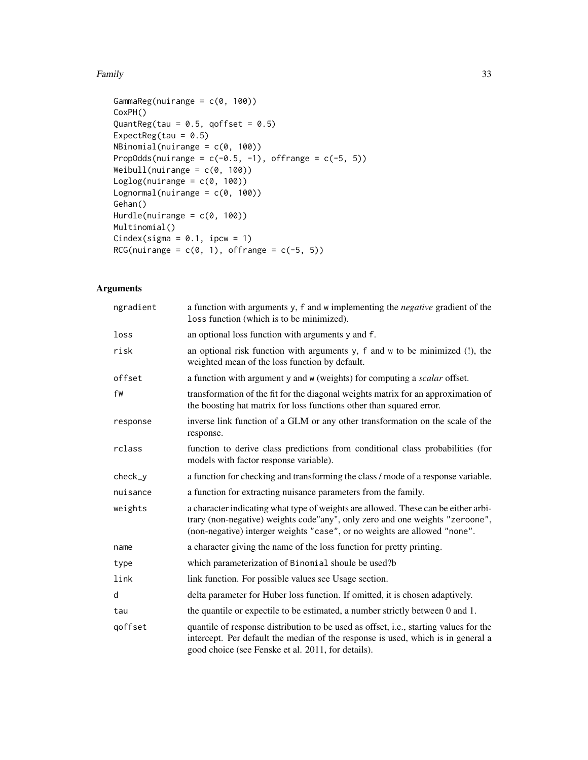```
GammaReg(nuirange = c(0, 100))
CoxPH()
QuantReg(tau = 0.5, qoffset = 0.5)
ExpectReg(tau = 0.5)
NBinomial(nuirange = c(0, 100))
PropOdds(nuirange = c(-0.5, -1), offrange = c(-5, 5))
Weibull(nuirange = c(0, 100))
Loglog(nuirange = c(0, 100))
Lognormal(nuirange = c(0, 100))
Gehan()
Hurdle(nuirange = c(0, 100))
Multinomial()
Cindex(sigma = 0.1, ipcw = 1)
RCG(nuirange = c(0, 1), offrange = c(-5, 5))
```

## Arguments

| | |
|---|---|
| `ngradient` | a function with arguments `y`, `f` and `w` implementing the *negative* gradient of the `loss` function (which is to be minimized). |
| `loss` | an optional loss function with arguments `y` and `f`. |
| `risk` | an optional risk function with arguments `y`, `f` and `w` to be minimized (!), the weighted mean of the loss function by default. |
| `offset` | a function with argument `y` and `w` (weights) for computing a *scalar* offset. |
| `fW` | transformation of the fit for the diagonal weights matrix for an approximation of the boosting hat matrix for loss functions other than squared error. |
| `response` | inverse link function of a GLM or any other transformation on the scale of the response. |
| `rclass` | function to derive class predictions from conditional class probabilities (for models with factor response variable). |
| `check_y` | a function for checking and transforming the class / mode of a response variable. |
| `nuisance` | a function for extracting nuisance parameters from the family. |
| `weights` | a character indicating what type of weights are allowed. These can be either arbitrary (non-negative) weights code"any", only zero and one weights `"zeroone"`, (non-negative) interger weights `"case"`, or no weights are allowed `"none"`. |
| `name` | a character giving the name of the loss function for pretty printing. |
| `type` | which parameterization of `Binomial` shoule be used?b |
| `link` | link function. For possible values see Usage section. |
| `d` | delta parameter for Huber loss function. If omitted, it is chosen adaptively. |
| `tau` | the quantile or expectile to be estimated, a number strictly between 0 and 1. |
| `qoffset` | quantile of response distribution to be used as offset, i.e., starting values for the intercept. Per default the median of the response is used, which is in general a good choice (see Fenske et al. 2011, for details). |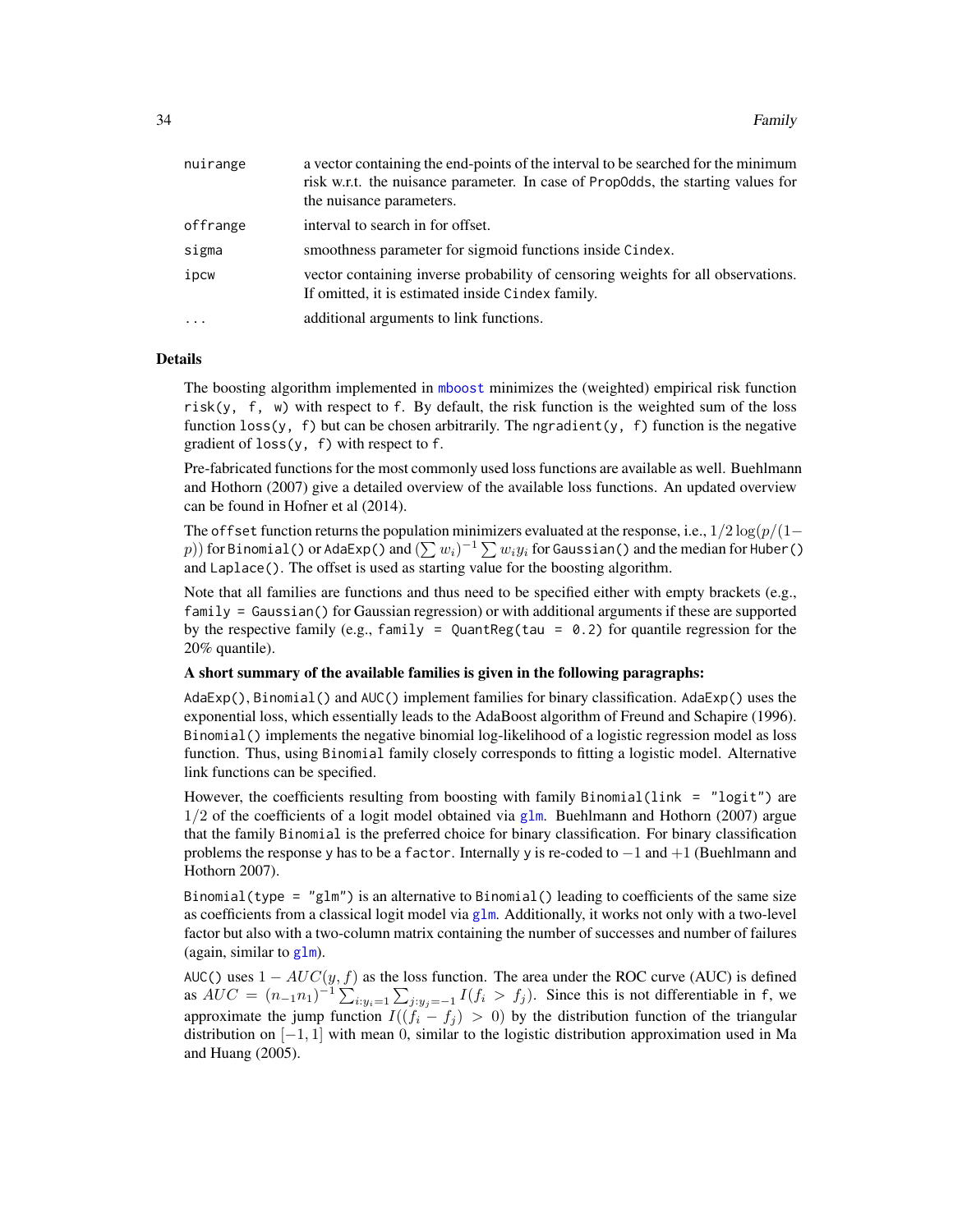| | |
|---|---|
| `nuirange` | a vector containing the end-points of the interval to be searched for the minimum risk w.r.t. the nuisance parameter. In case of `PropOdds`, the starting values for the nuisance parameters. |
| `offrange` | interval to search in for offset. |
| `sigma` | smoothness parameter for sigmoid functions inside `Cindex`. |
| `ipcw` | vector containing inverse probability of censoring weights for all observations. If omitted, it is estimated inside `Cindex` family. |
| `...` | additional arguments to link functions. |

## Details

The boosting algorithm implemented in `mboost` minimizes the (weighted) empirical risk function `risk(y, f, w)` with respect to `f`. By default, the risk function is the weighted sum of the loss function `loss(y, f)` but can be chosen arbitrarily. The `ngradient(y, f)` function is the negative gradient of `loss(y, f)` with respect to `f`.

Pre-fabricated functions for the most commonly used loss functions are available as well. Buehlmann and Hothorn (2007) give a detailed overview of the available loss functions. An updated overview can be found in Hofner et al (2014).

The `offset` function returns the population minimizers evaluated at the response, i.e., $1/2 \log(p/(1-p))$ for `Binomial()` or `AdaExp()` and $(\sum w_i)^{-1} \sum w_i y_i$ for `Gaussian()` and the median for `Huber()` and `Laplace()`. The offset is used as starting value for the boosting algorithm.

Note that all families are functions and thus need to be specified either with empty brackets (e.g., `family = Gaussian()` for Gaussian regression) or with additional arguments if these are supported by the respective family (e.g., `family = QuantReg(tau = 0.2)` for quantile regression for the 20% quantile).

**A short summary of the available families is given in the following paragraphs:**

`AdaExp()`, `Binomial()` and `AUC()` implement families for binary classification. `AdaExp()` uses the exponential loss, which essentially leads to the AdaBoost algorithm of Freund and Schapire (1996). `Binomial()` implements the negative binomial log-likelihood of a logistic regression model as loss function. Thus, using `Binomial` family closely corresponds to fitting a logistic model. Alternative link functions can be specified.

However, the coefficients resulting from boosting with family `Binomial(link = "logit")` are $1/2$ of the coefficients of a logit model obtained via `glm`. Buehlmann and Hothorn (2007) argue that the family `Binomial` is the preferred choice for binary classification. For binary classification problems the response `y` has to be a `factor`. Internally `y` is re-coded to $-1$ and $+1$ (Buehlmann and Hothorn 2007).

`Binomial(type = "glm")` is an alternative to `Binomial()` leading to coefficients of the same size as coefficients from a classical logit model via `glm`. Additionally, it works not only with a two-level factor but also with a two-column matrix containing the number of successes and number of failures (again, similar to `glm`).

`AUC()` uses $1 - AUC(y, f)$ as the loss function. The area under the ROC curve (AUC) is defined as $AUC = (n_{-1} n_1)^{-1} \sum_{i: y_i = 1} \sum_{j: y_j = -1} I(f_i > f_j)$. Since this is not differentiable in `f`, we approximate the jump function $I((f_i - f_j) > 0)$ by the distribution function of the triangular distribution on $[-1, 1]$ with mean $0$, similar to the logistic distribution approximation used in Ma and Huang (2005).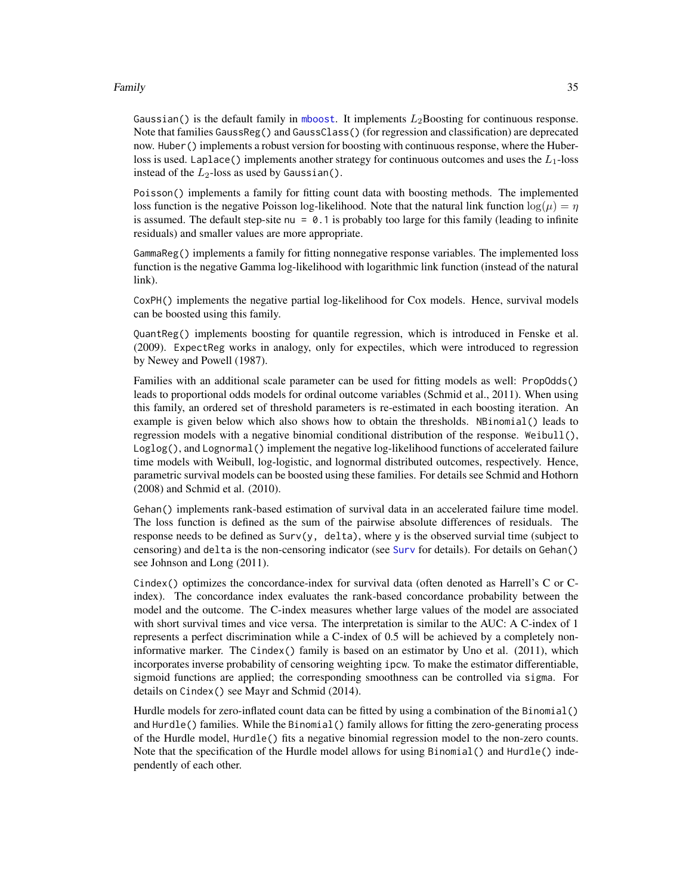Gaussian() is the default family in mboost. It implements $L_2$Boosting for continuous response. Note that families GaussReg() and GaussClass() (for regression and classification) are deprecated now. Huber() implements a robust version for boosting with continuous response, where the Huber-loss is used. Laplace() implements another strategy for continuous outcomes and uses the $L_1$-loss instead of the $L_2$-loss as used by Gaussian().

Poisson() implements a family for fitting count data with boosting methods. The implemented loss function is the negative Poisson log-likelihood. Note that the natural link function $\log(\mu) = \eta$ is assumed. The default step-site nu = 0.1 is probably too large for this family (leading to infinite residuals) and smaller values are more appropriate.

GammaReg() implements a family for fitting nonnegative response variables. The implemented loss function is the negative Gamma log-likelihood with logarithmic link function (instead of the natural link).

CoxPH() implements the negative partial log-likelihood for Cox models. Hence, survival models can be boosted using this family.

QuantReg() implements boosting for quantile regression, which is introduced in Fenske et al. (2009). ExpectReg works in analogy, only for expectiles, which were introduced to regression by Newey and Powell (1987).

Families with an additional scale parameter can be used for fitting models as well: PropOdds() leads to proportional odds models for ordinal outcome variables (Schmid et al., 2011). When using this family, an ordered set of threshold parameters is re-estimated in each boosting iteration. An example is given below which also shows how to obtain the thresholds. NBinomial() leads to regression models with a negative binomial conditional distribution of the response. Weibull(), Loglog(), and Lognormal() implement the negative log-likelihood functions of accelerated failure time models with Weibull, log-logistic, and lognormal distributed outcomes, respectively. Hence, parametric survival models can be boosted using these families. For details see Schmid and Hothorn (2008) and Schmid et al. (2010).

Gehan() implements rank-based estimation of survival data in an accelerated failure time model. The loss function is defined as the sum of the pairwise absolute differences of residuals. The response needs to be defined as Surv(y, delta), where y is the observed survial time (subject to censoring) and delta is the non-censoring indicator (see Surv for details). For details on Gehan() see Johnson and Long (2011).

Cindex() optimizes the concordance-index for survival data (often denoted as Harrell's C or C-index). The concordance index evaluates the rank-based concordance probability between the model and the outcome. The C-index measures whether large values of the model are associated with short survival times and vice versa. The interpretation is similar to the AUC: A C-index of 1 represents a perfect discrimination while a C-index of 0.5 will be achieved by a completely non-informative marker. The Cindex() family is based on an estimator by Uno et al. (2011), which incorporates inverse probability of censoring weighting ipcw. To make the estimator differentiable, sigmoid functions are applied; the corresponding smoothness can be controlled via sigma. For details on Cindex() see Mayr and Schmid (2014).

Hurdle models for zero-inflated count data can be fitted by using a combination of the Binomial() and Hurdle() families. While the Binomial() family allows for fitting the zero-generating process of the Hurdle model, Hurdle() fits a negative binomial regression model to the non-zero counts. Note that the specification of the Hurdle model allows for using Binomial() and Hurdle() independently of each other.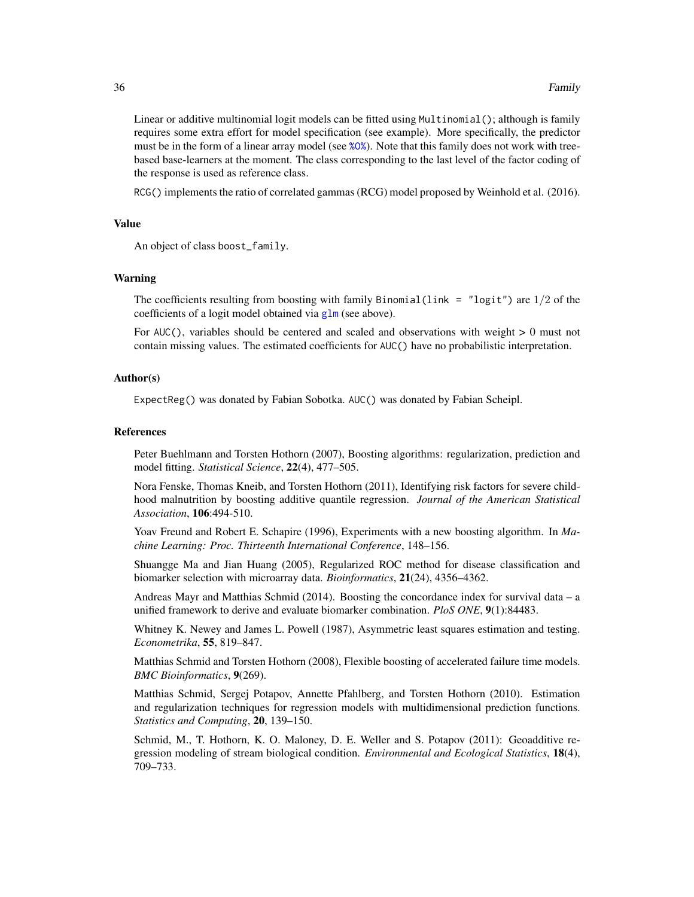Linear or additive multinomial logit models can be fitted using `Multinomial()`; although is family requires some extra effort for model specification (see example). More specifically, the predictor must be in the form of a linear array model (see `%O%`). Note that this family does not work with tree-based base-learners at the moment. The class corresponding to the last level of the factor coding of the response is used as reference class.

`RCG()` implements the ratio of correlated gammas (RCG) model proposed by Weinhold et al. (2016).

### Value

An object of class `boost_family`.

### Warning

The coefficients resulting from boosting with family `Binomial(link = "logit")` are $1/2$ of the coefficients of a logit model obtained via `glm` (see above).

For `AUC()`, variables should be centered and scaled and observations with weight > 0 must not contain missing values. The estimated coefficients for `AUC()` have no probabilistic interpretation.

### Author(s)

`ExpectReg()` was donated by Fabian Sobotka. `AUC()` was donated by Fabian Scheipl.

### References

Peter Buehlmann and Torsten Hothorn (2007), Boosting algorithms: regularization, prediction and model fitting. *Statistical Science*, **22**(4), 477–505.

Nora Fenske, Thomas Kneib, and Torsten Hothorn (2011), Identifying risk factors for severe childhood malnutrition by boosting additive quantile regression. *Journal of the American Statistical Association*, **106**:494-510.

Yoav Freund and Robert E. Schapire (1996), Experiments with a new boosting algorithm. In *Machine Learning: Proc. Thirteenth International Conference*, 148–156.

Shuangge Ma and Jian Huang (2005), Regularized ROC method for disease classification and biomarker selection with microarray data. *Bioinformatics*, **21**(24), 4356–4362.

Andreas Mayr and Matthias Schmid (2014). Boosting the concordance index for survival data – a unified framework to derive and evaluate biomarker combination. *PloS ONE*, **9**(1):84483.

Whitney K. Newey and James L. Powell (1987), Asymmetric least squares estimation and testing. *Econometrika*, **55**, 819–847.

Matthias Schmid and Torsten Hothorn (2008), Flexible boosting of accelerated failure time models. *BMC Bioinformatics*, **9**(269).

Matthias Schmid, Sergej Potapov, Annette Pfahlberg, and Torsten Hothorn (2010). Estimation and regularization techniques for regression models with multidimensional prediction functions. *Statistics and Computing*, **20**, 139–150.

Schmid, M., T. Hothorn, K. O. Maloney, D. E. Weller and S. Potapov (2011): Geoadditive regression modeling of stream biological condition. *Environmental and Ecological Statistics*, **18**(4), 709–733.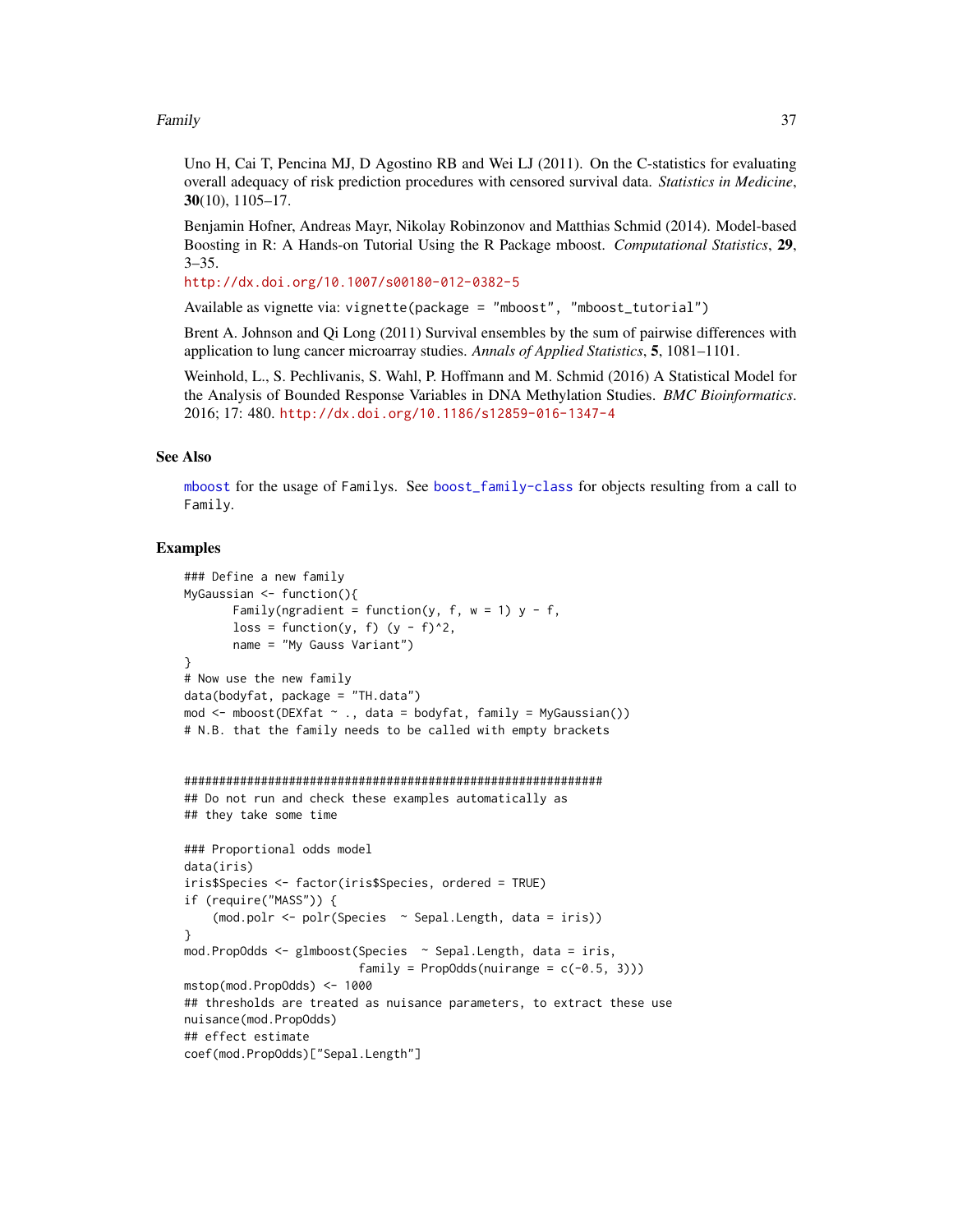Uno H, Cai T, Pencina MJ, D Agostino RB and Wei LJ (2011). On the C-statistics for evaluating overall adequacy of risk prediction procedures with censored survival data. *Statistics in Medicine*, **30**(10), 1105–17.

Benjamin Hofner, Andreas Mayr, Nikolay Robinzonov and Matthias Schmid (2014). Model-based Boosting in R: A Hands-on Tutorial Using the R Package mboost. *Computational Statistics*, **29**, 3–35.
http://dx.doi.org/10.1007/s00180-012-0382-5

Available as vignette via: `vignette(package = "mboost", "mboost_tutorial")`

Brent A. Johnson and Qi Long (2011) Survival ensembles by the sum of pairwise differences with application to lung cancer microarray studies. *Annals of Applied Statistics*, **5**, 1081–1101.

Weinhold, L., S. Pechlivanis, S. Wahl, P. Hoffmann and M. Schmid (2016) A Statistical Model for the Analysis of Bounded Response Variables in DNA Methylation Studies. *BMC Bioinformatics*. 2016; 17: 480. http://dx.doi.org/10.1186/s12859-016-1347-4

## See Also

mboost for the usage of `Family`s. See boost_family-class for objects resulting from a call to `Family`.

## Examples

```
### Define a new family
MyGaussian <- function(){
       Family(ngradient = function(y, f, w = 1) y - f,
       loss = function(y, f) (y - f)^2,
       name = "My Gauss Variant")
}
# Now use the new family
data(bodyfat, package = "TH.data")
mod <- mboost(DEXfat ~ ., data = bodyfat, family = MyGaussian())
# N.B. that the family needs to be called with empty brackets


############################################################
## Do not run and check these examples automatically as
## they take some time

### Proportional odds model
data(iris)
iris$Species <- factor(iris$Species, ordered = TRUE)
if (require("MASS")) {
    (mod.polr <- polr(Species  ~ Sepal.Length, data = iris))
}
mod.PropOdds <- glmboost(Species  ~ Sepal.Length, data = iris,
                         family = PropOdds(nuirange = c(-0.5, 3)))
mstop(mod.PropOdds) <- 1000
## thresholds are treated as nuisance parameters, to extract these use
nuisance(mod.PropOdds)
## effect estimate
coef(mod.PropOdds)["Sepal.Length"]
```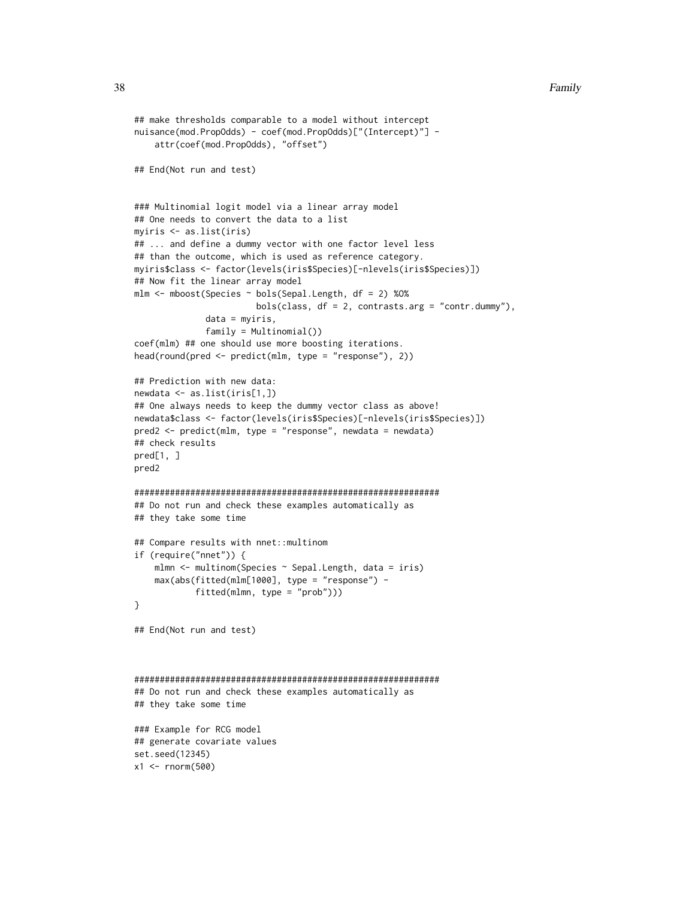```
## make thresholds comparable to a model without intercept
nuisance(mod.PropOdds) - coef(mod.PropOdds)["(Intercept)"] -
    attr(coef(mod.PropOdds), "offset")

## End(Not run and test)


### Multinomial logit model via a linear array model
## One needs to convert the data to a list
myiris <- as.list(iris)
## ... and define a dummy vector with one factor level less
## than the outcome, which is used as reference category.
myiris$class <- factor(levels(iris$Species)[-nlevels(iris$Species)])
## Now fit the linear array model
mlm <- mboost(Species ~ bols(Sepal.Length, df = 2) %O%
                        bols(class, df = 2, contrasts.arg = "contr.dummy"),
              data = myiris,
              family = Multinomial())
coef(mlm) ## one should use more boosting iterations.
head(round(pred <- predict(mlm, type = "response"), 2))

## Prediction with new data:
newdata <- as.list(iris[1,])
## One always needs to keep the dummy vector class as above!
newdata$class <- factor(levels(iris$Species)[-nlevels(iris$Species)])
pred2 <- predict(mlm, type = "response", newdata = newdata)
## check results
pred[1, ]
pred2

############################################################
## Do not run and check these examples automatically as
## they take some time

## Compare results with nnet::multinom
if (require("nnet")) {
    mlmn <- multinom(Species ~ Sepal.Length, data = iris)
    max(abs(fitted(mlm[1000], type = "response") -
            fitted(mlmn, type = "prob")))
}

## End(Not run and test)



############################################################
## Do not run and check these examples automatically as
## they take some time

### Example for RCG model
## generate covariate values
set.seed(12345)
x1 <- rnorm(500)
```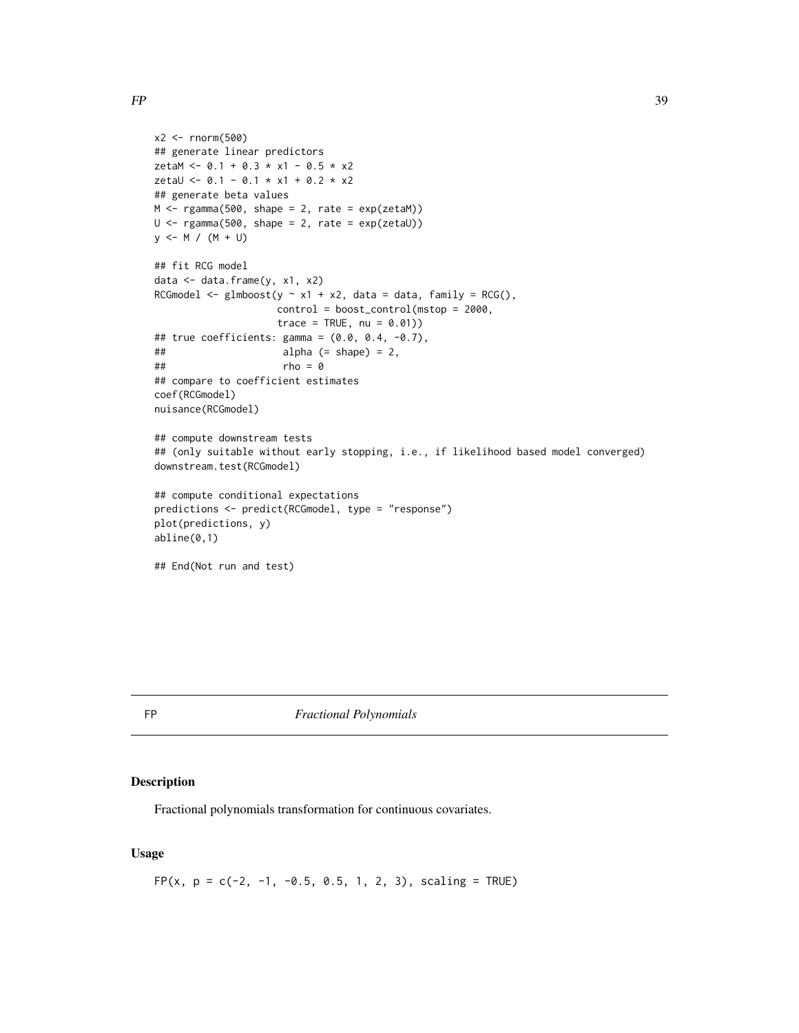```
x2 <- rnorm(500)
## generate linear predictors
zetaM <- 0.1 + 0.3 * x1 - 0.5 * x2
zetaU <- 0.1 - 0.1 * x1 + 0.2 * x2
## generate beta values
M <- rgamma(500, shape = 2, rate = exp(zetaM))
U <- rgamma(500, shape = 2, rate = exp(zetaU))
y <- M / (M + U)

## fit RCG model
data <- data.frame(y, x1, x2)
RCGmodel <- glmboost(y ~ x1 + x2, data = data, family = RCG(),
                     control = boost_control(mstop = 2000,
                     trace = TRUE, nu = 0.01))
## true coefficients: gamma = (0.0, 0.4, -0.7),
##                    alpha (= shape) = 2,
##                    rho = 0
## compare to coefficient estimates
coef(RCGmodel)
nuisance(RCGmodel)

## compute downstream tests
## (only suitable without early stopping, i.e., if likelihood based model converged)
downstream.test(RCGmodel)

## compute conditional expectations
predictions <- predict(RCGmodel, type = "response")
plot(predictions, y)
abline(0,1)

## End(Not run and test)
```

---

FP *Fractional Polynomials*

---

## Description

Fractional polynomials transformation for continuous covariates.

## Usage

```
FP(x, p = c(-2, -1, -0.5, 0.5, 1, 2, 3), scaling = TRUE)
```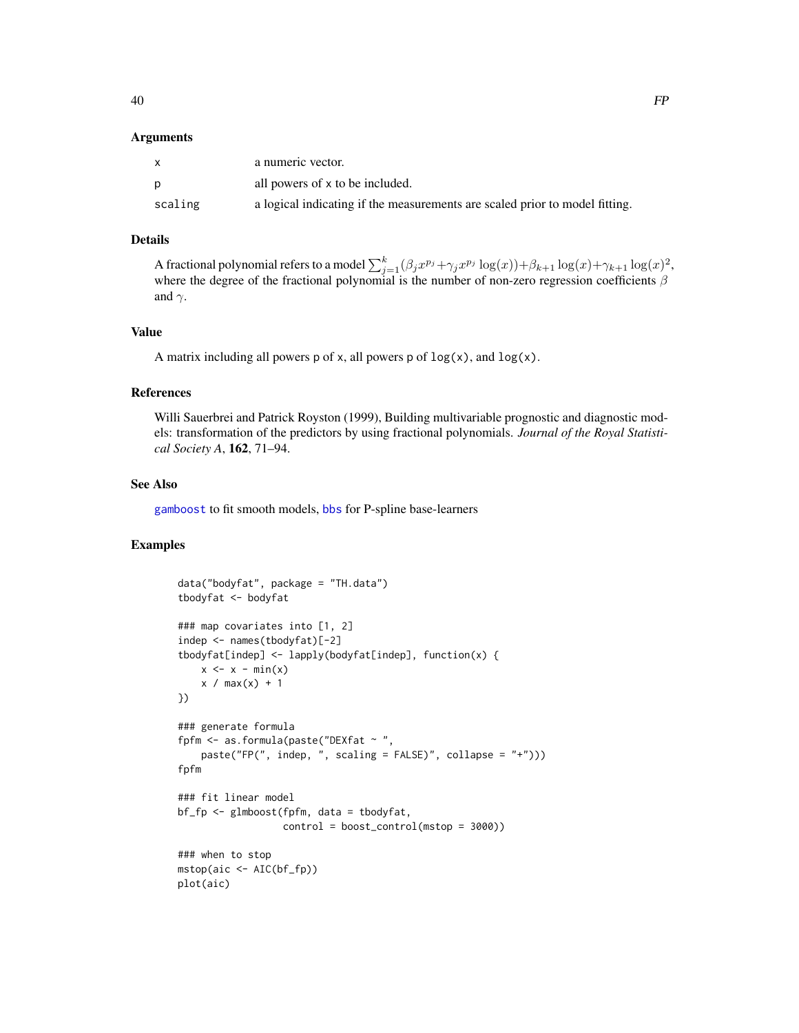## Arguments

| | |
|---|---|
| x | a numeric vector. |
| p | all powers of x to be included. |
| scaling | a logical indicating if the measurements are scaled prior to model fitting. |

## Details

A fractional polynomial refers to a model $\sum_{j=1}^{k}(\beta_j x^{p_j} + \gamma_j x^{p_j} \log(x)) + \beta_{k+1} \log(x) + \gamma_{k+1} \log(x)^2$, where the degree of the fractional polynomial is the number of non-zero regression coefficients $\beta$ and $\gamma$.

## Value

A matrix including all powers `p` of `x`, all powers `p` of `log(x)`, and `log(x)`.

## References

Willi Sauerbrei and Patrick Royston (1999), Building multivariable prognostic and diagnostic models: transformation of the predictors by using fractional polynomials. *Journal of the Royal Statistical Society A*, **162**, 71–94.

## See Also

`gamboost` to fit smooth models, `bbs` for P-spline base-learners

## Examples

```
data("bodyfat", package = "TH.data")
tbodyfat <- bodyfat

### map covariates into [1, 2]
indep <- names(tbodyfat)[-2]
tbodyfat[indep] <- lapply(bodyfat[indep], function(x) {
    x <- x - min(x)
    x / max(x) + 1
})

### generate formula
fpfm <- as.formula(paste("DEXfat ~ ",
    paste("FP(", indep, ", scaling = FALSE)", collapse = "+")))
fpfm

### fit linear model
bf_fp <- glmboost(fpfm, data = tbodyfat,
                  control = boost_control(mstop = 3000))

### when to stop
mstop(aic <- AIC(bf_fp))
plot(aic)
```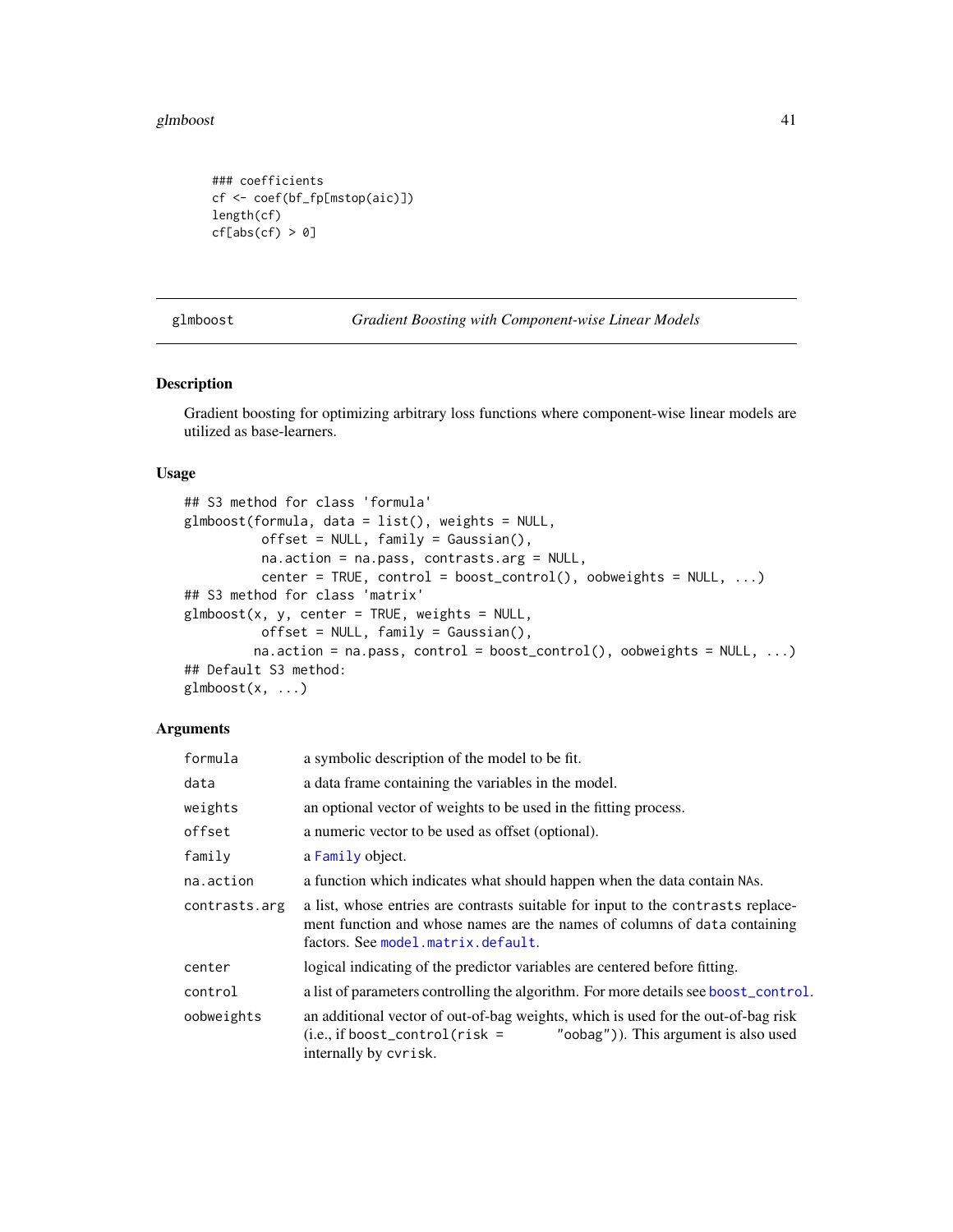```
### coefficients
cf <- coef(bf_fp[mstop(aic)])
length(cf)
cf[abs(cf) > 0]
```

## glmboost — *Gradient Boosting with Component-wise Linear Models*

### Description

Gradient boosting for optimizing arbitrary loss functions where component-wise linear models are utilized as base-learners.

### Usage

```
## S3 method for class 'formula'
glmboost(formula, data = list(), weights = NULL,
         offset = NULL, family = Gaussian(),
         na.action = na.pass, contrasts.arg = NULL,
         center = TRUE, control = boost_control(), oobweights = NULL, ...)
## S3 method for class 'matrix'
glmboost(x, y, center = TRUE, weights = NULL,
         offset = NULL, family = Gaussian(),
        na.action = na.pass, control = boost_control(), oobweights = NULL, ...)
## Default S3 method:
glmboost(x, ...)
```

### Arguments

| | |
|---|---|
| `formula` | a symbolic description of the model to be fit. |
| `data` | a data frame containing the variables in the model. |
| `weights` | an optional vector of weights to be used in the fitting process. |
| `offset` | a numeric vector to be used as offset (optional). |
| `family` | a `Family` object. |
| `na.action` | a function which indicates what should happen when the data contain `NA`s. |
| `contrasts.arg` | a list, whose entries are contrasts suitable for input to the `contrasts` replacement function and whose names are the names of columns of `data` containing factors. See `model.matrix.default`. |
| `center` | logical indicating of the predictor variables are centered before fitting. |
| `control` | a list of parameters controlling the algorithm. For more details see `boost_control`. |
| `oobweights` | an additional vector of out-of-bag weights, which is used for the out-of-bag risk (i.e., if `boost_control(risk = "oobag")`). This argument is also used internally by `cvrisk`. |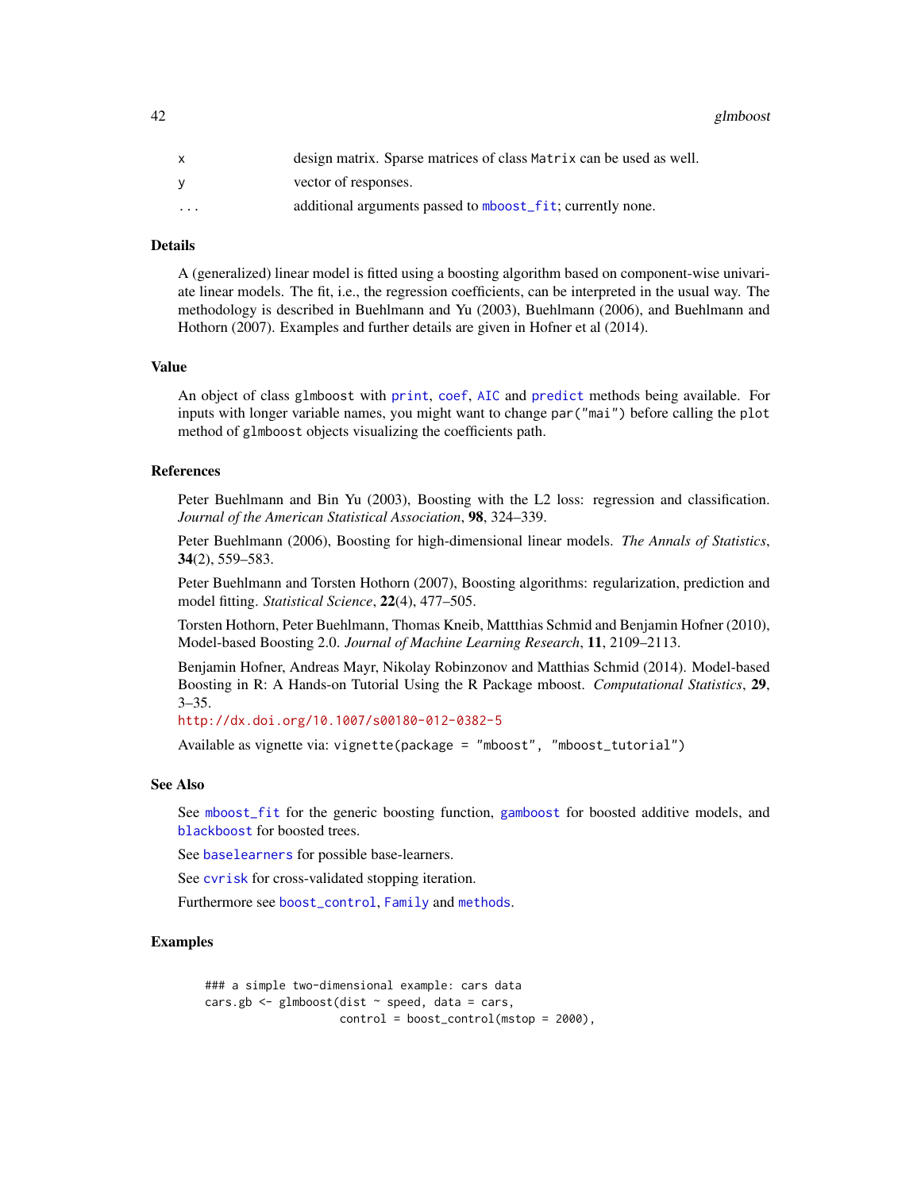| | |
|---|---|
| x | design matrix. Sparse matrices of class Matrix can be used as well. |
| y | vector of responses. |
| ... | additional arguments passed to mboost_fit; currently none. |

## Details

A (generalized) linear model is fitted using a boosting algorithm based on component-wise univariate linear models. The fit, i.e., the regression coefficients, can be interpreted in the usual way. The methodology is described in Buehlmann and Yu (2003), Buehlmann (2006), and Buehlmann and Hothorn (2007). Examples and further details are given in Hofner et al (2014).

## Value

An object of class glmboost with print, coef, AIC and predict methods being available. For inputs with longer variable names, you might want to change par("mai") before calling the plot method of glmboost objects visualizing the coefficients path.

## References

Peter Buehlmann and Bin Yu (2003), Boosting with the L2 loss: regression and classification. *Journal of the American Statistical Association*, **98**, 324–339.

Peter Buehlmann (2006), Boosting for high-dimensional linear models. *The Annals of Statistics*, **34**(2), 559–583.

Peter Buehlmann and Torsten Hothorn (2007), Boosting algorithms: regularization, prediction and model fitting. *Statistical Science*, **22**(4), 477–505.

Torsten Hothorn, Peter Buehlmann, Thomas Kneib, Mattthias Schmid and Benjamin Hofner (2010), Model-based Boosting 2.0. *Journal of Machine Learning Research*, **11**, 2109–2113.

Benjamin Hofner, Andreas Mayr, Nikolay Robinzonov and Matthias Schmid (2014). Model-based Boosting in R: A Hands-on Tutorial Using the R Package mboost. *Computational Statistics*, **29**, 3–35.
http://dx.doi.org/10.1007/s00180-012-0382-5

Available as vignette via: vignette(package = "mboost", "mboost_tutorial")

## See Also

See mboost_fit for the generic boosting function, gamboost for boosted additive models, and blackboost for boosted trees.

See baselearners for possible base-learners.

See cvrisk for cross-validated stopping iteration.

Furthermore see boost_control, Family and methods.

## Examples

```
### a simple two-dimensional example: cars data
cars.gb <- glmboost(dist ~ speed, data = cars,
                    control = boost_control(mstop = 2000),
```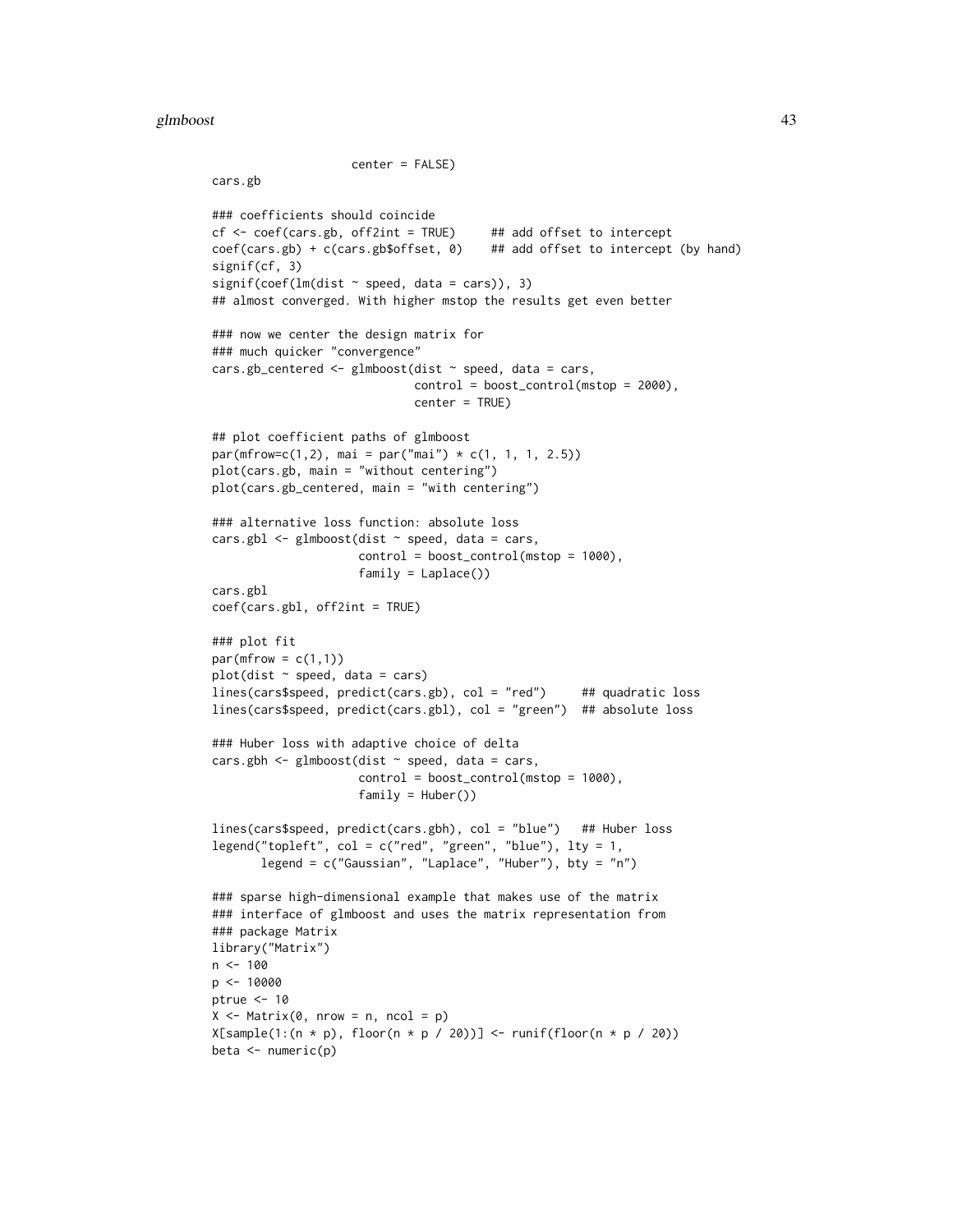```
                     center = FALSE)
cars.gb

### coefficients should coincide
cf <- coef(cars.gb, off2int = TRUE)     ## add offset to intercept
coef(cars.gb) + c(cars.gb$offset, 0)    ## add offset to intercept (by hand)
signif(cf, 3)
signif(coef(lm(dist ~ speed, data = cars)), 3)
## almost converged. With higher mstop the results get even better

### now we center the design matrix for
### much quicker "convergence"
cars.gb_centered <- glmboost(dist ~ speed, data = cars,
                             control = boost_control(mstop = 2000),
                             center = TRUE)

## plot coefficient paths of glmboost
par(mfrow=c(1,2), mai = par("mai") * c(1, 1, 1, 2.5))
plot(cars.gb, main = "without centering")
plot(cars.gb_centered, main = "with centering")

### alternative loss function: absolute loss
cars.gbl <- glmboost(dist ~ speed, data = cars,
                     control = boost_control(mstop = 1000),
                     family = Laplace())
cars.gbl
coef(cars.gbl, off2int = TRUE)

### plot fit
par(mfrow = c(1,1))
plot(dist ~ speed, data = cars)
lines(cars$speed, predict(cars.gb), col = "red")     ## quadratic loss
lines(cars$speed, predict(cars.gbl), col = "green")  ## absolute loss

### Huber loss with adaptive choice of delta
cars.gbh <- glmboost(dist ~ speed, data = cars,
                     control = boost_control(mstop = 1000),
                     family = Huber())

lines(cars$speed, predict(cars.gbh), col = "blue")   ## Huber loss
legend("topleft", col = c("red", "green", "blue"), lty = 1,
       legend = c("Gaussian", "Laplace", "Huber"), bty = "n")

### sparse high-dimensional example that makes use of the matrix
### interface of glmboost and uses the matrix representation from
### package Matrix
library("Matrix")
n <- 100
p <- 10000
ptrue <- 10
X <- Matrix(0, nrow = n, ncol = p)
X[sample(1:(n * p), floor(n * p / 20))] <- runif(floor(n * p / 20))
beta <- numeric(p)
```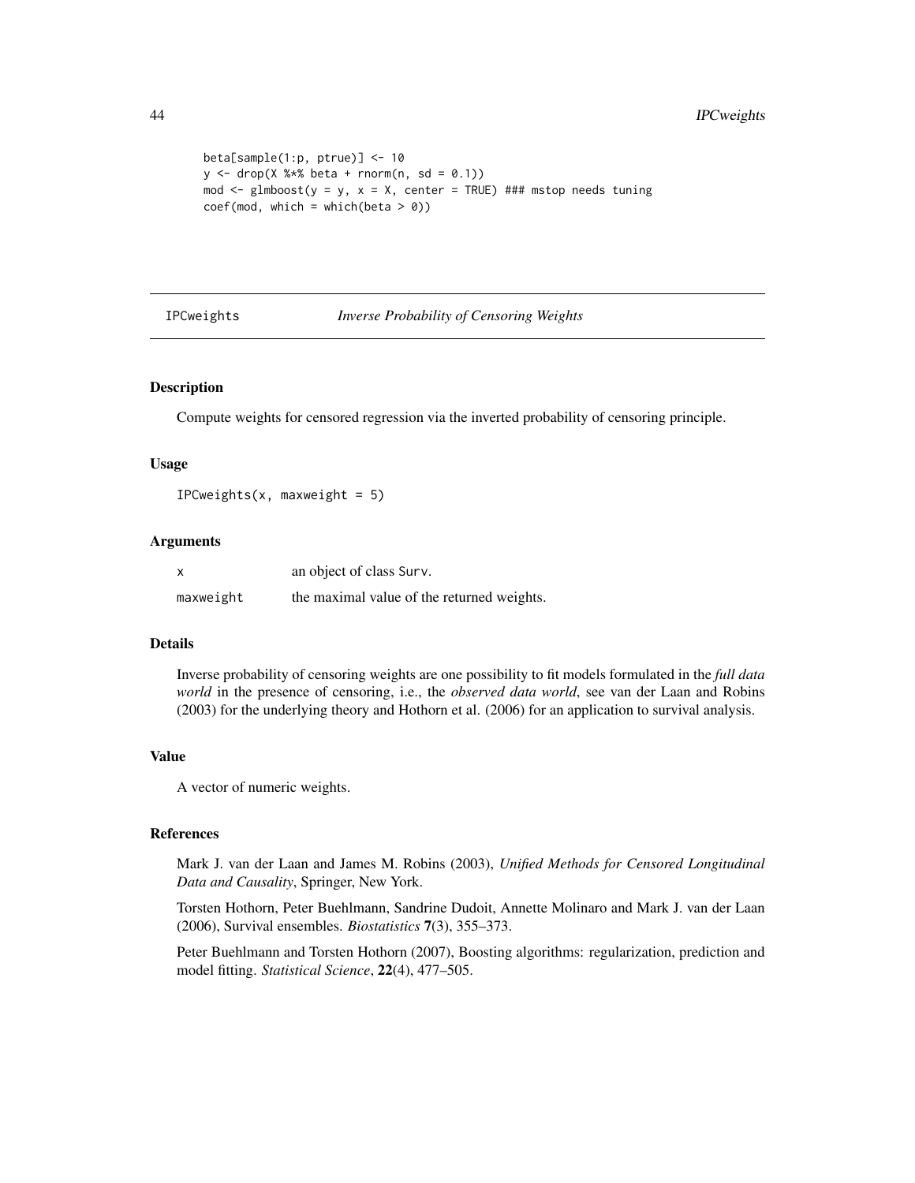```
beta[sample(1:p, ptrue)] <- 10
y <- drop(X %*% beta + rnorm(n, sd = 0.1))
mod <- glmboost(y = y, x = X, center = TRUE) ### mstop needs tuning
coef(mod, which = which(beta > 0))
```

---

IPCweights *Inverse Probability of Censoring Weights*

---

### Description

Compute weights for censored regression via the inverted probability of censoring principle.

### Usage

```
IPCweights(x, maxweight = 5)
```

### Arguments

| | |
|---|---|
| x | an object of class Surv. |
| maxweight | the maximal value of the returned weights. |

### Details

Inverse probability of censoring weights are one possibility to fit models formulated in the *full data world* in the presence of censoring, i.e., the *observed data world*, see van der Laan and Robins (2003) for the underlying theory and Hothorn et al. (2006) for an application to survival analysis.

### Value

A vector of numeric weights.

### References

Mark J. van der Laan and James M. Robins (2003), *Unified Methods for Censored Longitudinal Data and Causality*, Springer, New York.

Torsten Hothorn, Peter Buehlmann, Sandrine Dudoit, Annette Molinaro and Mark J. van der Laan (2006), Survival ensembles. *Biostatistics* **7**(3), 355–373.

Peter Buehlmann and Torsten Hothorn (2007), Boosting algorithms: regularization, prediction and model fitting. *Statistical Science*, **22**(4), 477–505.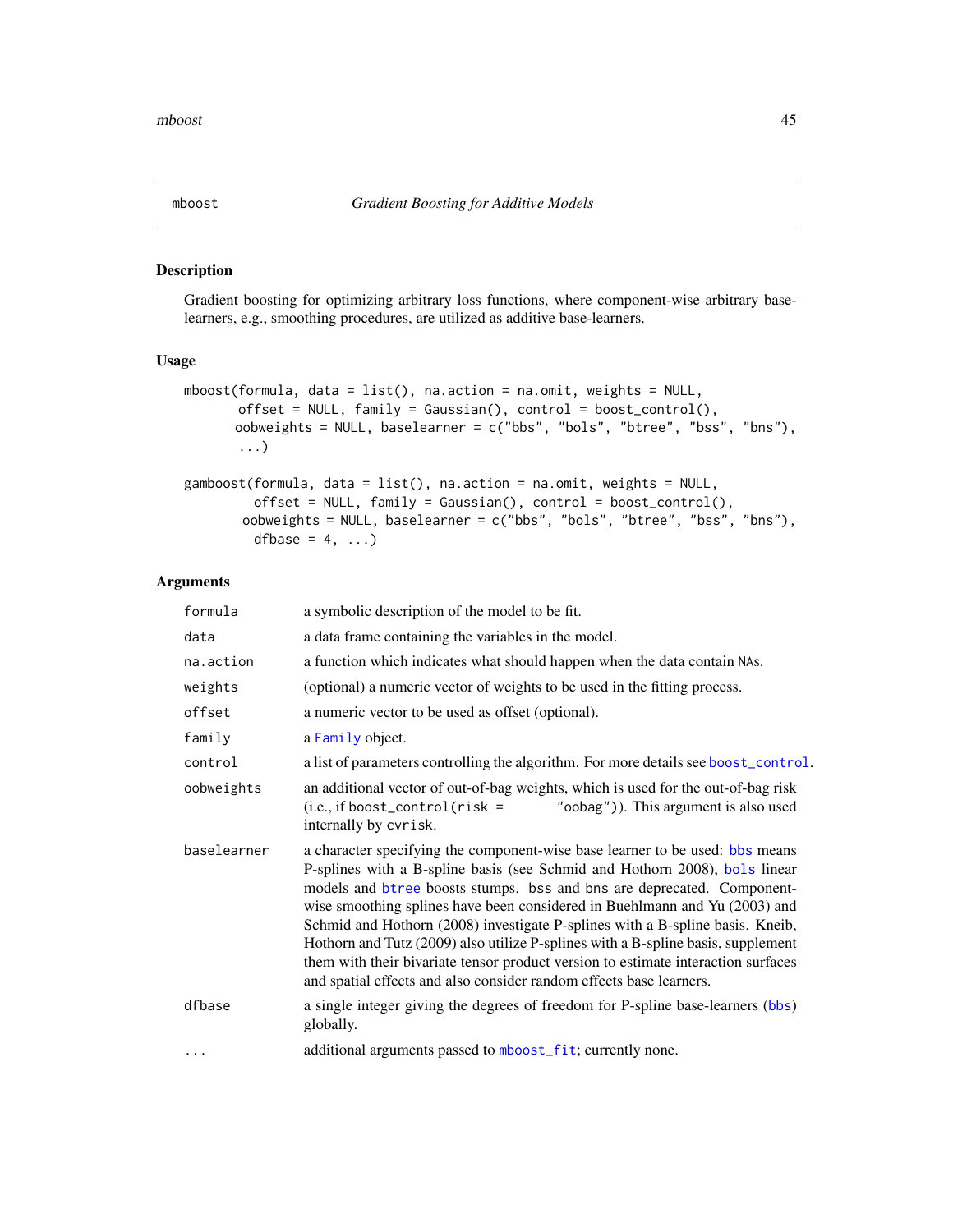`mboost` *Gradient Boosting for Additive Models*

## Description

Gradient boosting for optimizing arbitrary loss functions, where component-wise arbitrary base-learners, e.g., smoothing procedures, are utilized as additive base-learners.

## Usage

```
mboost(formula, data = list(), na.action = na.omit, weights = NULL,
       offset = NULL, family = Gaussian(), control = boost_control(),
       oobweights = NULL, baselearner = c("bbs", "bols", "btree", "bss", "bns"),
       ...)

gamboost(formula, data = list(), na.action = na.omit, weights = NULL,
         offset = NULL, family = Gaussian(), control = boost_control(),
        oobweights = NULL, baselearner = c("bbs", "bols", "btree", "bss", "bns"),
         dfbase = 4, ...)
```

## Arguments

| | |
|---|---|
| `formula` | a symbolic description of the model to be fit. |
| `data` | a data frame containing the variables in the model. |
| `na.action` | a function which indicates what should happen when the data contain NAs. |
| `weights` | (optional) a numeric vector of weights to be used in the fitting process. |
| `offset` | a numeric vector to be used as offset (optional). |
| `family` | a `Family` object. |
| `control` | a list of parameters controlling the algorithm. For more details see `boost_control`. |
| `oobweights` | an additional vector of out-of-bag weights, which is used for the out-of-bag risk (i.e., if `boost_control(risk = "oobag")`). This argument is also used internally by `cvrisk`. |
| `baselearner` | a character specifying the component-wise base learner to be used: `bbs` means P-splines with a B-spline basis (see Schmid and Hothorn 2008), `bols` linear models and `btree` boosts stumps. `bss` and `bns` are deprecated. Component-wise smoothing splines have been considered in Buehlmann and Yu (2003) and Schmid and Hothorn (2008) investigate P-splines with a B-spline basis. Kneib, Hothorn and Tutz (2009) also utilize P-splines with a B-spline basis, supplement them with their bivariate tensor product version to estimate interaction surfaces and spatial effects and also consider random effects base learners. |
| `dfbase` | a single integer giving the degrees of freedom for P-spline base-learners (`bbs`) globally. |
| `...` | additional arguments passed to `mboost_fit`; currently none. |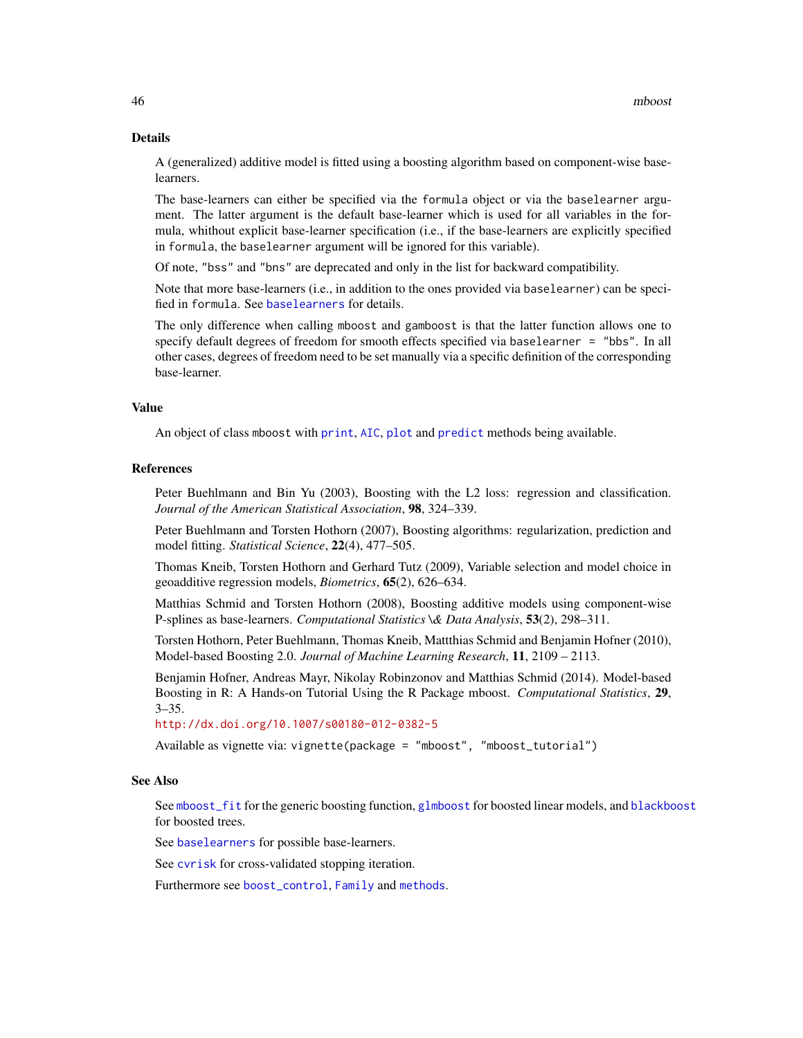### Details

A (generalized) additive model is fitted using a boosting algorithm based on component-wise base-learners.

The base-learners can either be specified via the `formula` object or via the `baselearner` argument. The latter argument is the default base-learner which is used for all variables in the formula, whithout explicit base-learner specification (i.e., if the base-learners are explicitly specified in `formula`, the `baselearner` argument will be ignored for this variable).

Of note, `"bss"` and `"bns"` are deprecated and only in the list for backward compatibility.

Note that more base-learners (i.e., in addition to the ones provided via `baselearner`) can be specified in `formula`. See `baselearners` for details.

The only difference when calling `mboost` and `gamboost` is that the latter function allows one to specify default degrees of freedom for smooth effects specified via `baselearner = "bbs"`. In all other cases, degrees of freedom need to be set manually via a specific definition of the corresponding base-learner.

### Value

An object of class `mboost` with `print`, `AIC`, `plot` and `predict` methods being available.

### References

Peter Buehlmann and Bin Yu (2003), Boosting with the L2 loss: regression and classification. *Journal of the American Statistical Association*, **98**, 324–339.

Peter Buehlmann and Torsten Hothorn (2007), Boosting algorithms: regularization, prediction and model fitting. *Statistical Science*, **22**(4), 477–505.

Thomas Kneib, Torsten Hothorn and Gerhard Tutz (2009), Variable selection and model choice in geoadditive regression models, *Biometrics*, **65**(2), 626–634.

Matthias Schmid and Torsten Hothorn (2008), Boosting additive models using component-wise P-splines as base-learners. *Computational Statistics \& Data Analysis*, **53**(2), 298–311.

Torsten Hothorn, Peter Buehlmann, Thomas Kneib, Mattthias Schmid and Benjamin Hofner (2010), Model-based Boosting 2.0. *Journal of Machine Learning Research*, **11**, 2109 – 2113.

Benjamin Hofner, Andreas Mayr, Nikolay Robinzonov and Matthias Schmid (2014). Model-based Boosting in R: A Hands-on Tutorial Using the R Package mboost. *Computational Statistics*, **29**, 3–35.
http://dx.doi.org/10.1007/s00180-012-0382-5

Available as vignette via: `vignette(package = "mboost", "mboost_tutorial")`

### See Also

See `mboost_fit` for the generic boosting function, `glmboost` for boosted linear models, and `blackboost` for boosted trees.

See `baselearners` for possible base-learners.

See `cvrisk` for cross-validated stopping iteration.

Furthermore see `boost_control`, `Family` and `methods`.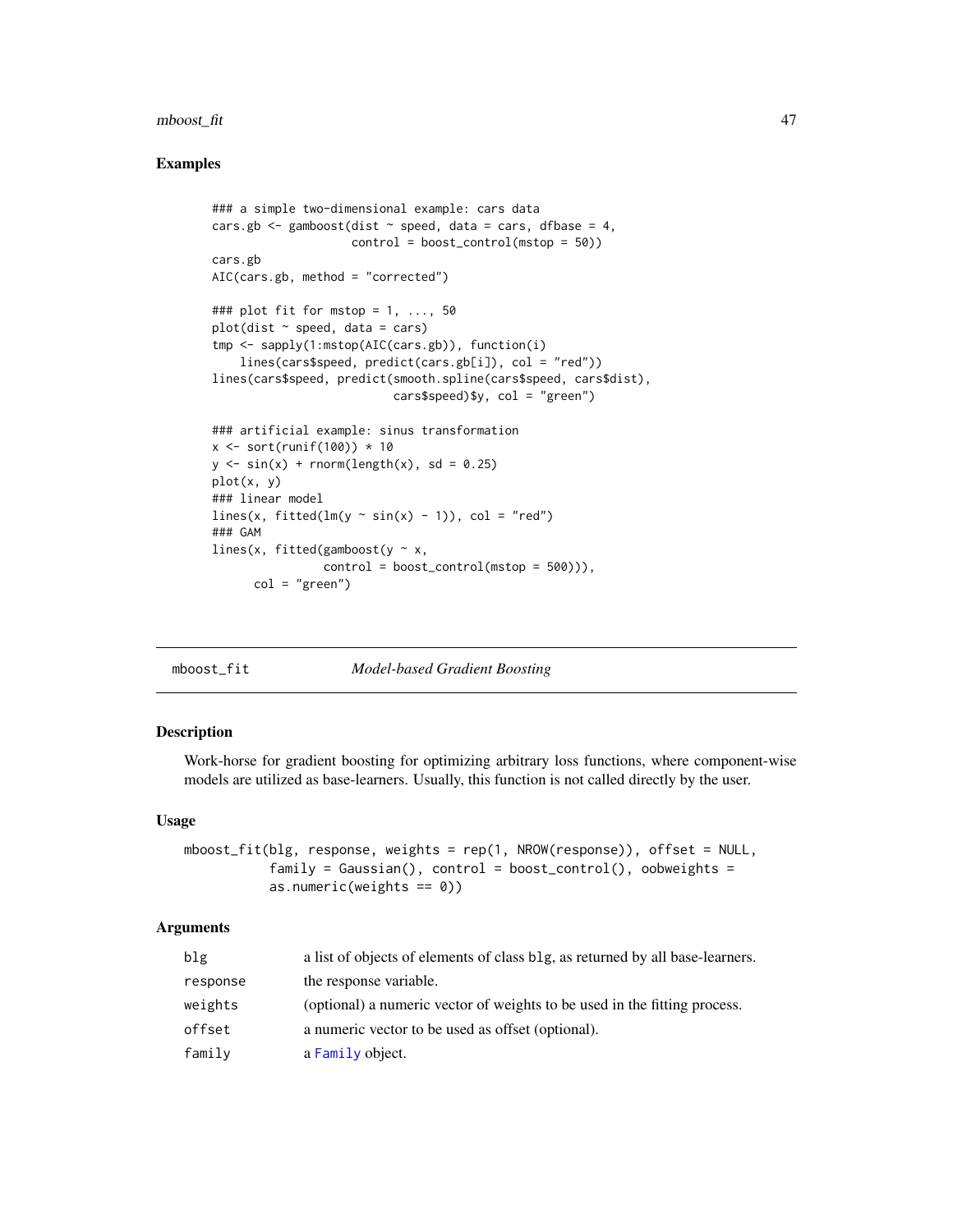## Examples

```
### a simple two-dimensional example: cars data
cars.gb <- gamboost(dist ~ speed, data = cars, dfbase = 4,
                    control = boost_control(mstop = 50))
cars.gb
AIC(cars.gb, method = "corrected")

### plot fit for mstop = 1, ..., 50
plot(dist ~ speed, data = cars)
tmp <- sapply(1:mstop(AIC(cars.gb)), function(i)
    lines(cars$speed, predict(cars.gb[i]), col = "red"))
lines(cars$speed, predict(smooth.spline(cars$speed, cars$dist),
                          cars$speed)$y, col = "green")

### artificial example: sinus transformation
x <- sort(runif(100)) * 10
y <- sin(x) + rnorm(length(x), sd = 0.25)
plot(x, y)
### linear model
lines(x, fitted(lm(y ~ sin(x) - 1)), col = "red")
### GAM
lines(x, fitted(gamboost(y ~ x,
                control = boost_control(mstop = 500))),
      col = "green")
```

---

# mboost_fit *Model-based Gradient Boosting*

## Description

Work-horse for gradient boosting for optimizing arbitrary loss functions, where component-wise models are utilized as base-learners. Usually, this function is not called directly by the user.

## Usage

```
mboost_fit(blg, response, weights = rep(1, NROW(response)), offset = NULL,
           family = Gaussian(), control = boost_control(), oobweights =
           as.numeric(weights == 0))
```

## Arguments

| | |
|---|---|
| blg | a list of objects of elements of class blg, as returned by all base-learners. |
| response | the response variable. |
| weights | (optional) a numeric vector of weights to be used in the fitting process. |
| offset | a numeric vector to be used as offset (optional). |
| family | a Family object. |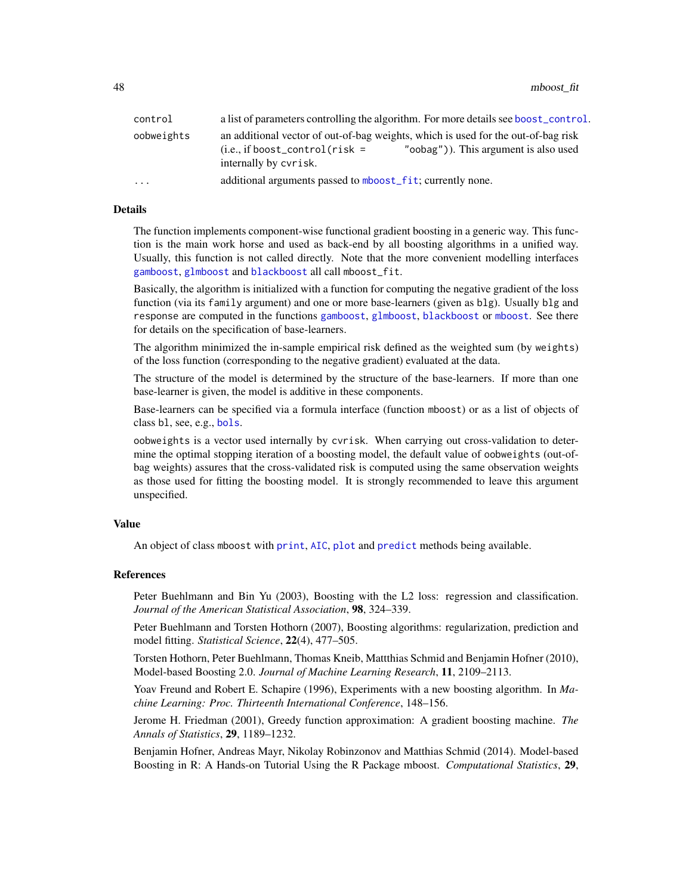| | |
|---|---|
| control | a list of parameters controlling the algorithm. For more details see boost_control. |
| oobweights | an additional vector of out-of-bag weights, which is used for the out-of-bag risk (i.e., if boost_control(risk = "oobag")). This argument is also used internally by cvrisk. |
| ... | additional arguments passed to mboost_fit; currently none. |

## Details

The function implements component-wise functional gradient boosting in a generic way. This function is the main work horse and used as back-end by all boosting algorithms in a unified way. Usually, this function is not called directly. Note that the more convenient modelling interfaces gamboost, glmboost and blackboost all call mboost_fit.

Basically, the algorithm is initialized with a function for computing the negative gradient of the loss function (via its family argument) and one or more base-learners (given as blg). Usually blg and response are computed in the functions gamboost, glmboost, blackboost or mboost. See there for details on the specification of base-learners.

The algorithm minimized the in-sample empirical risk defined as the weighted sum (by weights) of the loss function (corresponding to the negative gradient) evaluated at the data.

The structure of the model is determined by the structure of the base-learners. If more than one base-learner is given, the model is additive in these components.

Base-learners can be specified via a formula interface (function mboost) or as a list of objects of class bl, see, e.g., bols.

oobweights is a vector used internally by cvrisk. When carrying out cross-validation to determine the optimal stopping iteration of a boosting model, the default value of oobweights (out-of-bag weights) assures that the cross-validated risk is computed using the same observation weights as those used for fitting the boosting model. It is strongly recommended to leave this argument unspecified.

## Value

An object of class mboost with print, AIC, plot and predict methods being available.

## References

Peter Buehlmann and Bin Yu (2003), Boosting with the L2 loss: regression and classification. *Journal of the American Statistical Association*, **98**, 324–339.

Peter Buehlmann and Torsten Hothorn (2007), Boosting algorithms: regularization, prediction and model fitting. *Statistical Science*, **22**(4), 477–505.

Torsten Hothorn, Peter Buehlmann, Thomas Kneib, Mattthias Schmid and Benjamin Hofner (2010), Model-based Boosting 2.0. *Journal of Machine Learning Research*, **11**, 2109–2113.

Yoav Freund and Robert E. Schapire (1996), Experiments with a new boosting algorithm. In *Machine Learning: Proc. Thirteenth International Conference*, 148–156.

Jerome H. Friedman (2001), Greedy function approximation: A gradient boosting machine. *The Annals of Statistics*, **29**, 1189–1232.

Benjamin Hofner, Andreas Mayr, Nikolay Robinzonov and Matthias Schmid (2014). Model-based Boosting in R: A Hands-on Tutorial Using the R Package mboost. *Computational Statistics*, **29**,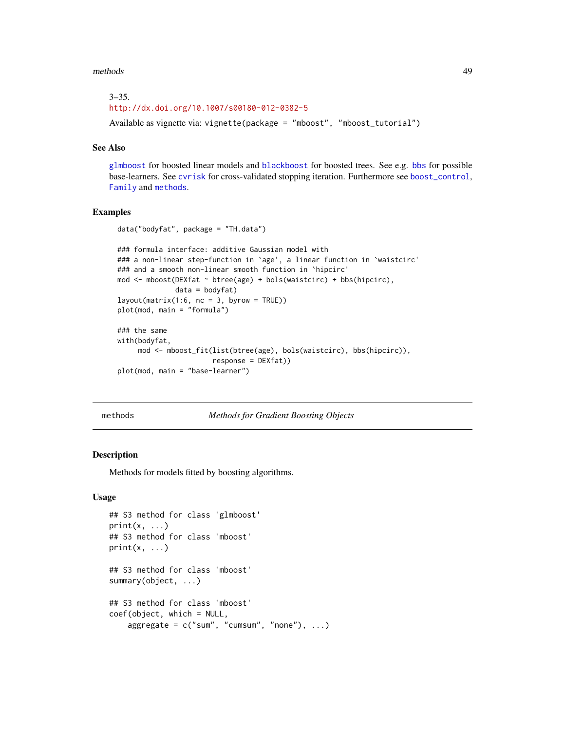3–35.
http://dx.doi.org/10.1007/s00180-012-0382-5

Available as vignette via: `vignette(package = "mboost", "mboost_tutorial")`

## See Also

`glmboost` for boosted linear models and `blackboost` for boosted trees. See e.g. `bbs` for possible base-learners. See `cvrisk` for cross-validated stopping iteration. Furthermore see `boost_control`, `Family` and `methods`.

## Examples

```
data("bodyfat", package = "TH.data")

### formula interface: additive Gaussian model with
### a non-linear step-function in `age', a linear function in `waistcirc'
### and a smooth non-linear smooth function in `hipcirc'
mod <- mboost(DEXfat ~ btree(age) + bols(waistcirc) + bbs(hipcirc),
              data = bodyfat)
layout(matrix(1:6, nc = 3, byrow = TRUE))
plot(mod, main = "formula")

### the same
with(bodyfat,
     mod <- mboost_fit(list(btree(age), bols(waistcirc), bbs(hipcirc)),
                       response = DEXfat))
plot(mod, main = "base-learner")
```

---

# methods — *Methods for Gradient Boosting Objects*

## Description

Methods for models fitted by boosting algorithms.

## Usage

```
## S3 method for class 'glmboost'
print(x, ...)
## S3 method for class 'mboost'
print(x, ...)

## S3 method for class 'mboost'
summary(object, ...)

## S3 method for class 'mboost'
coef(object, which = NULL,
    aggregate = c("sum", "cumsum", "none"), ...)
```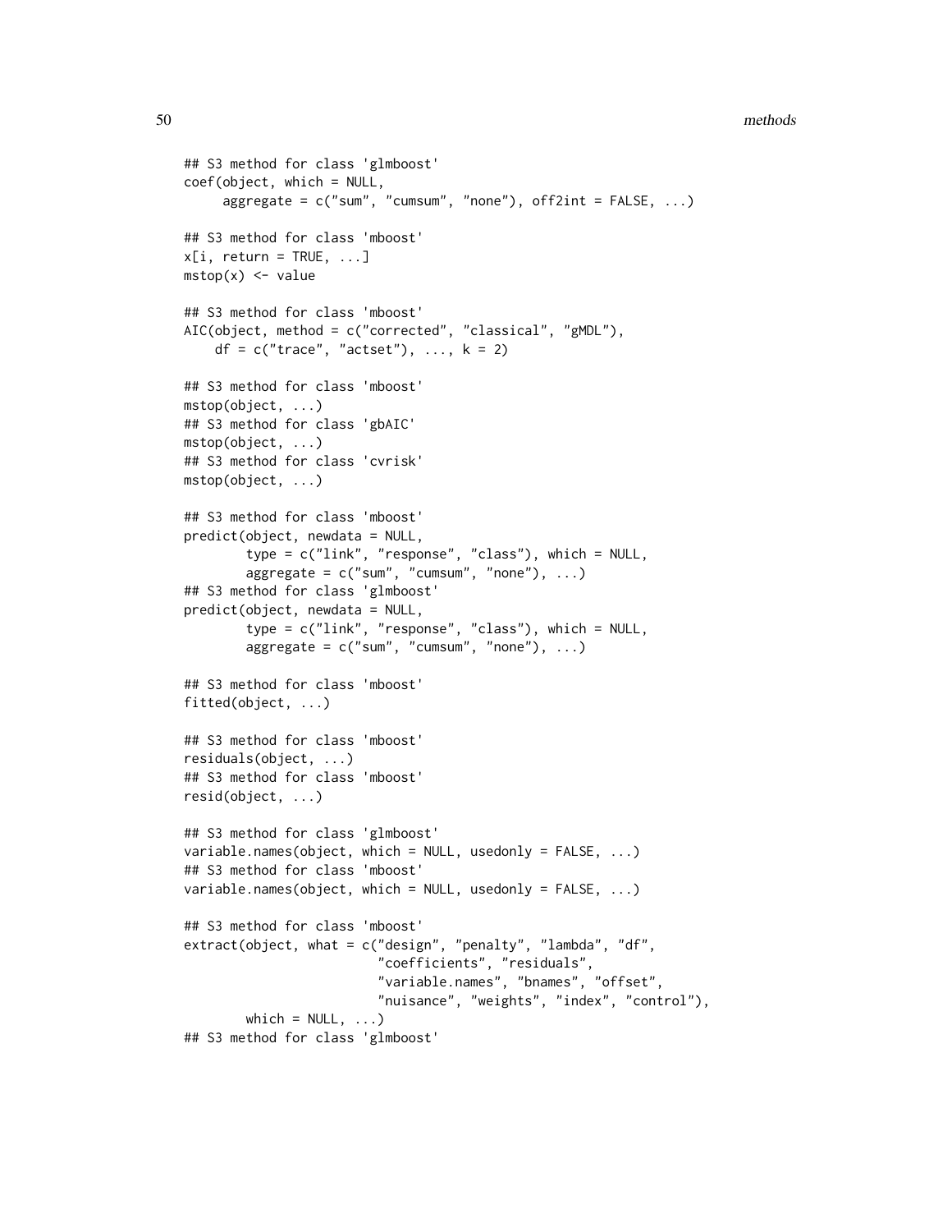```
## S3 method for class 'glmboost'
coef(object, which = NULL,
     aggregate = c("sum", "cumsum", "none"), off2int = FALSE, ...)

## S3 method for class 'mboost'
x[i, return = TRUE, ...]
mstop(x) <- value

## S3 method for class 'mboost'
AIC(object, method = c("corrected", "classical", "gMDL"),
    df = c("trace", "actset"), ..., k = 2)

## S3 method for class 'mboost'
mstop(object, ...)
## S3 method for class 'gbAIC'
mstop(object, ...)
## S3 method for class 'cvrisk'
mstop(object, ...)

## S3 method for class 'mboost'
predict(object, newdata = NULL,
        type = c("link", "response", "class"), which = NULL,
        aggregate = c("sum", "cumsum", "none"), ...)
## S3 method for class 'glmboost'
predict(object, newdata = NULL,
        type = c("link", "response", "class"), which = NULL,
        aggregate = c("sum", "cumsum", "none"), ...)

## S3 method for class 'mboost'
fitted(object, ...)

## S3 method for class 'mboost'
residuals(object, ...)
## S3 method for class 'mboost'
resid(object, ...)

## S3 method for class 'glmboost'
variable.names(object, which = NULL, usedonly = FALSE, ...)
## S3 method for class 'mboost'
variable.names(object, which = NULL, usedonly = FALSE, ...)

## S3 method for class 'mboost'
extract(object, what = c("design", "penalty", "lambda", "df",
                         "coefficients", "residuals",
                         "variable.names", "bnames", "offset",
                         "nuisance", "weights", "index", "control"),
        which = NULL, ...)
## S3 method for class 'glmboost'
```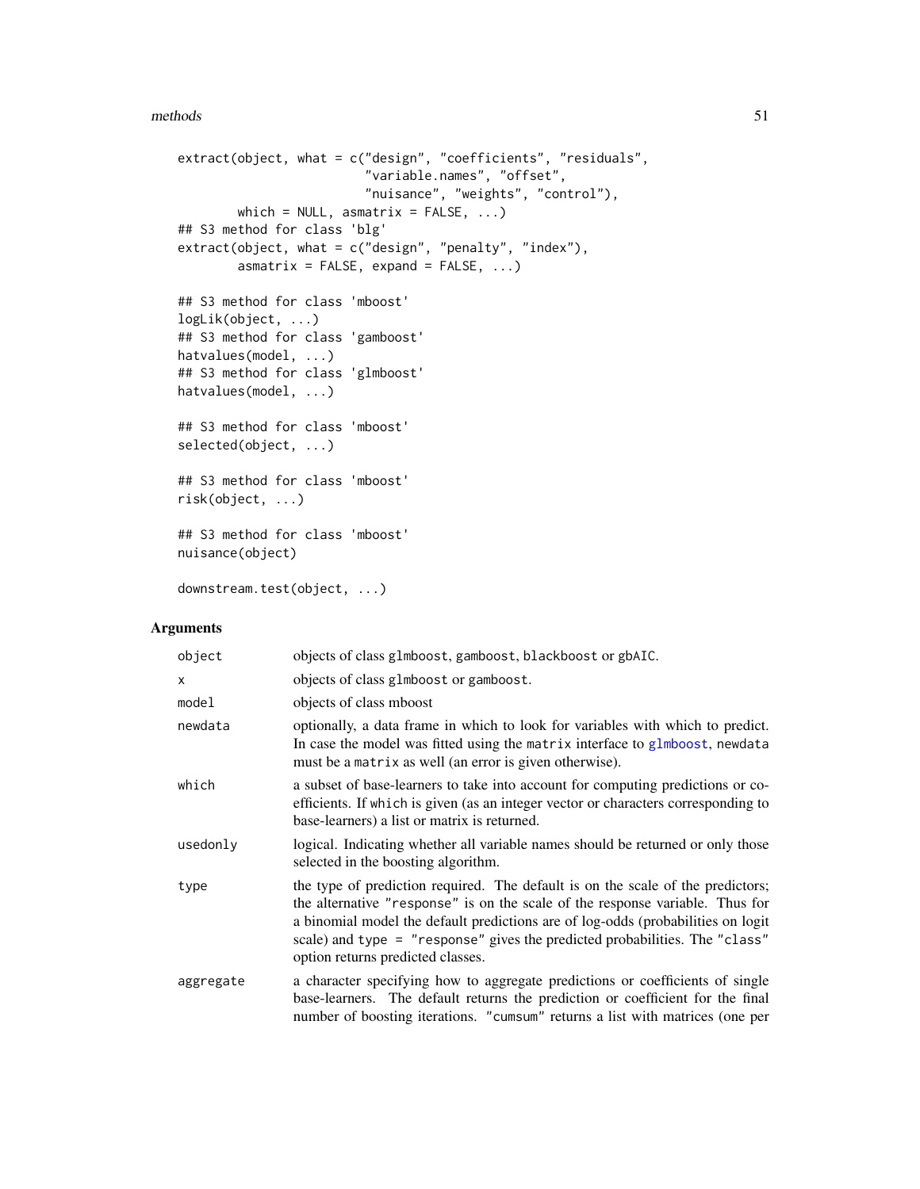```
extract(object, what = c("design", "coefficients", "residuals",
                         "variable.names", "offset",
                         "nuisance", "weights", "control"),
        which = NULL, asmatrix = FALSE, ...)
## S3 method for class 'blg'
extract(object, what = c("design", "penalty", "index"),
        asmatrix = FALSE, expand = FALSE, ...)

## S3 method for class 'mboost'
logLik(object, ...)
## S3 method for class 'gamboost'
hatvalues(model, ...)
## S3 method for class 'glmboost'
hatvalues(model, ...)

## S3 method for class 'mboost'
selected(object, ...)

## S3 method for class 'mboost'
risk(object, ...)

## S3 method for class 'mboost'
nuisance(object)

downstream.test(object, ...)
```

## Arguments

| | |
|---|---|
| `object` | objects of class `glmboost`, `gamboost`, `blackboost` or `gbAIC`. |
| `x` | objects of class `glmboost` or `gamboost`. |
| `model` | objects of class mboost |
| `newdata` | optionally, a data frame in which to look for variables with which to predict. In case the model was fitted using the `matrix` interface to `glmboost`, `newdata` must be a `matrix` as well (an error is given otherwise). |
| `which` | a subset of base-learners to take into account for computing predictions or coefficients. If `which` is given (as an integer vector or characters corresponding to base-learners) a list or matrix is returned. |
| `usedonly` | logical. Indicating whether all variable names should be returned or only those selected in the boosting algorithm. |
| `type` | the type of prediction required. The default is on the scale of the predictors; the alternative `"response"` is on the scale of the response variable. Thus for a binomial model the default predictions are of log-odds (probabilities on logit scale) and `type = "response"` gives the predicted probabilities. The `"class"` option returns predicted classes. |
| `aggregate` | a character specifying how to aggregate predictions or coefficients of single base-learners. The default returns the prediction or coefficient for the final number of boosting iterations. `"cumsum"` returns a list with matrices (one per |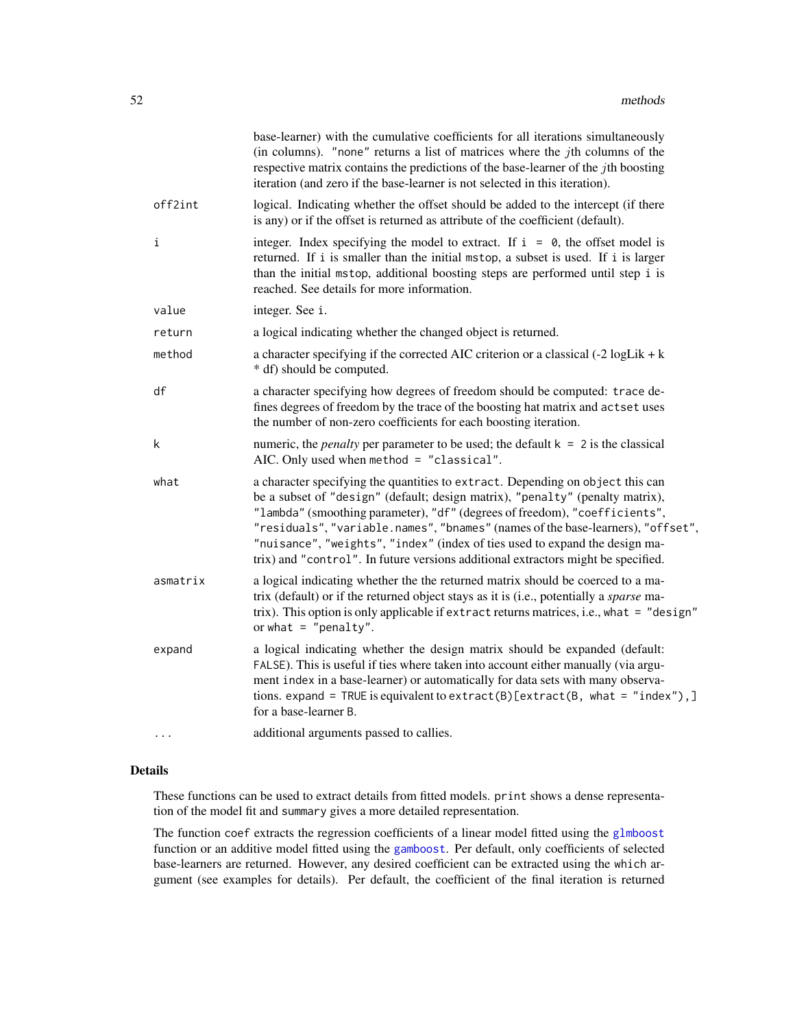base-learner) with the cumulative coefficients for all iterations simultaneously (in columns). "none" returns a list of matrices where the $j$th columns of the respective matrix contains the predictions of the base-learner of the $j$th boosting iteration (and zero if the base-learner is not selected in this iteration).

| | |
|---|---|
| `off2int` | logical. Indicating whether the offset should be added to the intercept (if there is any) or if the offset is returned as attribute of the coefficient (default). |
| `i` | integer. Index specifying the model to extract. If `i = 0`, the offset model is returned. If `i` is smaller than the initial `mstop`, a subset is used. If `i` is larger than the initial `mstop`, additional boosting steps are performed until step `i` is reached. See details for more information. |
| `value` | integer. See `i`. |
| `return` | a logical indicating whether the changed object is returned. |
| `method` | a character specifying if the corrected AIC criterion or a classical (-2 logLik + k * df) should be computed. |
| `df` | a character specifying how degrees of freedom should be computed: `trace` defines degrees of freedom by the trace of the boosting hat matrix and `actset` uses the number of non-zero coefficients for each boosting iteration. |
| `k` | numeric, the *penalty* per parameter to be used; the default `k = 2` is the classical AIC. Only used when `method = "classical"`. |
| `what` | a character specifying the quantities to `extract`. Depending on `object` this can be a subset of `"design"` (default; design matrix), `"penalty"` (penalty matrix), `"lambda"` (smoothing parameter), `"df"` (degrees of freedom), `"coefficients"`, `"residuals"`, `"variable.names"`, `"bnames"` (names of the base-learners), `"offset"`, `"nuisance"`, `"weights"`, `"index"` (index of ties used to expand the design matrix) and `"control"`. In future versions additional extractors might be specified. |
| `asmatrix` | a logical indicating whether the the returned matrix should be coerced to a matrix (default) or if the returned object stays as it is (i.e., potentially a *sparse* matrix). This option is only applicable if `extract` returns matrices, i.e., `what = "design"` or `what = "penalty"`. |
| `expand` | a logical indicating whether the design matrix should be expanded (default: `FALSE`). This is useful if ties where taken into account either manually (via argument `index` in a base-learner) or automatically for data sets with many observations. `expand = TRUE` is equivalent to `extract(B)[extract(B, what = "index"),]` for a base-learner `B`. |
| `...` | additional arguments passed to callies. |

## Details

These functions can be used to extract details from fitted models. `print` shows a dense representation of the model fit and `summary` gives a more detailed representation.

The function `coef` extracts the regression coefficients of a linear model fitted using the `glmboost` function or an additive model fitted using the `gamboost`. Per default, only coefficients of selected base-learners are returned. However, any desired coefficient can be extracted using the `which` argument (see examples for details). Per default, the coefficient of the final iteration is returned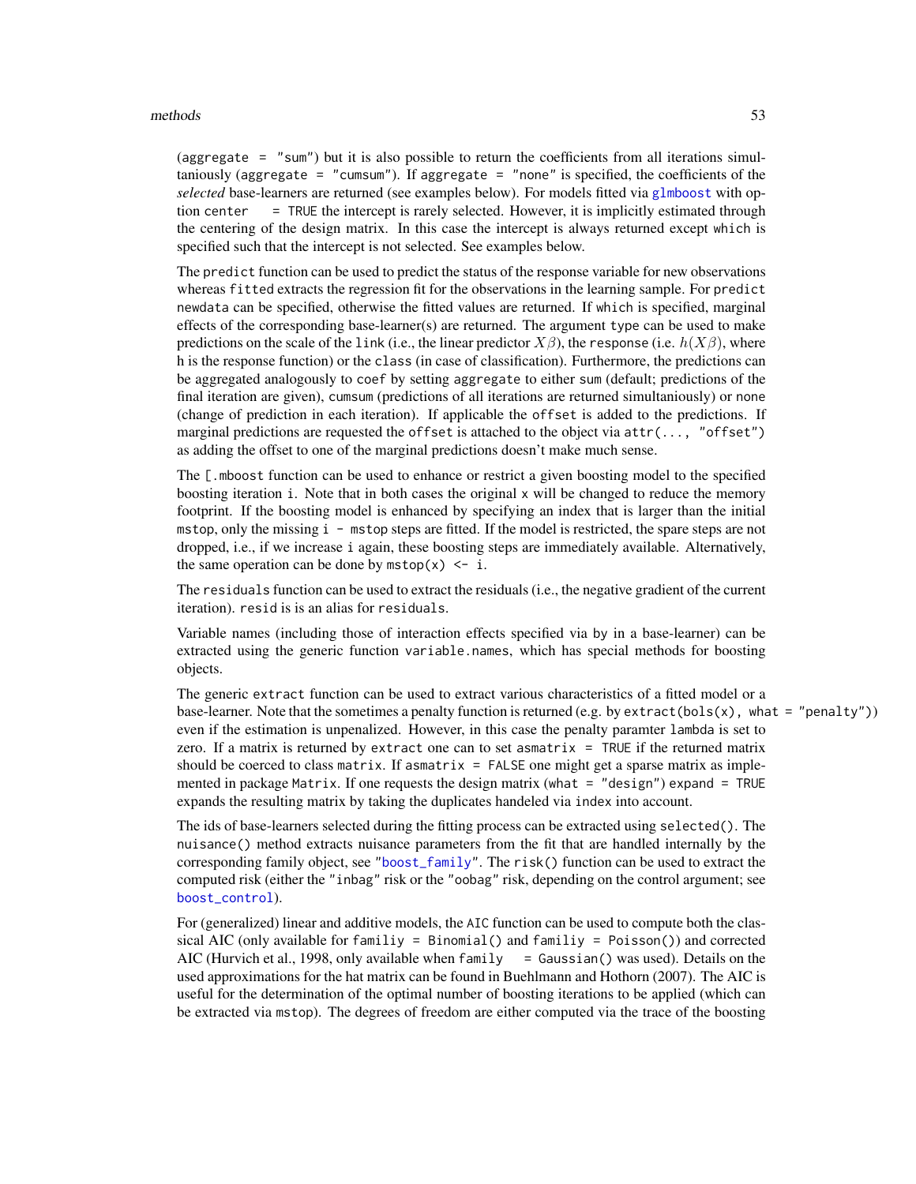(`aggregate = "sum"`) but it is also possible to return the coefficients from all iterations simultaniously (`aggregate = "cumsum"`). If `aggregate = "none"` is specified, the coefficients of the *selected* base-learners are returned (see examples below). For models fitted via glmboost with option `center = TRUE` the intercept is rarely selected. However, it is implicitly estimated through the centering of the design matrix. In this case the intercept is always returned except `which` is specified such that the intercept is not selected. See examples below.

The `predict` function can be used to predict the status of the response variable for new observations whereas `fitted` extracts the regression fit for the observations in the learning sample. For `predict` `newdata` can be specified, otherwise the fitted values are returned. If `which` is specified, marginal effects of the corresponding base-learner(s) are returned. The argument `type` can be used to make predictions on the scale of the `link` (i.e., the linear predictor $X\beta$), the `response` (i.e. $h(X\beta)$, where h is the response function) or the `class` (in case of classification). Furthermore, the predictions can be aggregated analogously to `coef` by setting `aggregate` to either `sum` (default; predictions of the final iteration are given), `cumsum` (predictions of all iterations are returned simultaniously) or `none` (change of prediction in each iteration). If applicable the `offset` is added to the predictions. If marginal predictions are requested the `offset` is attached to the object via `attr(..., "offset")` as adding the offset to one of the marginal predictions doesn't make much sense.

The `[.mboost` function can be used to enhance or restrict a given boosting model to the specified boosting iteration `i`. Note that in both cases the original `x` will be changed to reduce the memory footprint. If the boosting model is enhanced by specifying an index that is larger than the initial `mstop`, only the missing `i - mstop` steps are fitted. If the model is restricted, the spare steps are not dropped, i.e., if we increase `i` again, these boosting steps are immediately available. Alternatively, the same operation can be done by `mstop(x) <- i`.

The `residuals` function can be used to extract the residuals (i.e., the negative gradient of the current iteration). `resid` is is an alias for `residuals`.

Variable names (including those of interaction effects specified via `by` in a base-learner) can be extracted using the generic function `variable.names`, which has special methods for boosting objects.

The generic `extract` function can be used to extract various characteristics of a fitted model or a base-learner. Note that the sometimes a penalty function is returned (e.g. by `extract(bols(x), what = "penalty")`) even if the estimation is unpenalized. However, in this case the penalty paramter `lambda` is set to zero. If a matrix is returned by `extract` one can to set `asmatrix = TRUE` if the returned matrix should be coerced to class `matrix`. If `asmatrix = FALSE` one might get a sparse matrix as implemented in package `Matrix`. If one requests the design matrix (`what = "design"`) `expand = TRUE` expands the resulting matrix by taking the duplicates handeled via `index` into account.

The ids of base-learners selected during the fitting process can be extracted using `selected()`. The `nuisance()` method extracts nuisance parameters from the fit that are handled internally by the corresponding family object, see "boost_family". The `risk()` function can be used to extract the computed risk (either the `"inbag"` risk or the `"oobag"` risk, depending on the control argument; see boost_control).

For (generalized) linear and additive models, the `AIC` function can be used to compute both the classical AIC (only available for `familiy = Binomial()` and `familiy = Poisson()`) and corrected AIC (Hurvich et al., 1998, only available when `family = Gaussian()` was used). Details on the used approximations for the hat matrix can be found in Buehlmann and Hothorn (2007). The AIC is useful for the determination of the optimal number of boosting iterations to be applied (which can be extracted via `mstop`). The degrees of freedom are either computed via the trace of the boosting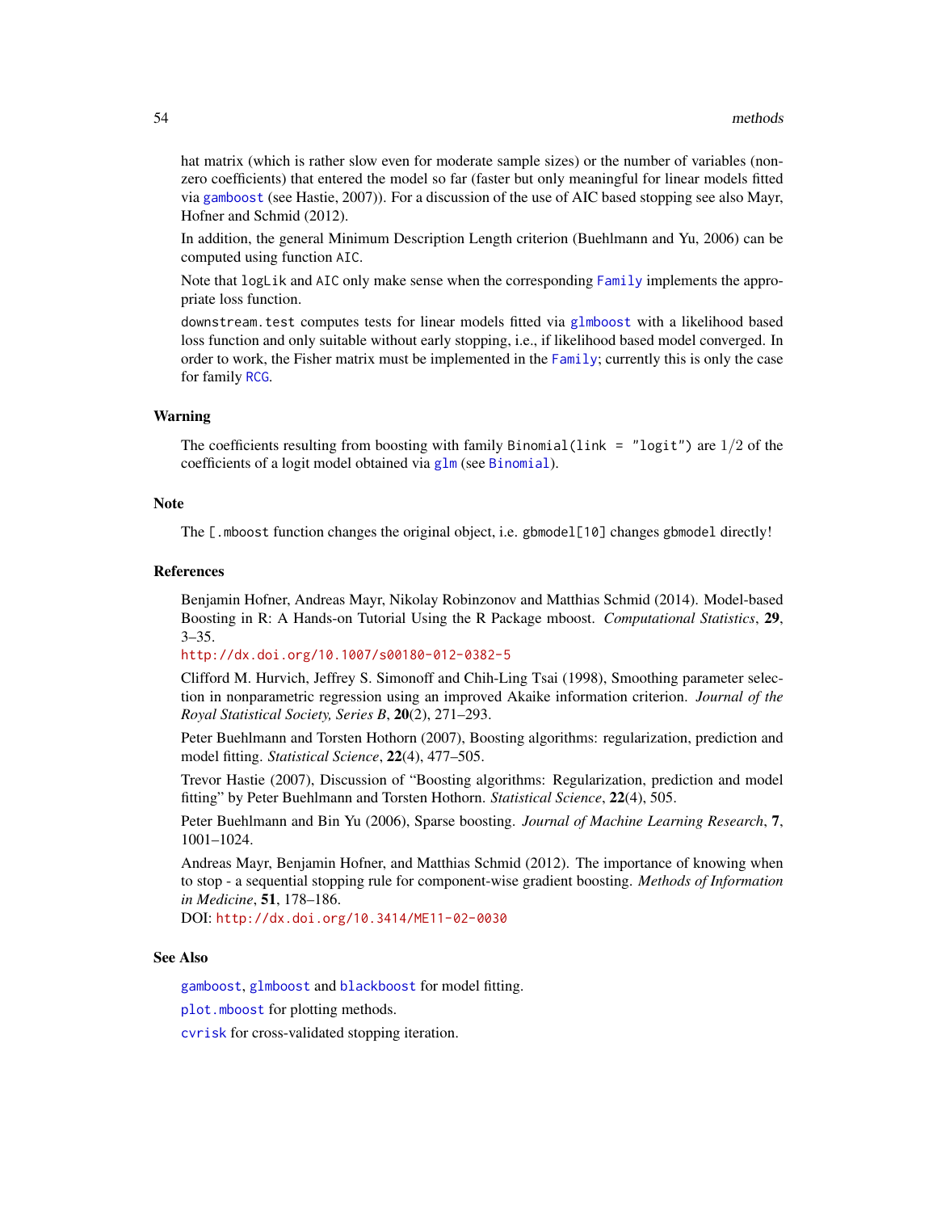hat matrix (which is rather slow even for moderate sample sizes) or the number of variables (non-zero coefficients) that entered the model so far (faster but only meaningful for linear models fitted via `gamboost` (see Hastie, 2007)). For a discussion of the use of AIC based stopping see also Mayr, Hofner and Schmid (2012).

In addition, the general Minimum Description Length criterion (Buehlmann and Yu, 2006) can be computed using function `AIC`.

Note that `logLik` and `AIC` only make sense when the corresponding `Family` implements the appropriate loss function.

`downstream.test` computes tests for linear models fitted via `glmboost` with a likelihood based loss function and only suitable without early stopping, i.e., if likelihood based model converged. In order to work, the Fisher matrix must be implemented in the `Family`; currently this is only the case for family `RCG`.

## Warning

The coefficients resulting from boosting with family `Binomial(link = "logit")` are $1/2$ of the coefficients of a logit model obtained via `glm` (see `Binomial`).

## Note

The `[.mboost` function changes the original object, i.e. `gbmodel[10]` changes `gbmodel` directly!

## References

Benjamin Hofner, Andreas Mayr, Nikolay Robinzonov and Matthias Schmid (2014). Model-based Boosting in R: A Hands-on Tutorial Using the R Package mboost. *Computational Statistics*, **29**, 3–35.
http://dx.doi.org/10.1007/s00180-012-0382-5

Clifford M. Hurvich, Jeffrey S. Simonoff and Chih-Ling Tsai (1998), Smoothing parameter selection in nonparametric regression using an improved Akaike information criterion. *Journal of the Royal Statistical Society, Series B*, **20**(2), 271–293.

Peter Buehlmann and Torsten Hothorn (2007), Boosting algorithms: regularization, prediction and model fitting. *Statistical Science*, **22**(4), 477–505.

Trevor Hastie (2007), Discussion of "Boosting algorithms: Regularization, prediction and model fitting" by Peter Buehlmann and Torsten Hothorn. *Statistical Science*, **22**(4), 505.

Peter Buehlmann and Bin Yu (2006), Sparse boosting. *Journal of Machine Learning Research*, **7**, 1001–1024.

Andreas Mayr, Benjamin Hofner, and Matthias Schmid (2012). The importance of knowing when to stop - a sequential stopping rule for component-wise gradient boosting. *Methods of Information in Medicine*, **51**, 178–186.
DOI: http://dx.doi.org/10.3414/ME11-02-0030

## See Also

`gamboost`, `glmboost` and `blackboost` for model fitting.

`plot.mboost` for plotting methods.

`cvrisk` for cross-validated stopping iteration.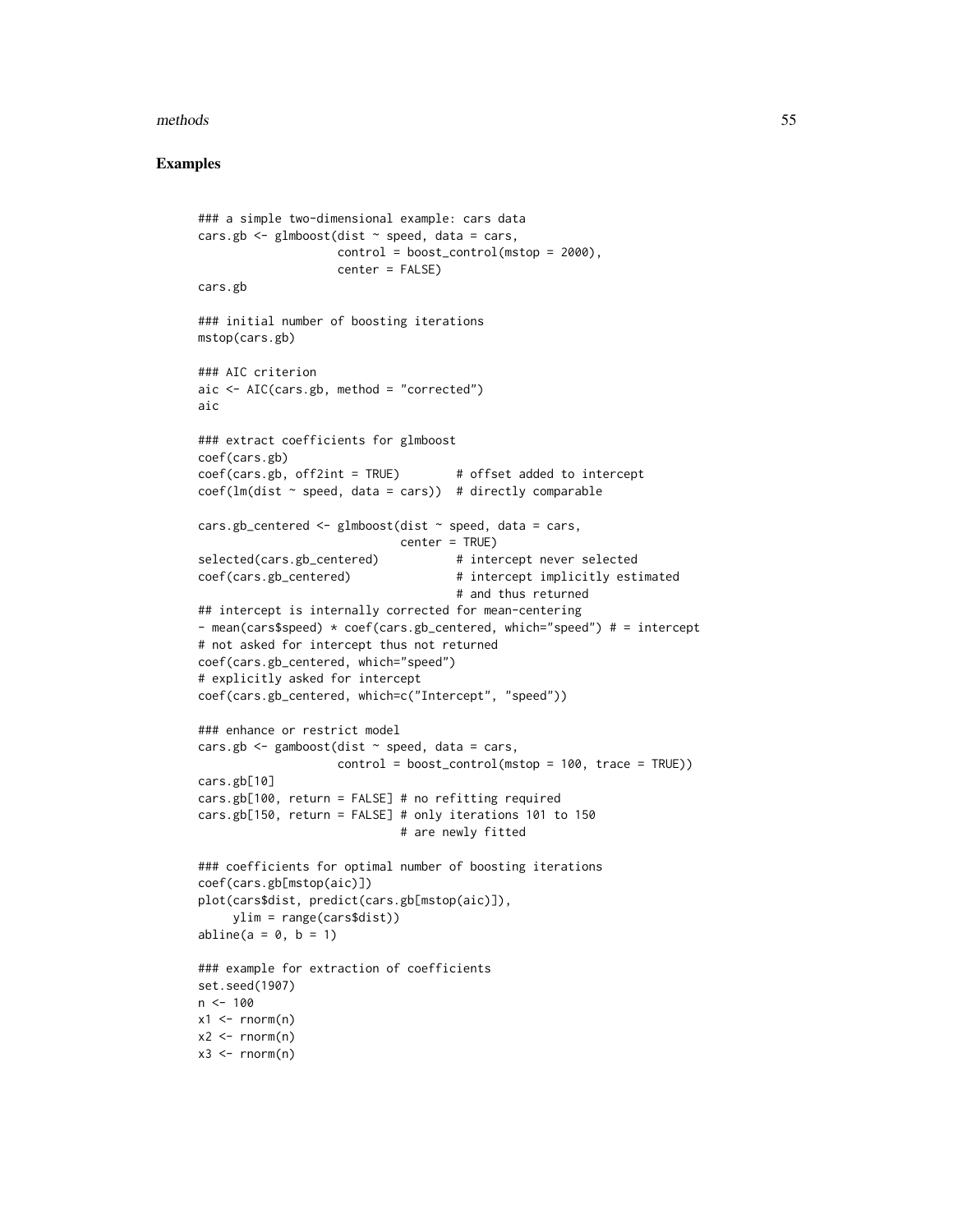## Examples

```
### a simple two-dimensional example: cars data
cars.gb <- glmboost(dist ~ speed, data = cars,
                    control = boost_control(mstop = 2000),
                    center = FALSE)
cars.gb

### initial number of boosting iterations
mstop(cars.gb)

### AIC criterion
aic <- AIC(cars.gb, method = "corrected")
aic

### extract coefficients for glmboost
coef(cars.gb)
coef(cars.gb, off2int = TRUE)        # offset added to intercept
coef(lm(dist ~ speed, data = cars))  # directly comparable

cars.gb_centered <- glmboost(dist ~ speed, data = cars,
                             center = TRUE)
selected(cars.gb_centered)           # intercept never selected
coef(cars.gb_centered)               # intercept implicitly estimated
                                     # and thus returned
## intercept is internally corrected for mean-centering
- mean(cars$speed) * coef(cars.gb_centered, which="speed") # = intercept
# not asked for intercept thus not returned
coef(cars.gb_centered, which="speed")
# explicitly asked for intercept
coef(cars.gb_centered, which=c("Intercept", "speed"))

### enhance or restrict model
cars.gb <- gamboost(dist ~ speed, data = cars,
                    control = boost_control(mstop = 100, trace = TRUE))
cars.gb[10]
cars.gb[100, return = FALSE] # no refitting required
cars.gb[150, return = FALSE] # only iterations 101 to 150
                             # are newly fitted

### coefficients for optimal number of boosting iterations
coef(cars.gb[mstop(aic)])
plot(cars$dist, predict(cars.gb[mstop(aic)]),
     ylim = range(cars$dist))
abline(a = 0, b = 1)

### example for extraction of coefficients
set.seed(1907)
n <- 100
x1 <- rnorm(n)
x2 <- rnorm(n)
x3 <- rnorm(n)
```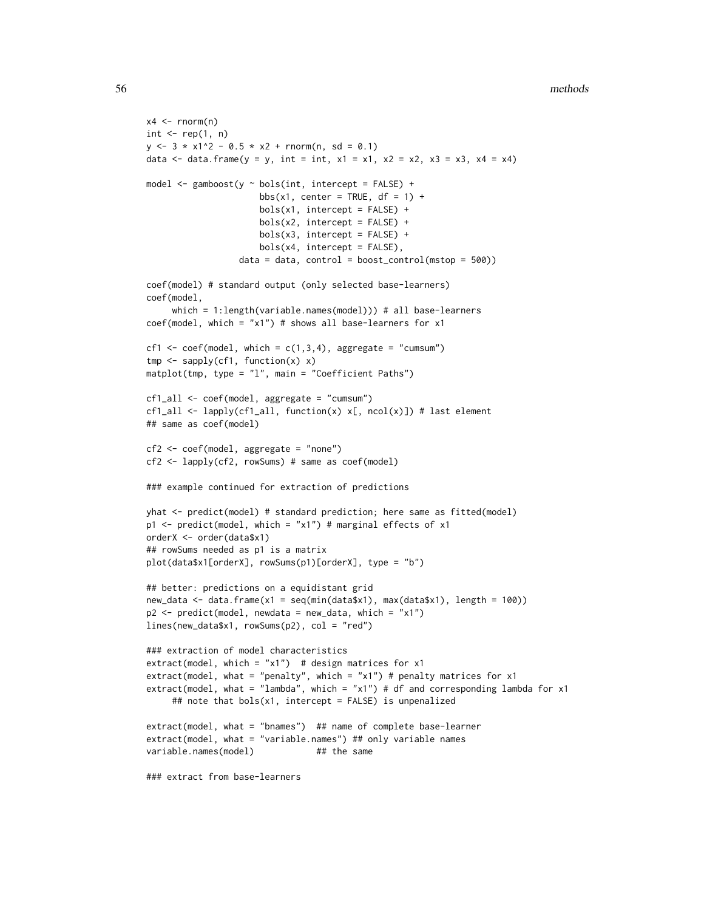```
x4 <- rnorm(n)
int <- rep(1, n)
y <- 3 * x1^2 - 0.5 * x2 + rnorm(n, sd = 0.1)
data <- data.frame(y = y, int = int, x1 = x1, x2 = x2, x3 = x3, x4 = x4)

model <- gamboost(y ~ bols(int, intercept = FALSE) +
                      bbs(x1, center = TRUE, df = 1) +
                      bols(x1, intercept = FALSE) +
                      bols(x2, intercept = FALSE) +
                      bols(x3, intercept = FALSE) +
                      bols(x4, intercept = FALSE),
                  data = data, control = boost_control(mstop = 500))

coef(model) # standard output (only selected base-learners)
coef(model,
     which = 1:length(variable.names(model))) # all base-learners
coef(model, which = "x1") # shows all base-learners for x1

cf1 <- coef(model, which = c(1,3,4), aggregate = "cumsum")
tmp <- sapply(cf1, function(x) x)
matplot(tmp, type = "l", main = "Coefficient Paths")

cf1_all <- coef(model, aggregate = "cumsum")
cf1_all <- lapply(cf1_all, function(x) x[, ncol(x)]) # last element
## same as coef(model)

cf2 <- coef(model, aggregate = "none")
cf2 <- lapply(cf2, rowSums) # same as coef(model)

### example continued for extraction of predictions

yhat <- predict(model) # standard prediction; here same as fitted(model)
p1 <- predict(model, which = "x1") # marginal effects of x1
orderX <- order(data$x1)
## rowSums needed as p1 is a matrix
plot(data$x1[orderX], rowSums(p1)[orderX], type = "b")

## better: predictions on a equidistant grid
new_data <- data.frame(x1 = seq(min(data$x1), max(data$x1), length = 100))
p2 <- predict(model, newdata = new_data, which = "x1")
lines(new_data$x1, rowSums(p2), col = "red")

### extraction of model characteristics
extract(model, which = "x1")  # design matrices for x1
extract(model, what = "penalty", which = "x1") # penalty matrices for x1
extract(model, what = "lambda", which = "x1") # df and corresponding lambda for x1
     ## note that bols(x1, intercept = FALSE) is unpenalized

extract(model, what = "bnames")  ## name of complete base-learner
extract(model, what = "variable.names") ## only variable names
variable.names(model)            ## the same

### extract from base-learners
```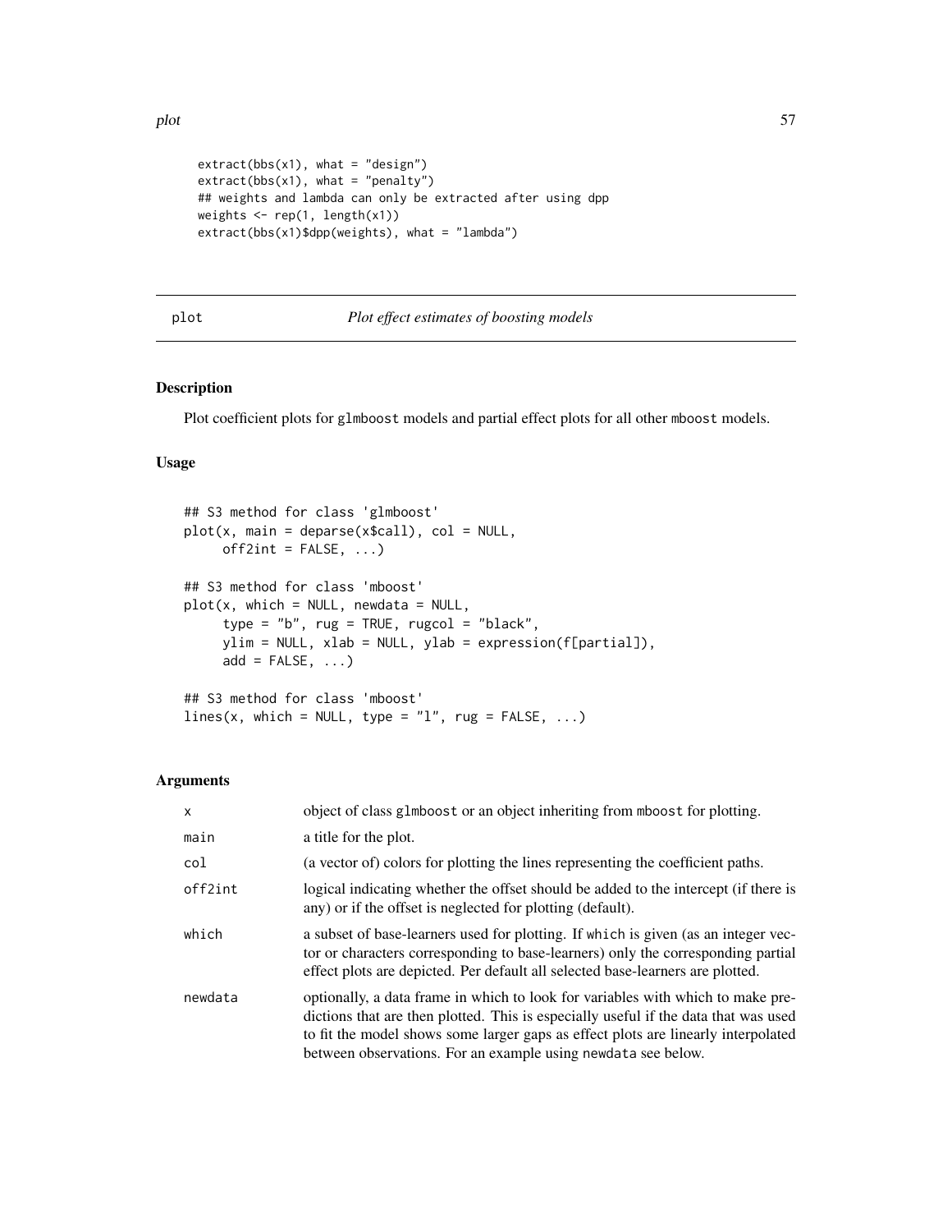```
extract(bbs(x1), what = "design")
extract(bbs(x1), what = "penalty")
## weights and lambda can only be extracted after using dpp
weights <- rep(1, length(x1))
extract(bbs(x1)$dpp(weights), what = "lambda")
```

## plot — *Plot effect estimates of boosting models*

### Description

Plot coefficient plots for `glmboost` models and partial effect plots for all other `mboost` models.

### Usage

```
## S3 method for class 'glmboost'
plot(x, main = deparse(x$call), col = NULL,
     off2int = FALSE, ...)

## S3 method for class 'mboost'
plot(x, which = NULL, newdata = NULL,
     type = "b", rug = TRUE, rugcol = "black",
     ylim = NULL, xlab = NULL, ylab = expression(f[partial]),
     add = FALSE, ...)

## S3 method for class 'mboost'
lines(x, which = NULL, type = "l", rug = FALSE, ...)
```

### Arguments

| | |
|---|---|
| `x` | object of class `glmboost` or an object inheriting from `mboost` for plotting. |
| `main` | a title for the plot. |
| `col` | (a vector of) colors for plotting the lines representing the coefficient paths. |
| `off2int` | logical indicating whether the offset should be added to the intercept (if there is any) or if the offset is neglected for plotting (default). |
| `which` | a subset of base-learners used for plotting. If `which` is given (as an integer vector or characters corresponding to base-learners) only the corresponding partial effect plots are depicted. Per default all selected base-learners are plotted. |
| `newdata` | optionally, a data frame in which to look for variables with which to make predictions that are then plotted. This is especially useful if the data that was used to fit the model shows some larger gaps as effect plots are linearly interpolated between observations. For an example using `newdata` see below. |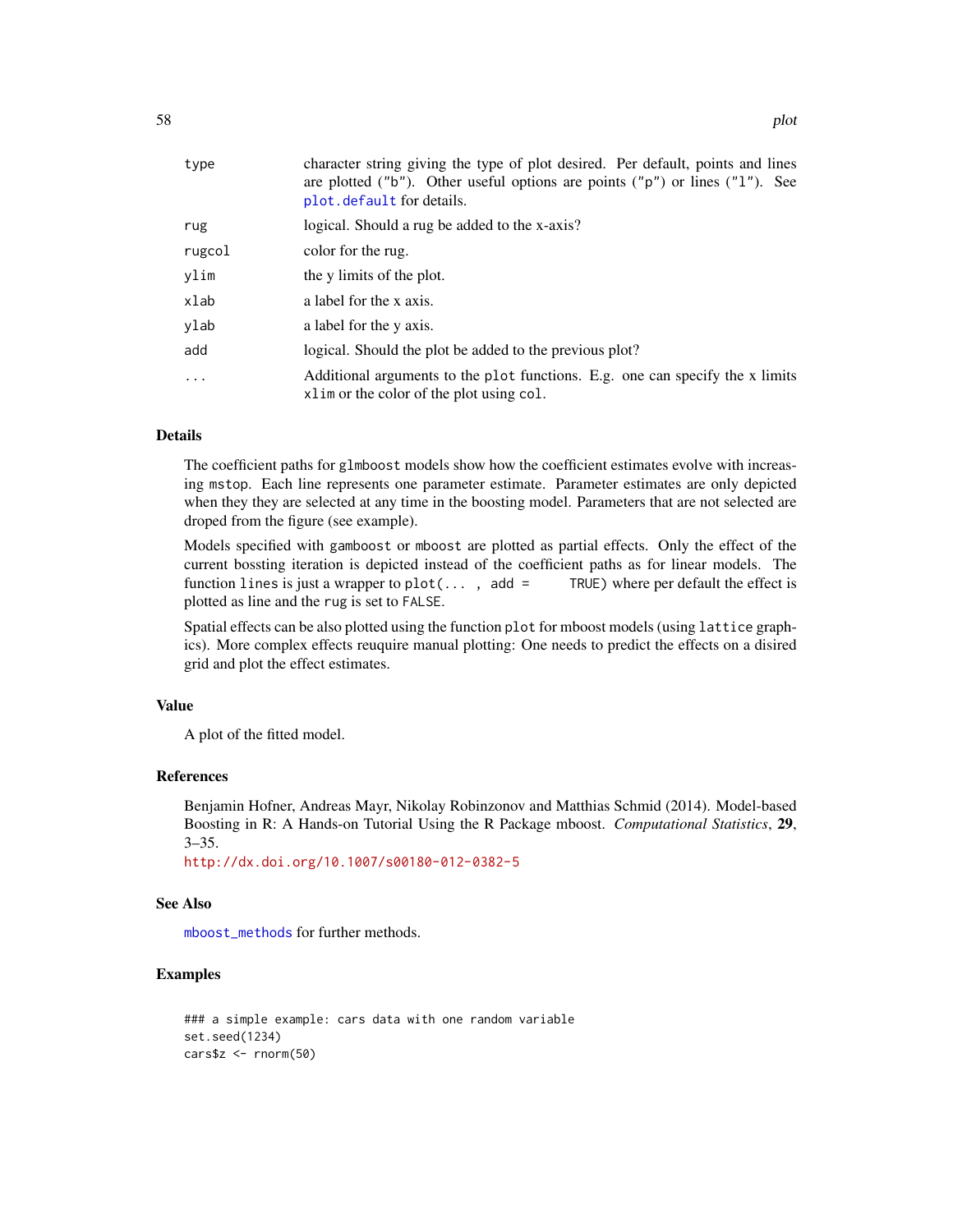| | |
|---|---|
| type | character string giving the type of plot desired. Per default, points and lines are plotted ("b"). Other useful options are points ("p") or lines ("l"). See plot.default for details. |
| rug | logical. Should a rug be added to the x-axis? |
| rugcol | color for the rug. |
| ylim | the y limits of the plot. |
| xlab | a label for the x axis. |
| ylab | a label for the y axis. |
| add | logical. Should the plot be added to the previous plot? |
| ... | Additional arguments to the plot functions. E.g. one can specify the x limits xlim or the color of the plot using col. |

## Details

The coefficient paths for glmboost models show how the coefficient estimates evolve with increasing mstop. Each line represents one parameter estimate. Parameter estimates are only depicted when they they are selected at any time in the boosting model. Parameters that are not selected are droped from the figure (see example).

Models specified with gamboost or mboost are plotted as partial effects. Only the effect of the current bossting iteration is depicted instead of the coefficient paths as for linear models. The function lines is just a wrapper to plot(... , add = TRUE) where per default the effect is plotted as line and the rug is set to FALSE.

Spatial effects can be also plotted using the function plot for mboost models (using lattice graphics). More complex effects reuquire manual plotting: One needs to predict the effects on a disired grid and plot the effect estimates.

## Value

A plot of the fitted model.

## References

Benjamin Hofner, Andreas Mayr, Nikolay Robinzonov and Matthias Schmid (2014). Model-based Boosting in R: A Hands-on Tutorial Using the R Package mboost. *Computational Statistics*, **29**, 3–35.
http://dx.doi.org/10.1007/s00180-012-0382-5

## See Also

mboost_methods for further methods.

## Examples

```
### a simple example: cars data with one random variable
set.seed(1234)
cars$z <- rnorm(50)
```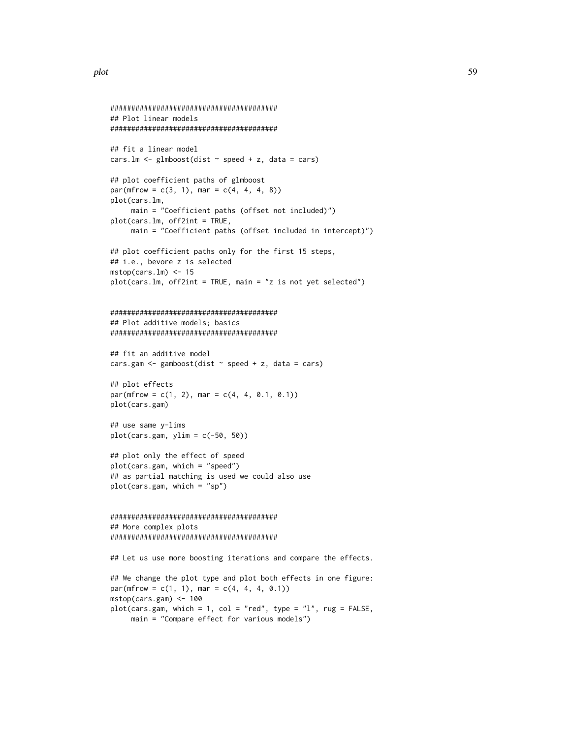```
########################################
## Plot linear models
########################################

## fit a linear model
cars.lm <- glmboost(dist ~ speed + z, data = cars)

## plot coefficient paths of glmboost
par(mfrow = c(3, 1), mar = c(4, 4, 4, 8))
plot(cars.lm,
     main = "Coefficient paths (offset not included)")
plot(cars.lm, off2int = TRUE,
     main = "Coefficient paths (offset included in intercept)")

## plot coefficient paths only for the first 15 steps,
## i.e., bevore z is selected
mstop(cars.lm) <- 15
plot(cars.lm, off2int = TRUE, main = "z is not yet selected")


########################################
## Plot additive models; basics
########################################

## fit an additive model
cars.gam <- gamboost(dist ~ speed + z, data = cars)

## plot effects
par(mfrow = c(1, 2), mar = c(4, 4, 0.1, 0.1))
plot(cars.gam)

## use same y-lims
plot(cars.gam, ylim = c(-50, 50))

## plot only the effect of speed
plot(cars.gam, which = "speed")
## as partial matching is used we could also use
plot(cars.gam, which = "sp")


########################################
## More complex plots
########################################

## Let us use more boosting iterations and compare the effects.

## We change the plot type and plot both effects in one figure:
par(mfrow = c(1, 1), mar = c(4, 4, 4, 0.1))
mstop(cars.gam) <- 100
plot(cars.gam, which = 1, col = "red", type = "l", rug = FALSE,
     main = "Compare effect for various models")
```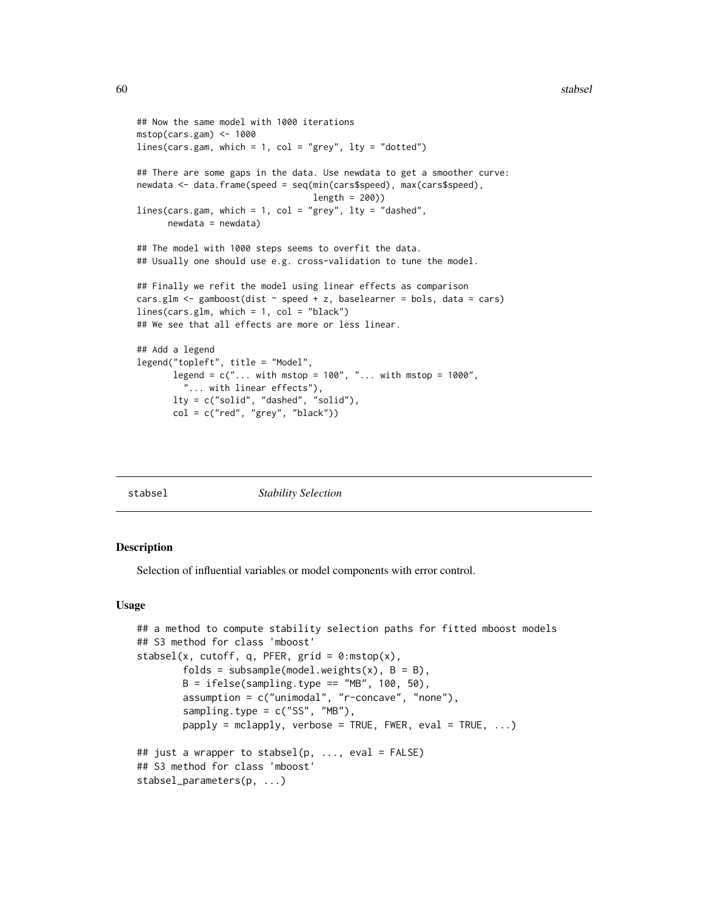```
## Now the same model with 1000 iterations
mstop(cars.gam) <- 1000
lines(cars.gam, which = 1, col = "grey", lty = "dotted")

## There are some gaps in the data. Use newdata to get a smoother curve:
newdata <- data.frame(speed = seq(min(cars$speed), max(cars$speed),
                                  length = 200))
lines(cars.gam, which = 1, col = "grey", lty = "dashed",
      newdata = newdata)

## The model with 1000 steps seems to overfit the data.
## Usually one should use e.g. cross-validation to tune the model.

## Finally we refit the model using linear effects as comparison
cars.glm <- gamboost(dist ~ speed + z, baselearner = bols, data = cars)
lines(cars.glm, which = 1, col = "black")
## We see that all effects are more or less linear.

## Add a legend
legend("topleft", title = "Model",
       legend = c("... with mstop = 100", "... with mstop = 1000",
         "... with linear effects"),
       lty = c("solid", "dashed", "solid"),
       col = c("red", "grey", "black"))
```

---

stabsel *Stability Selection*

---

### Description

Selection of influential variables or model components with error control.

### Usage

```
## a method to compute stability selection paths for fitted mboost models
## S3 method for class 'mboost'
stabsel(x, cutoff, q, PFER, grid = 0:mstop(x),
        folds = subsample(model.weights(x), B = B),
        B = ifelse(sampling.type == "MB", 100, 50),
        assumption = c("unimodal", "r-concave", "none"),
        sampling.type = c("SS", "MB"),
        papply = mclapply, verbose = TRUE, FWER, eval = TRUE, ...)

## just a wrapper to stabsel(p, ..., eval = FALSE)
## S3 method for class 'mboost'
stabsel_parameters(p, ...)
```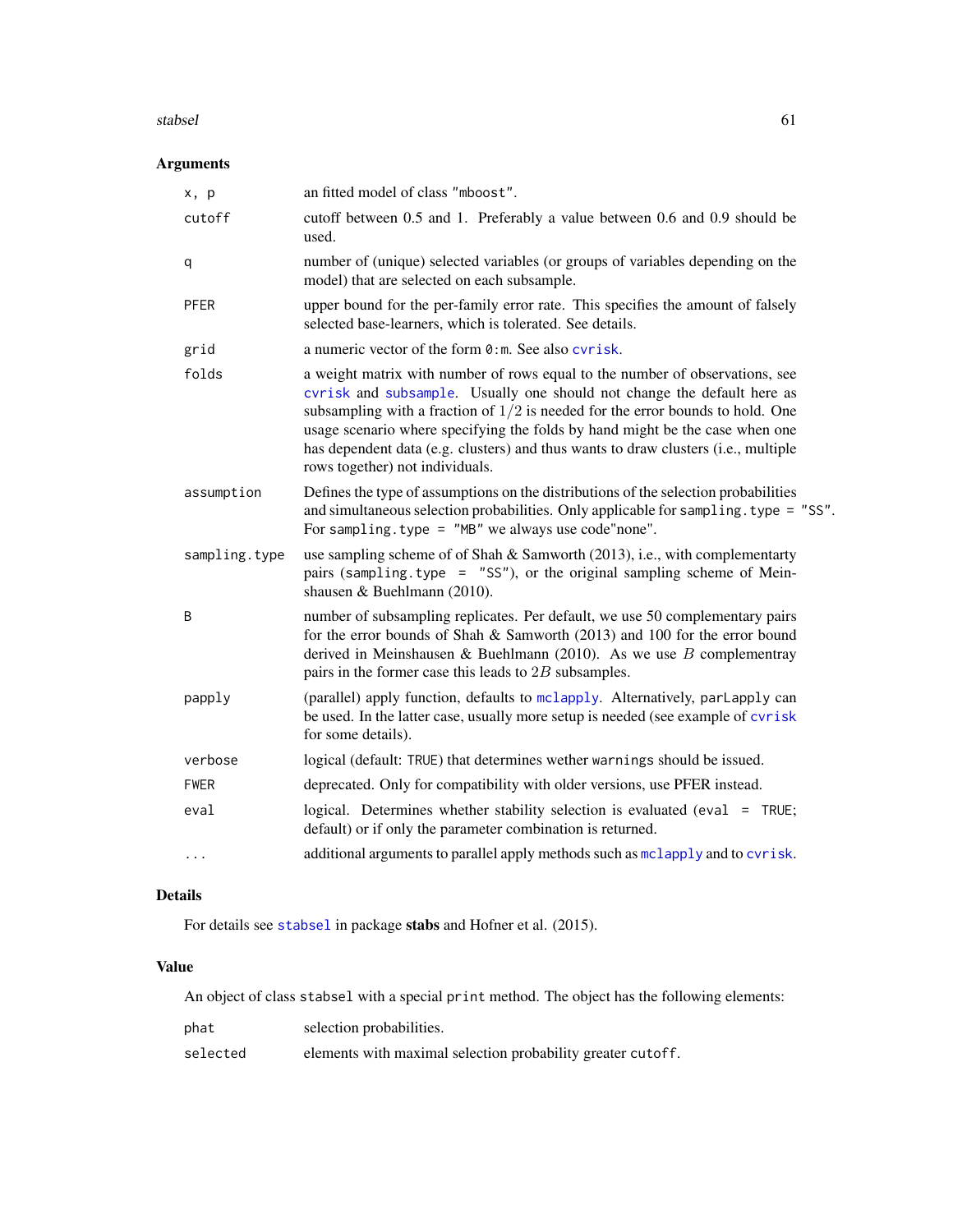## Arguments

| | |
|---|---|
| `x, p` | an fitted model of class `"mboost"`. |
| `cutoff` | cutoff between 0.5 and 1. Preferably a value between 0.6 and 0.9 should be used. |
| `q` | number of (unique) selected variables (or groups of variables depending on the model) that are selected on each subsample. |
| `PFER` | upper bound for the per-family error rate. This specifies the amount of falsely selected base-learners, which is tolerated. See details. |
| `grid` | a numeric vector of the form `0:m`. See also `cvrisk`. |
| `folds` | a weight matrix with number of rows equal to the number of observations, see `cvrisk` and `subsample`. Usually one should not change the default here as subsampling with a fraction of $1/2$ is needed for the error bounds to hold. One usage scenario where specifying the folds by hand might be the case when one has dependent data (e.g. clusters) and thus wants to draw clusters (i.e., multiple rows together) not individuals. |
| `assumption` | Defines the type of assumptions on the distributions of the selection probabilities and simultaneous selection probabilities. Only applicable for `sampling.type = "SS"`. For `sampling.type = "MB"` we always use code"none". |
| `sampling.type` | use sampling scheme of of Shah & Samworth (2013), i.e., with complementarty pairs (`sampling.type = "SS"`), or the original sampling scheme of Meinshausen & Buehlmann (2010). |
| `B` | number of subsampling replicates. Per default, we use 50 complementary pairs for the error bounds of Shah & Samworth (2013) and 100 for the error bound derived in Meinshausen & Buehlmann (2010). As we use $B$ complementray pairs in the former case this leads to $2B$ subsamples. |
| `papply` | (parallel) apply function, defaults to `mclapply`. Alternatively, `parLapply` can be used. In the latter case, usually more setup is needed (see example of `cvrisk` for some details). |
| `verbose` | logical (default: `TRUE`) that determines wether `warnings` should be issued. |
| `FWER` | deprecated. Only for compatibility with older versions, use PFER instead. |
| `eval` | logical. Determines whether stability selection is evaluated (`eval = TRUE`; default) or if only the parameter combination is returned. |
| `...` | additional arguments to parallel apply methods such as `mclapply` and to `cvrisk`. |

## Details

For details see `stabsel` in package **stabs** and Hofner et al. (2015).

## Value

An object of class `stabsel` with a special `print` method. The object has the following elements:

| | |
|---|---|
| `phat` | selection probabilities. |
| `selected` | elements with maximal selection probability greater `cutoff`. |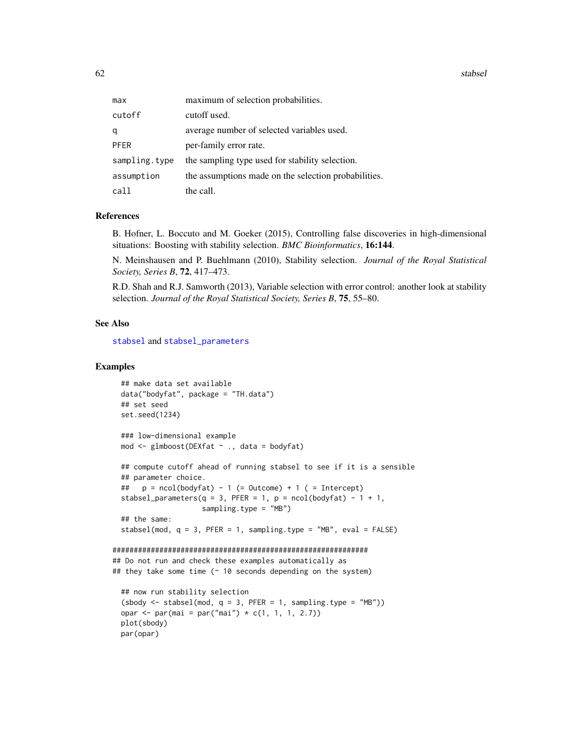| | |
|---|---|
| max | maximum of selection probabilities. |
| cutoff | cutoff used. |
| q | average number of selected variables used. |
| PFER | per-family error rate. |
| sampling.type | the sampling type used for stability selection. |
| assumption | the assumptions made on the selection probabilities. |
| call | the call. |

### References

B. Hofner, L. Boccuto and M. Goeker (2015), Controlling false discoveries in high-dimensional situations: Boosting with stability selection. *BMC Bioinformatics*, **16:144**.

N. Meinshausen and P. Buehlmann (2010), Stability selection. *Journal of the Royal Statistical Society, Series B*, **72**, 417–473.

R.D. Shah and R.J. Samworth (2013), Variable selection with error control: another look at stability selection. *Journal of the Royal Statistical Society, Series B*, **75**, 55–80.

### See Also

stabsel and stabsel_parameters

### Examples

```
  ## make data set available
  data("bodyfat", package = "TH.data")
  ## set seed
  set.seed(1234)

  ### low-dimensional example
  mod <- glmboost(DEXfat ~ ., data = bodyfat)

  ## compute cutoff ahead of running stabsel to see if it is a sensible
  ## parameter choice.
  ##   p = ncol(bodyfat) - 1 (= Outcome) + 1 ( = Intercept)
  stabsel_parameters(q = 3, PFER = 1, p = ncol(bodyfat) - 1 + 1,
                     sampling.type = "MB")
  ## the same:
  stabsel(mod, q = 3, PFER = 1, sampling.type = "MB", eval = FALSE)

############################################################
## Do not run and check these examples automatically as
## they take some time (~ 10 seconds depending on the system)

  ## now run stability selection
  (sbody <- stabsel(mod, q = 3, PFER = 1, sampling.type = "MB"))
  opar <- par(mai = par("mai") * c(1, 1, 1, 2.7))
  plot(sbody)
  par(opar)
```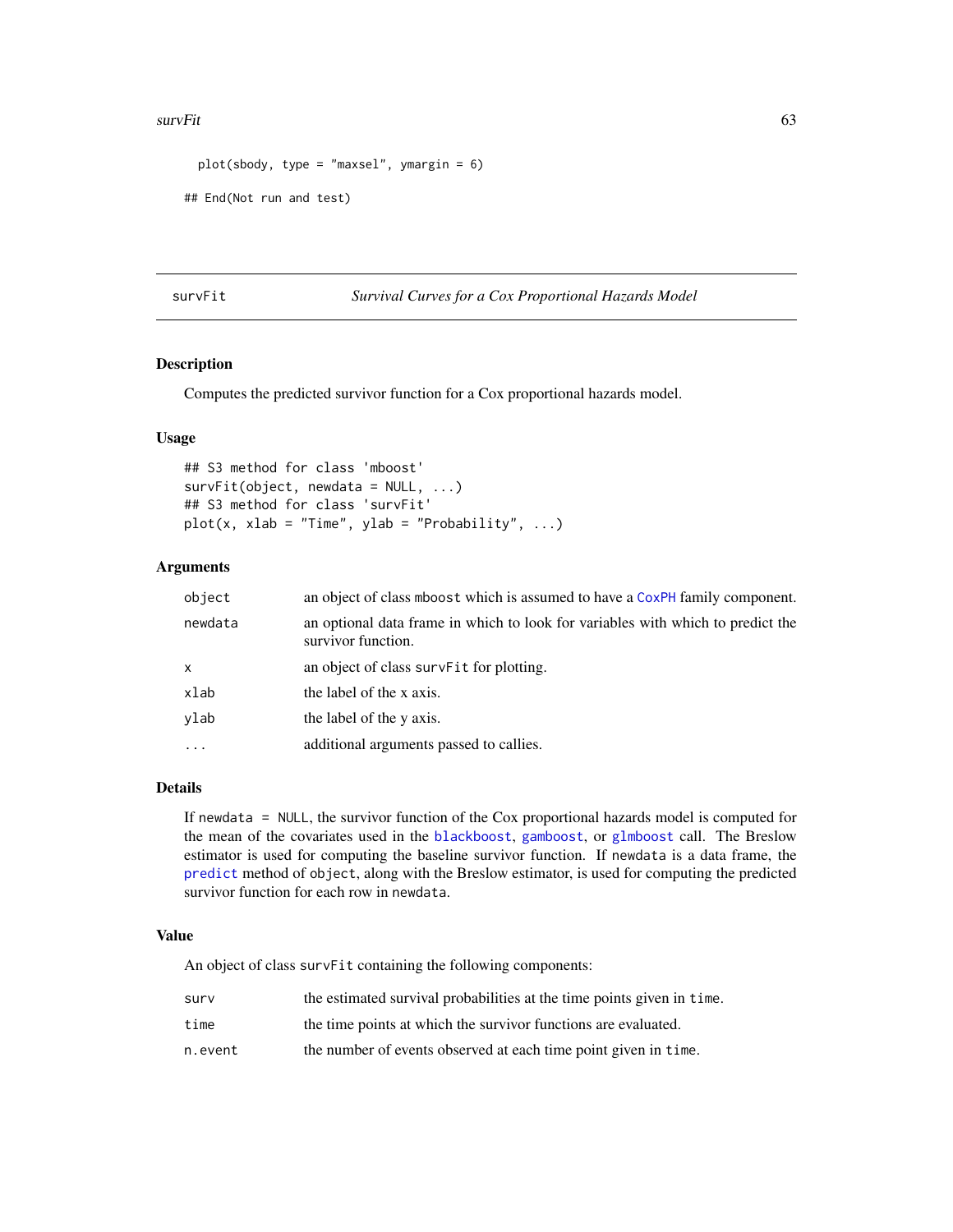```
plot(sbody, type = "maxsel", ymargin = 6)

## End(Not run and test)
```

---

## survFit — *Survival Curves for a Cox Proportional Hazards Model*

---

### Description

Computes the predicted survivor function for a Cox proportional hazards model.

### Usage

```
## S3 method for class 'mboost'
survFit(object, newdata = NULL, ...)
## S3 method for class 'survFit'
plot(x, xlab = "Time", ylab = "Probability", ...)
```

### Arguments

| | |
|---|---|
| `object` | an object of class `mboost` which is assumed to have a `CoxPH` family component. |
| `newdata` | an optional data frame in which to look for variables with which to predict the survivor function. |
| `x` | an object of class `survFit` for plotting. |
| `xlab` | the label of the x axis. |
| `ylab` | the label of the y axis. |
| `...` | additional arguments passed to callies. |

### Details

If `newdata = NULL`, the survivor function of the Cox proportional hazards model is computed for the mean of the covariates used in the `blackboost`, `gamboost`, or `glmboost` call. The Breslow estimator is used for computing the baseline survivor function. If `newdata` is a data frame, the `predict` method of `object`, along with the Breslow estimator, is used for computing the predicted survivor function for each row in `newdata`.

### Value

An object of class `survFit` containing the following components:

| | |
|---|---|
| `surv` | the estimated survival probabilities at the time points given in `time`. |
| `time` | the time points at which the survivor functions are evaluated. |
| `n.event` | the number of events observed at each time point given in `time`. |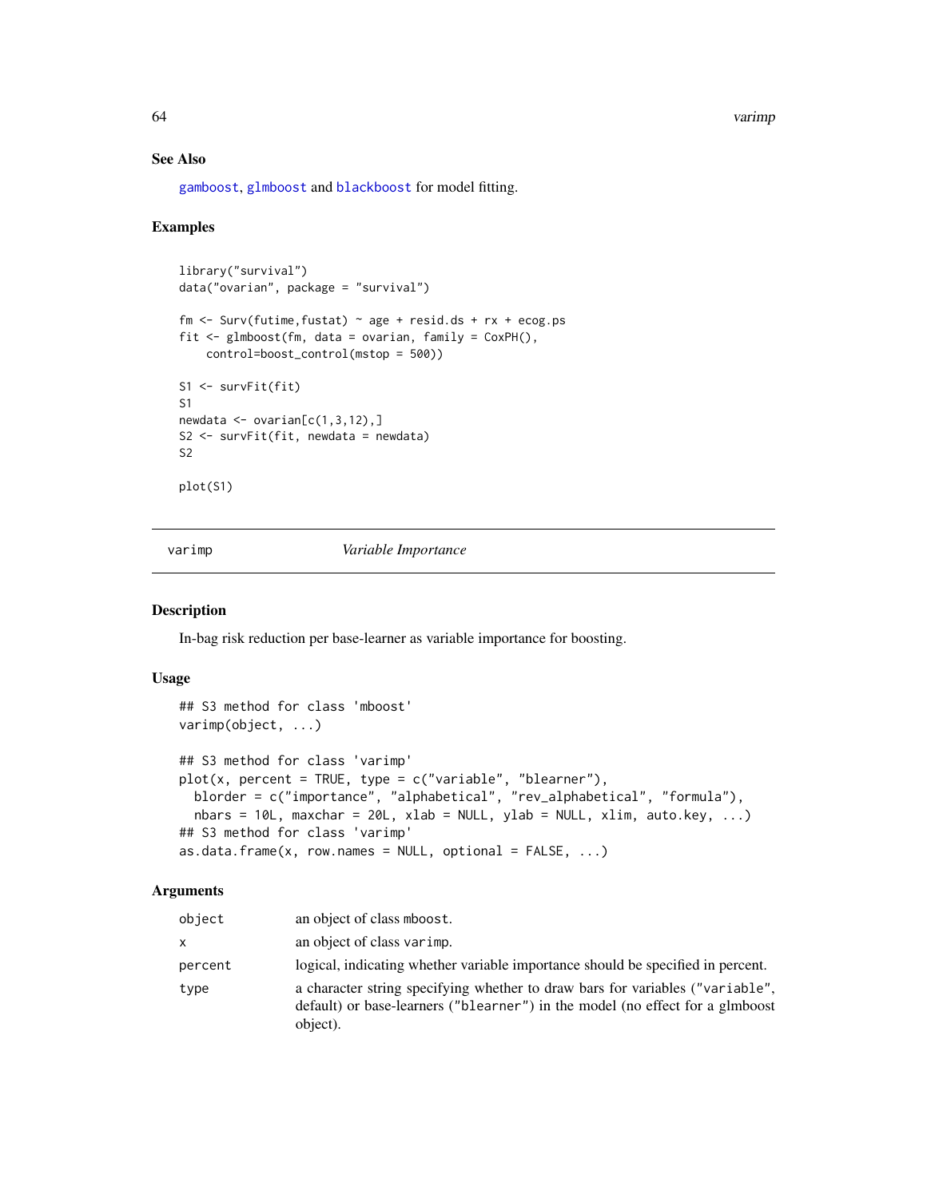## See Also

gamboost, glmboost and blackboost for model fitting.

## Examples

```
library("survival")
data("ovarian", package = "survival")

fm <- Surv(futime,fustat) ~ age + resid.ds + rx + ecog.ps
fit <- glmboost(fm, data = ovarian, family = CoxPH(),
    control=boost_control(mstop = 500))

S1 <- survFit(fit)
S1
newdata <- ovarian[c(1,3,12),]
S2 <- survFit(fit, newdata = newdata)
S2

plot(S1)
```

---

# varimp *Variable Importance*

## Description

In-bag risk reduction per base-learner as variable importance for boosting.

## Usage

```
## S3 method for class 'mboost'
varimp(object, ...)

## S3 method for class 'varimp'
plot(x, percent = TRUE, type = c("variable", "blearner"),
  blorder = c("importance", "alphabetical", "rev_alphabetical", "formula"),
  nbars = 10L, maxchar = 20L, xlab = NULL, ylab = NULL, xlim, auto.key, ...)
## S3 method for class 'varimp'
as.data.frame(x, row.names = NULL, optional = FALSE, ...)
```

## Arguments

| | |
|---|---|
| object | an object of class mboost. |
| x | an object of class varimp. |
| percent | logical, indicating whether variable importance should be specified in percent. |
| type | a character string specifying whether to draw bars for variables ("variable", default) or base-learners ("blearner") in the model (no effect for a glmboost object). |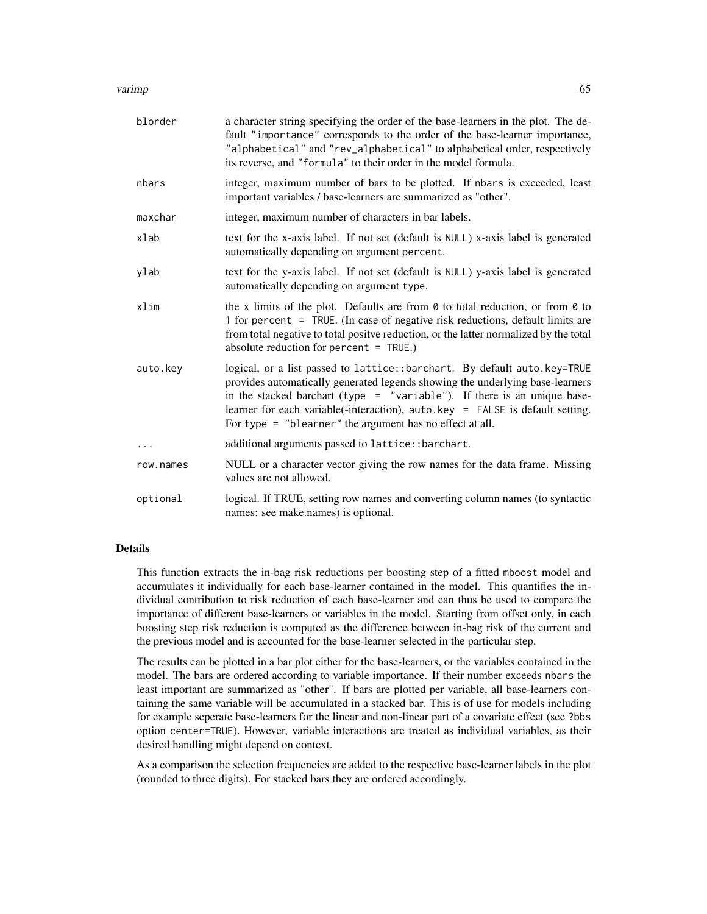| | |
|---|---|
| `blorder` | a character string specifying the order of the base-learners in the plot. The default `"importance"` corresponds to the order of the base-learner importance, `"alphabetical"` and `"rev_alphabetical"` to alphabetical order, respectively its reverse, and `"formula"` to their order in the model formula. |
| `nbars` | integer, maximum number of bars to be plotted. If `nbars` is exceeded, least important variables / base-learners are summarized as "other". |
| `maxchar` | integer, maximum number of characters in bar labels. |
| `xlab` | text for the x-axis label. If not set (default is `NULL`) x-axis label is generated automatically depending on argument `percent`. |
| `ylab` | text for the y-axis label. If not set (default is `NULL`) y-axis label is generated automatically depending on argument `type`. |
| `xlim` | the x limits of the plot. Defaults are from `0` to total reduction, or from `0` to `1` for `percent = TRUE`. (In case of negative risk reductions, default limits are from total negative to total positve reduction, or the latter normalized by the total absolute reduction for `percent = TRUE`.) |
| `auto.key` | logical, or a list passed to `lattice::barchart`. By default `auto.key=TRUE` provides automatically generated legends showing the underlying base-learners in the stacked barchart (`type = "variable"`). If there is an unique base-learner for each variable(-interaction), `auto.key = FALSE` is default setting. For `type = "blearner"` the argument has no effect at all. |
| `...` | additional arguments passed to `lattice::barchart`. |
| `row.names` | NULL or a character vector giving the row names for the data frame. Missing values are not allowed. |
| `optional` | logical. If TRUE, setting row names and converting column names (to syntactic names: see make.names) is optional. |

## Details

This function extracts the in-bag risk reductions per boosting step of a fitted `mboost` model and accumulates it individually for each base-learner contained in the model. This quantifies the individual contribution to risk reduction of each base-learner and can thus be used to compare the importance of different base-learners or variables in the model. Starting from offset only, in each boosting step risk reduction is computed as the difference between in-bag risk of the current and the previous model and is accounted for the base-learner selected in the particular step.

The results can be plotted in a bar plot either for the base-learners, or the variables contained in the model. The bars are ordered according to variable importance. If their number exceeds `nbars` the least important are summarized as "other". If bars are plotted per variable, all base-learners containing the same variable will be accumulated in a stacked bar. This is of use for models including for example seperate base-learners for the linear and non-linear part of a covariate effect (see `?bbs` option `center=TRUE`). However, variable interactions are treated as individual variables, as their desired handling might depend on context.

As a comparison the selection frequencies are added to the respective base-learner labels in the plot (rounded to three digits). For stacked bars they are ordered accordingly.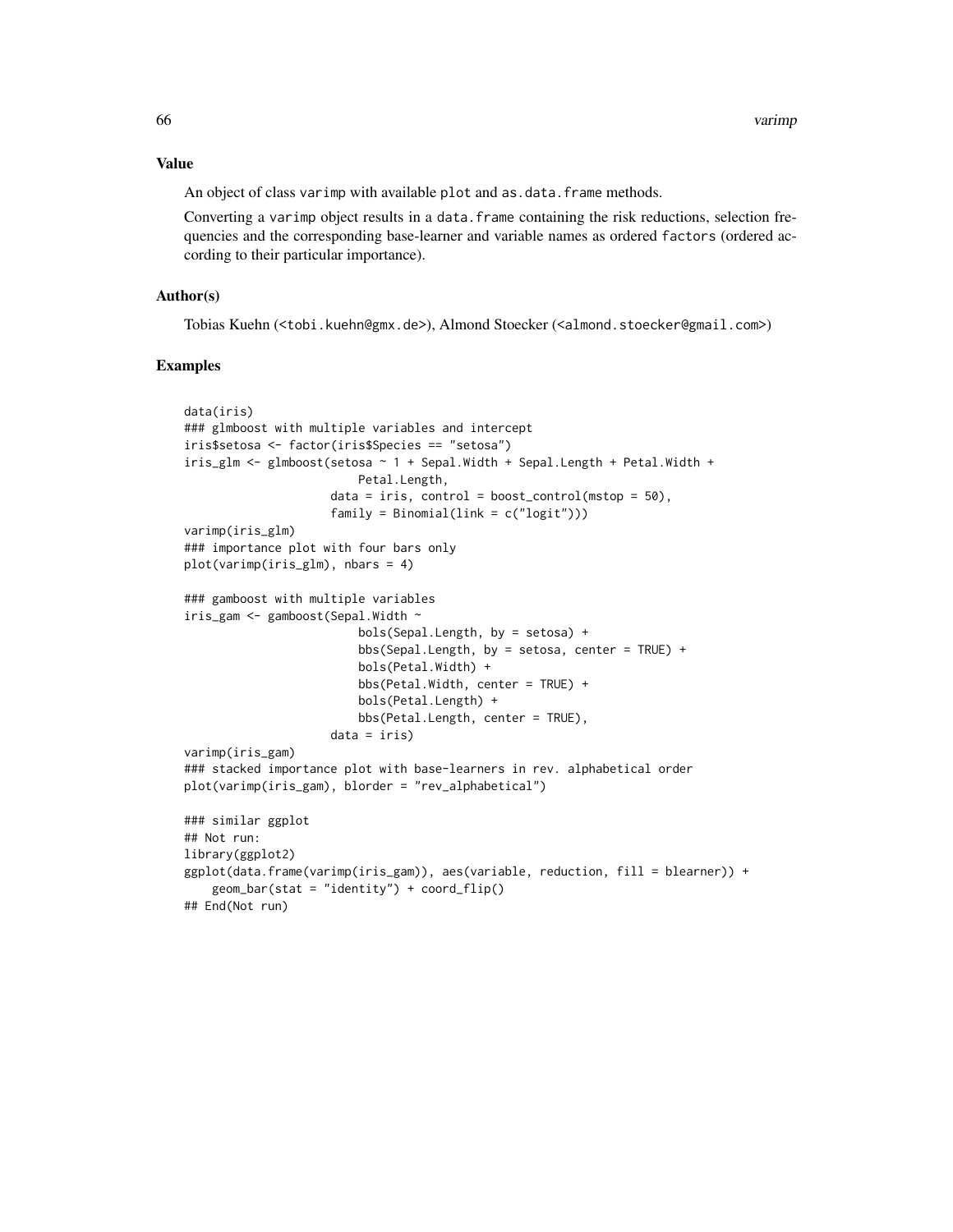## Value

An object of class varimp with available plot and as.data.frame methods.

Converting a varimp object results in a data.frame containing the risk reductions, selection frequencies and the corresponding base-learner and variable names as ordered factors (ordered according to their particular importance).

## Author(s)

Tobias Kuehn (<tobi.kuehn@gmx.de>), Almond Stoecker (<almond.stoecker@gmail.com>)

## Examples

```
data(iris)
### glmboost with multiple variables and intercept
iris$setosa <- factor(iris$Species == "setosa")
iris_glm <- glmboost(setosa ~ 1 + Sepal.Width + Sepal.Length + Petal.Width +
                         Petal.Length,
                     data = iris, control = boost_control(mstop = 50),
                     family = Binomial(link = c("logit")))
varimp(iris_glm)
### importance plot with four bars only
plot(varimp(iris_glm), nbars = 4)

### gamboost with multiple variables
iris_gam <- gamboost(Sepal.Width ~
                         bols(Sepal.Length, by = setosa) +
                         bbs(Sepal.Length, by = setosa, center = TRUE) +
                         bols(Petal.Width) +
                         bbs(Petal.Width, center = TRUE) +
                         bols(Petal.Length) +
                         bbs(Petal.Length, center = TRUE),
                     data = iris)
varimp(iris_gam)
### stacked importance plot with base-learners in rev. alphabetical order
plot(varimp(iris_gam), blorder = "rev_alphabetical")

### similar ggplot
## Not run:
library(ggplot2)
ggplot(data.frame(varimp(iris_gam)), aes(variable, reduction, fill = blearner)) +
    geom_bar(stat = "identity") + coord_flip()
## End(Not run)
```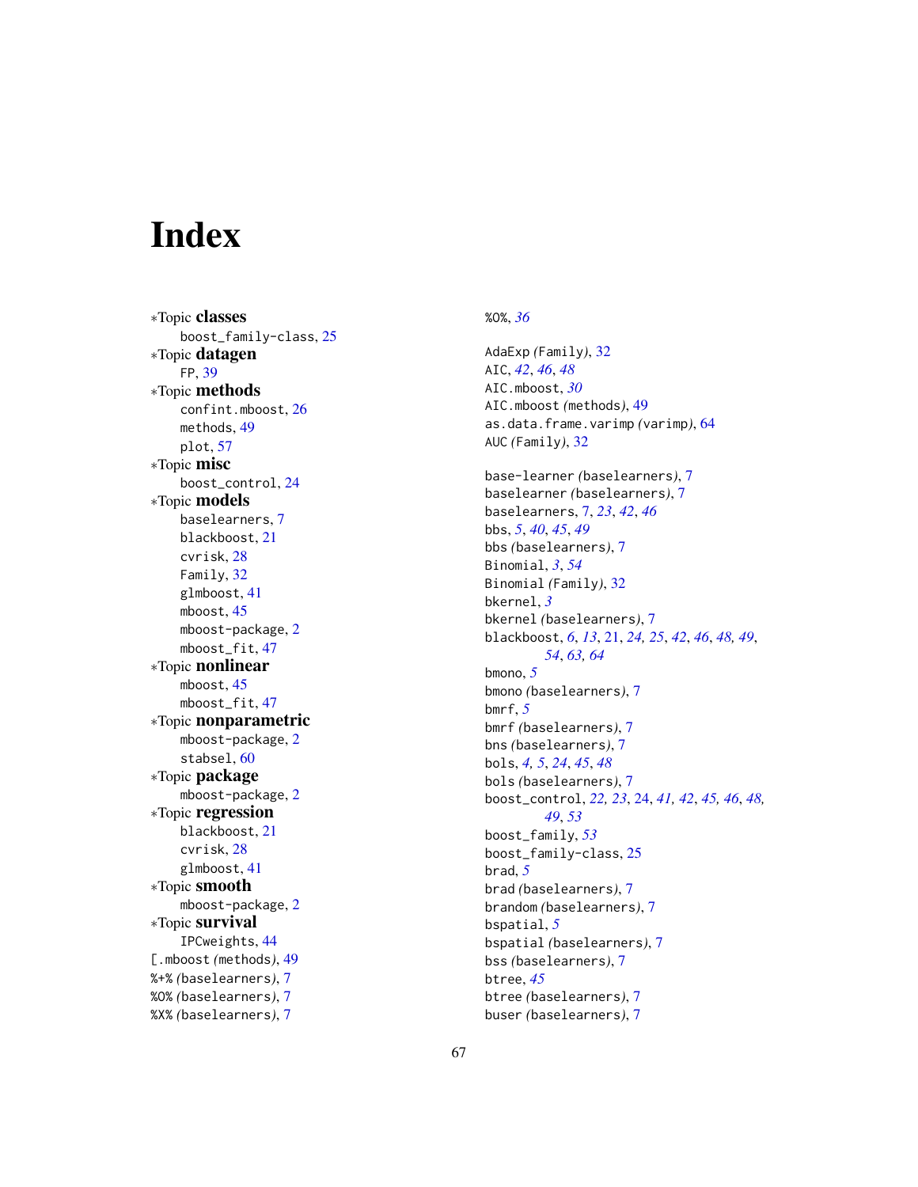# Index

∗Topic **classes**
boost_family-class, 25
∗Topic **datagen**
FP, 39
∗Topic **methods**
confint.mboost, 26
methods, 49
plot, 57
∗Topic **misc**
boost_control, 24
∗Topic **models**
baselearners, 7
blackboost, 21
cvrisk, 28
Family, 32
glmboost, 41
mboost, 45
mboost-package, 2
mboost_fit, 47
∗Topic **nonlinear**
mboost, 45
mboost_fit, 47
∗Topic **nonparametric**
mboost-package, 2
stabsel, 60
∗Topic **package**
mboost-package, 2
∗Topic **regression**
blackboost, 21
cvrisk, 28
glmboost, 41
∗Topic **smooth**
mboost-package, 2
∗Topic **survival**
IPCweights, 44
[.mboost *(methods)*, 49
%+% *(baselearners)*, 7
%O% *(baselearners)*, 7
%X% *(baselearners)*, 7

%O%, *36*

AdaExp *(Family)*, 32
AIC, *42*, *46*, *48*
AIC.mboost, *30*
AIC.mboost *(methods)*, 49
as.data.frame.varimp *(varimp)*, 64
AUC *(Family)*, 32

base-learner *(baselearners)*, 7
baselearner *(baselearners)*, 7
baselearners, 7, *23*, *42*, *46*
bbs, *5*, *40*, *45*, *49*
bbs *(baselearners)*, 7
Binomial, *3*, *54*
Binomial *(Family)*, 32
bkernel, *3*
bkernel *(baselearners)*, 7
blackboost, *6*, *13*, 21, *24, 25*, *42*, *46*, *48, 49*, *54*, *63, 64*
bmono, *5*
bmono *(baselearners)*, 7
bmrf, *5*
bmrf *(baselearners)*, 7
bns *(baselearners)*, 7
bols, *4, 5*, *24*, *45*, *48*
bols *(baselearners)*, 7
boost_control, *22, 23*, 24, *41, 42*, *45, 46*, *48*, *49*, *53*
boost_family, *53*
boost_family-class, 25
brad, *5*
brad *(baselearners)*, 7
brandom *(baselearners)*, 7
bspatial, *5*
bspatial *(baselearners)*, 7
bss *(baselearners)*, 7
btree, *45*
btree *(baselearners)*, 7
buser *(baselearners)*, 7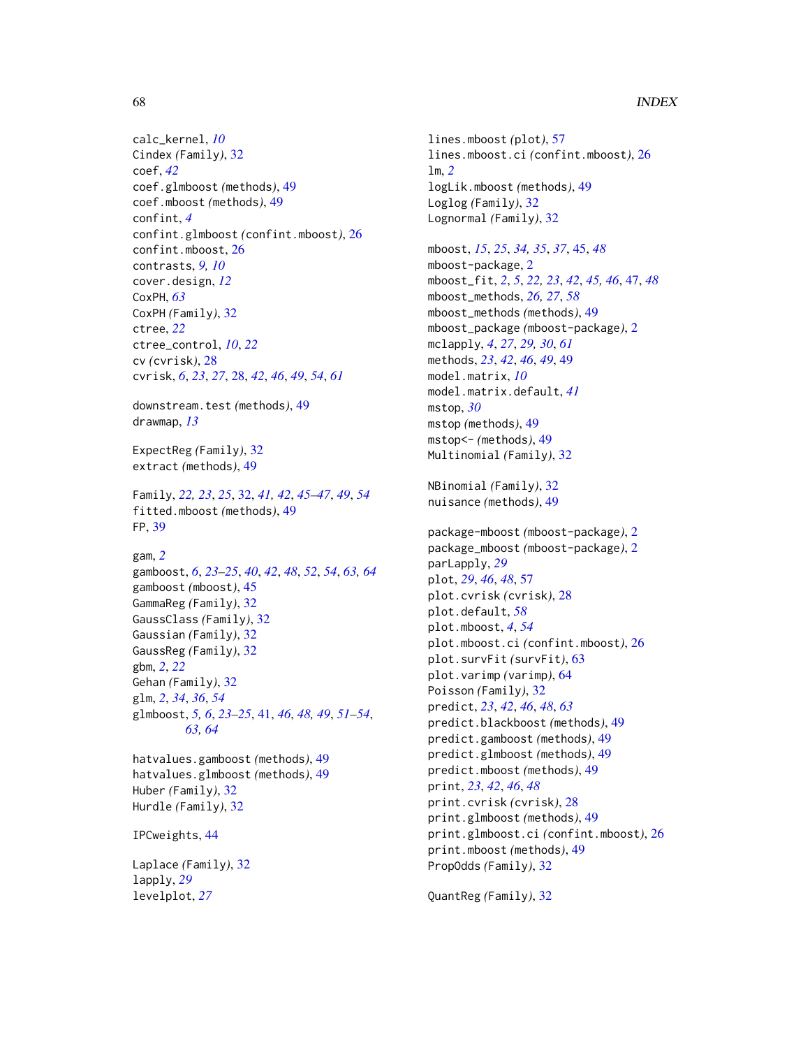calc_kernel, *10*
Cindex *(Family)*, 32
coef, *42*
coef.glmboost *(methods)*, 49
coef.mboost *(methods)*, 49
confint, *4*
confint.glmboost *(confint.mboost)*, 26
confint.mboost, 26
contrasts, *9, 10*
cover.design, *12*
CoxPH, *63*
CoxPH *(Family)*, 32
ctree, *22*
ctree_control, *10*, *22*
cv *(cvrisk)*, 28
cvrisk, *6*, *23*, *27*, 28, *42*, *46*, *49*, *54*, *61*

downstream.test *(methods)*, 49
drawmap, *13*

ExpectReg *(Family)*, 32
extract *(methods)*, 49

Family, *22, 23*, *25*, 32, *41, 42*, *45–47*, *49*, *54*
fitted.mboost *(methods)*, 49
FP, 39

gam, *2*
gamboost, *6*, *23–25*, *40*, *42*, *48*, *52*, *54*, *63, 64*
gamboost *(mboost)*, 45
GammaReg *(Family)*, 32
GaussClass *(Family)*, 32
Gaussian *(Family)*, 32
GaussReg *(Family)*, 32
gbm, *2*, *22*
Gehan *(Family)*, 32
glm, *2*, *34*, *36*, *54*
glmboost, *5, 6*, *23–25*, 41, *46*, *48, 49*, *51–54*, *63, 64*

hatvalues.gamboost *(methods)*, 49
hatvalues.glmboost *(methods)*, 49
Huber *(Family)*, 32
Hurdle *(Family)*, 32

IPCweights, 44

Laplace *(Family)*, 32
lapply, *29*
levelplot, *27*
lines.mboost *(plot)*, 57
lines.mboost.ci *(confint.mboost)*, 26
lm, *2*
logLik.mboost *(methods)*, 49
Loglog *(Family)*, 32
Lognormal *(Family)*, 32

mboost, *15*, *25*, *34, 35*, *37*, 45, *48*
mboost-package, 2
mboost_fit, *2*, *5*, *22, 23*, *42*, *45, 46*, 47, *48*
mboost_methods, *26, 27*, *58*
mboost_methods *(methods)*, 49
mboost_package *(mboost-package)*, 2
mclapply, *4*, *27*, *29, 30*, *61*
methods, *23*, *42*, *46*, *49*, 49
model.matrix, *10*
model.matrix.default, *41*
mstop, *30*
mstop *(methods)*, 49
mstop<- *(methods)*, 49
Multinomial *(Family)*, 32

NBinomial *(Family)*, 32
nuisance *(methods)*, 49

package-mboost *(mboost-package)*, 2
package_mboost *(mboost-package)*, 2
parLapply, *29*
plot, *29*, *46*, *48*, 57
plot.cvrisk *(cvrisk)*, 28
plot.default, *58*
plot.mboost, *4*, *54*
plot.mboost.ci *(confint.mboost)*, 26
plot.survFit *(survFit)*, 63
plot.varimp *(varimp)*, 64
Poisson *(Family)*, 32
predict, *23*, *42*, *46*, *48*, *63*
predict.blackboost *(methods)*, 49
predict.gamboost *(methods)*, 49
predict.glmboost *(methods)*, 49
predict.mboost *(methods)*, 49
print, *23*, *42*, *46*, *48*
print.cvrisk *(cvrisk)*, 28
print.glmboost *(methods)*, 49
print.glmboost.ci *(confint.mboost)*, 26
print.mboost *(methods)*, 49
PropOdds *(Family)*, 32

QuantReg *(Family)*, 32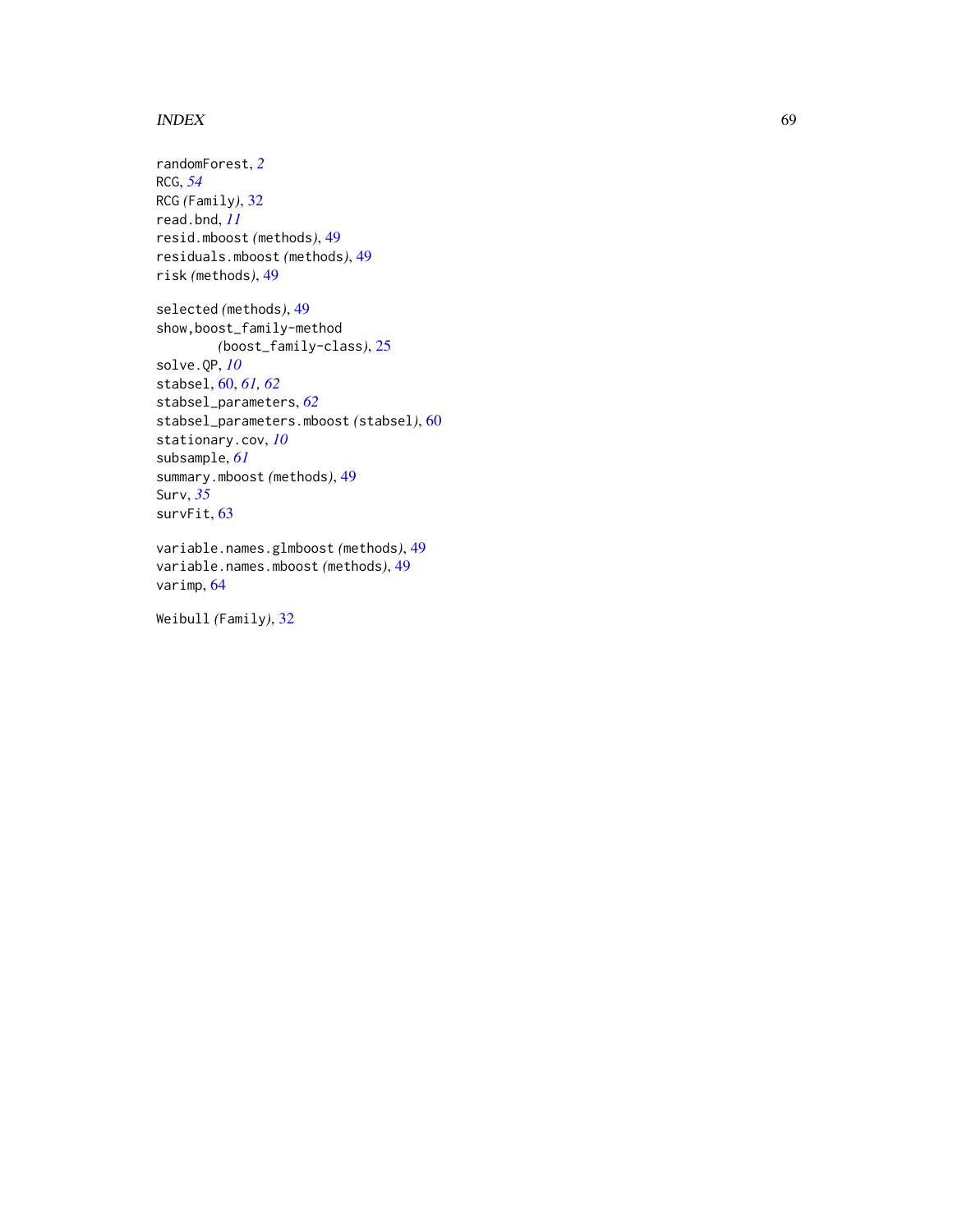randomForest, *2*
RCG, *54*
RCG (Family), 32
read.bnd, *11*
resid.mboost (methods), 49
residuals.mboost (methods), 49
risk (methods), 49

selected (methods), 49
show,boost_family-method
    (boost_family-class), 25
solve.QP, *10*
stabsel, 60, *61*, *62*
stabsel_parameters, *62*
stabsel_parameters.mboost (stabsel), 60
stationary.cov, *10*
subsample, *61*
summary.mboost (methods), 49
Surv, *35*
survFit, 63

variable.names.glmboost (methods), 49
variable.names.mboost (methods), 49
varimp, 64

Weibull (Family), 32